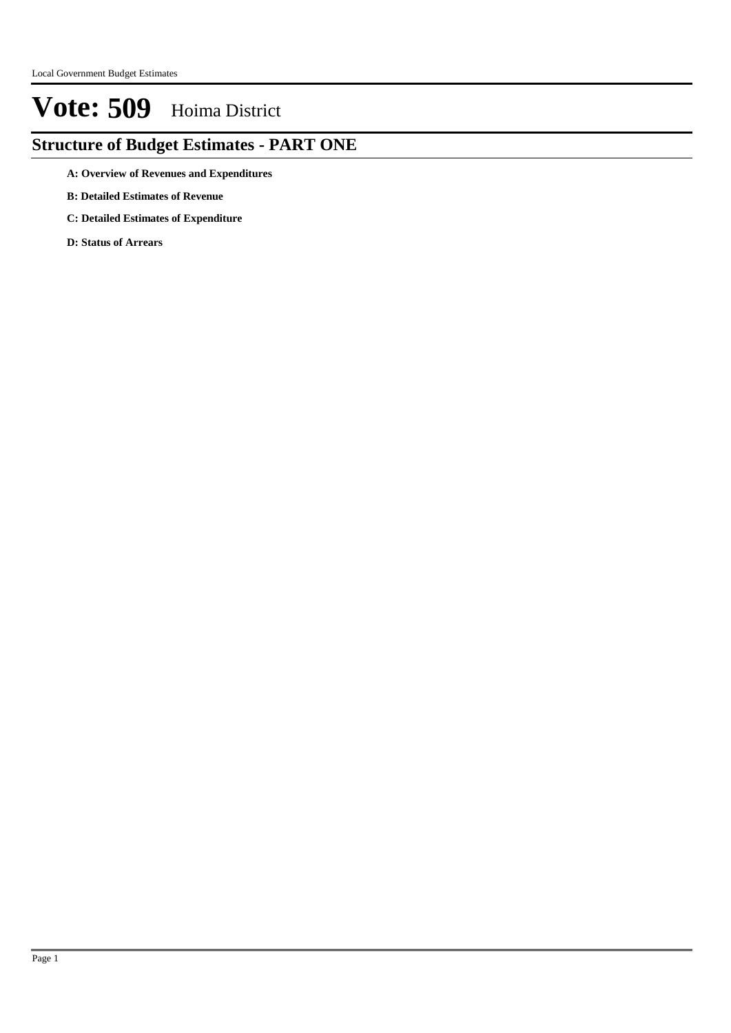# Vote: 509 Hoima District

## Structure of Budget Estimates - PART ONE

**A: Overview of Revenues and Expenditures**

**B: Detailed Estimates of Revenue**

**C: Detailed Estimates of Expenditure**

**D: Status of Arrears**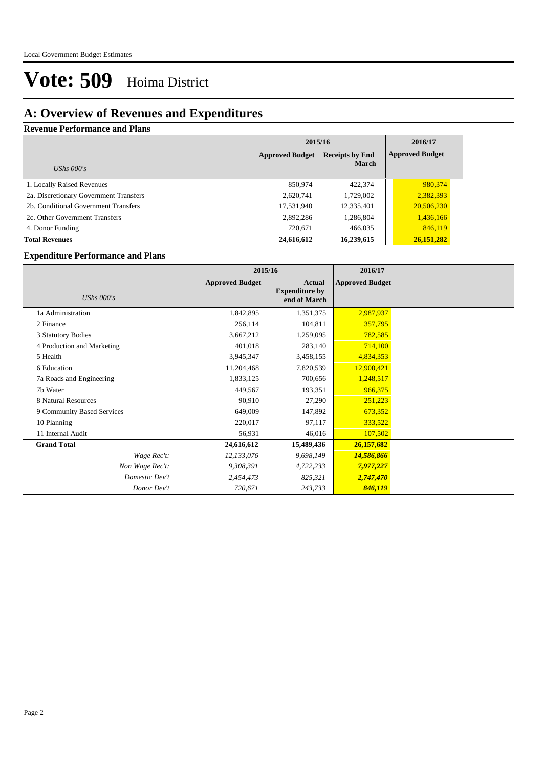# Vote: 509 Hoima District

## A: Overview of Revenues and Expenditures

### Revenue Performance and Plans

| *UShs 000's* | 2015/16 Approved Budget | 2015/16 Receipts by End March | 2016/17 Approved Budget |
|---|---|---|---|
| 1. Locally Raised Revenues | 850,974 | 422,374 | 980,374 |
| 2a. Discretionary Government Transfers | 2,620,741 | 1,729,002 | 2,382,393 |
| 2b. Conditional Government Transfers | 17,531,940 | 12,335,401 | 20,506,230 |
| 2c. Other Government Transfers | 2,892,286 | 1,286,804 | 1,436,166 |
| 4. Donor Funding | 720,671 | 466,035 | 846,119 |
| **Total Revenues** | **24,616,612** | **16,239,615** | **26,151,282** |

### Expenditure Performance and Plans

| *UShs 000's* | 2015/16 Approved Budget | 2015/16 Actual Expenditure by end of March | 2016/17 Approved Budget |
|---|---|---|---|
| 1a Administration | 1,842,895 | 1,351,375 | 2,987,937 |
| 2 Finance | 256,114 | 104,811 | 357,795 |
| 3 Statutory Bodies | 3,667,212 | 1,259,095 | 782,585 |
| 4 Production and Marketing | 401,018 | 283,140 | 714,100 |
| 5 Health | 3,945,347 | 3,458,155 | 4,834,353 |
| 6 Education | 11,204,468 | 7,820,539 | 12,900,421 |
| 7a Roads and Engineering | 1,833,125 | 700,656 | 1,248,517 |
| 7b Water | 449,567 | 193,351 | 966,375 |
| 8 Natural Resources | 90,910 | 27,290 | 251,223 |
| 9 Community Based Services | 649,009 | 147,892 | 673,352 |
| 10 Planning | 220,017 | 97,117 | 333,522 |
| 11 Internal Audit | 56,931 | 46,016 | 107,502 |
| **Grand Total** | **24,616,612** | **15,489,436** | **26,157,682** |
| *Wage Rec't:* | *12,133,076* | *9,698,149* | ***14,586,866*** |
| *Non Wage Rec't:* | *9,308,391* | *4,722,233* | ***7,977,227*** |
| *Domestic Dev't* | *2,454,473* | *825,321* | ***2,747,470*** |
| *Donor Dev't* | *720,671* | *243,733* | ***846,119*** |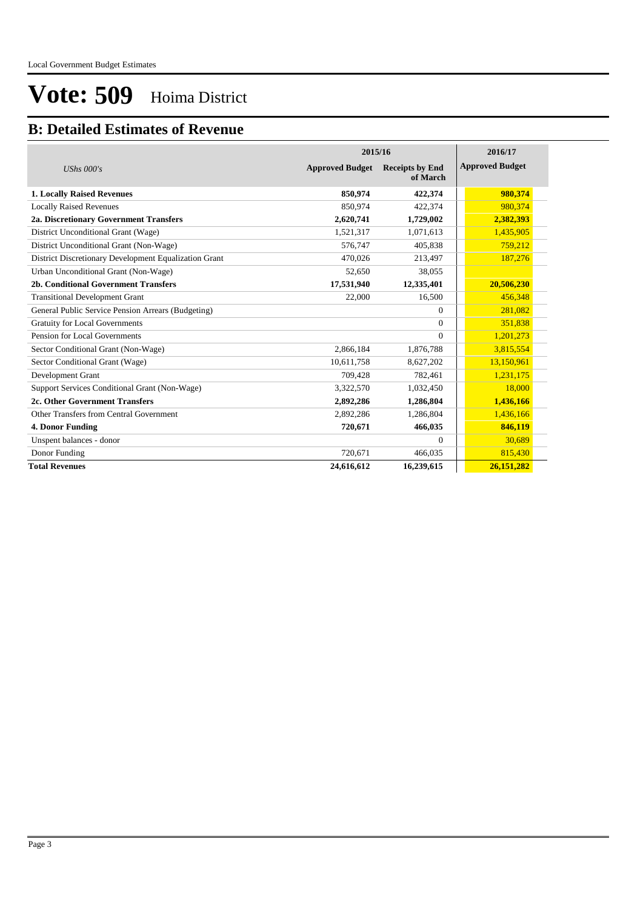# Vote: 509 Hoima District

## B: Detailed Estimates of Revenue

| *UShs 000's* | 2015/16 Approved Budget | 2015/16 Receipts by End of March | 2016/17 Approved Budget |
|---|---|---|---|
| **1. Locally Raised Revenues** | **850,974** | **422,374** | **980,374** |
| Locally Raised Revenues | 850,974 | 422,374 | 980,374 |
| **2a. Discretionary Government Transfers** | **2,620,741** | **1,729,002** | **2,382,393** |
| District Unconditional Grant (Wage) | 1,521,317 | 1,071,613 | 1,435,905 |
| District Unconditional Grant (Non-Wage) | 576,747 | 405,838 | 759,212 |
| District Discretionary Development Equalization Grant | 470,026 | 213,497 | 187,276 |
| Urban Unconditional Grant (Non-Wage) | 52,650 | 38,055 | |
| **2b. Conditional Government Transfers** | **17,531,940** | **12,335,401** | **20,506,230** |
| Transitional Development Grant | 22,000 | 16,500 | 456,348 |
| General Public Service Pension Arrears (Budgeting) | | 0 | 281,082 |
| Gratuity for Local Governments | | 0 | 351,838 |
| Pension for Local Governments | | 0 | 1,201,273 |
| Sector Conditional Grant (Non-Wage) | 2,866,184 | 1,876,788 | 3,815,554 |
| Sector Conditional Grant (Wage) | 10,611,758 | 8,627,202 | 13,150,961 |
| Development Grant | 709,428 | 782,461 | 1,231,175 |
| Support Services Conditional Grant (Non-Wage) | 3,322,570 | 1,032,450 | 18,000 |
| **2c. Other Government Transfers** | **2,892,286** | **1,286,804** | **1,436,166** |
| Other Transfers from Central Government | 2,892,286 | 1,286,804 | 1,436,166 |
| **4. Donor Funding** | **720,671** | **466,035** | **846,119** |
| Unspent balances - donor | | 0 | 30,689 |
| Donor Funding | 720,671 | 466,035 | 815,430 |
| **Total Revenues** | **24,616,612** | **16,239,615** | **26,151,282** |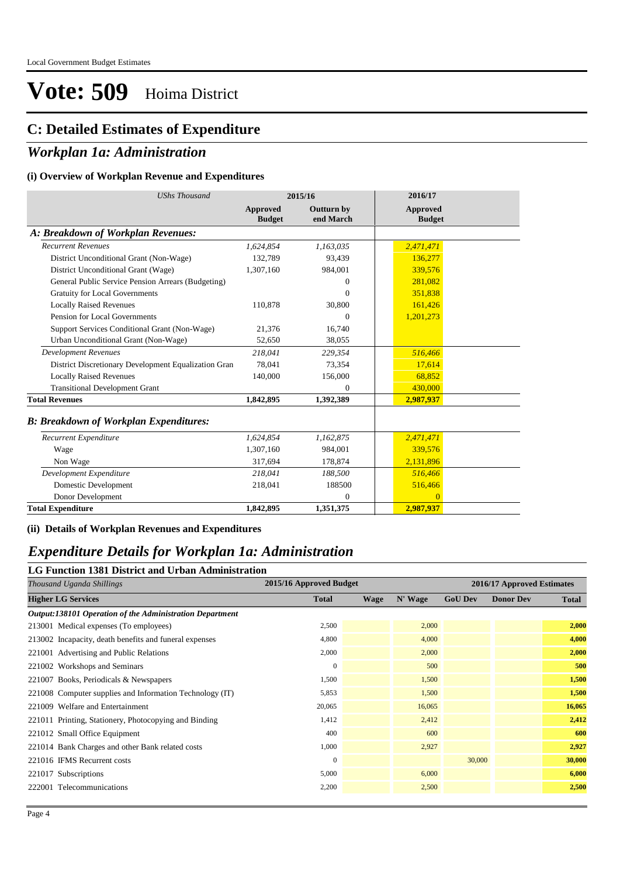# Vote: 509 Hoima District

## C: Detailed Estimates of Expenditure

## *Workplan 1a: Administration*

### (i) Overview of Workplan Revenue and Expenditures

| *UShs Thousand* | 2015/16 Approved Budget | 2015/16 Outturn by end March | 2016/17 Approved Budget |
|---|---|---|---|
| ***A: Breakdown of Workplan Revenues:*** | | | |
| *Recurrent Revenues* | *1,624,854* | *1,163,035* | *2,471,471* |
| District Unconditional Grant (Non-Wage) | 132,789 | 93,439 | 136,277 |
| District Unconditional Grant (Wage) | 1,307,160 | 984,001 | 339,576 |
| General Public Service Pension Arrears (Budgeting) | | 0 | 281,082 |
| Gratuity for Local Governments | | 0 | 351,838 |
| Locally Raised Revenues | 110,878 | 30,800 | 161,426 |
| Pension for Local Governments | | 0 | 1,201,273 |
| Support Services Conditional Grant (Non-Wage) | 21,376 | 16,740 | |
| Urban Unconditional Grant (Non-Wage) | 52,650 | 38,055 | |
| *Development Revenues* | *218,041* | *229,354* | *516,466* |
| District Discretionary Development Equalization Gran | 78,041 | 73,354 | 17,614 |
| Locally Raised Revenues | 140,000 | 156,000 | 68,852 |
| Transitional Development Grant | | 0 | 430,000 |
| **Total Revenues** | **1,842,895** | **1,392,389** | **2,987,937** |
| ***B: Breakdown of Workplan Expenditures:*** | | | |
| *Recurrent Expenditure* | *1,624,854* | *1,162,875* | *2,471,471* |
| Wage | 1,307,160 | 984,001 | 339,576 |
| Non Wage | 317,694 | 178,874 | 2,131,896 |
| *Development Expenditure* | *218,041* | *188,500* | *516,466* |
| Domestic Development | 218,041 | 188500 | 516,466 |
| Donor Development | | 0 | 0 |
| **Total Expenditure** | **1,842,895** | **1,351,375** | **2,987,937** |

### (ii) Details of Workplan Revenues and Expenditures

## *Expenditure Details for Workplan 1a: Administration*

### LG Function 1381 District and Urban Administration

| *Thousand Uganda Shillings* | 2015/16 Approved Budget | | | 2016/17 Approved Estimates | | |
|---|---|---|---|---|---|---|
| **Higher LG Services** | **Total** | **Wage** | **N' Wage** | **GoU Dev** | **Donor Dev** | **Total** |
| ***Output:138101 Operation of the Administration Department*** | | | | | | |
| 213001 Medical expenses (To employees) | 2,500 | | 2,000 | | | **2,000** |
| 213002 Incapacity, death benefits and funeral expenses | 4,800 | | 4,000 | | | **4,000** |
| 221001 Advertising and Public Relations | 2,000 | | 2,000 | | | **2,000** |
| 221002 Workshops and Seminars | 0 | | 500 | | | **500** |
| 221007 Books, Periodicals & Newspapers | 1,500 | | 1,500 | | | **1,500** |
| 221008 Computer supplies and Information Technology (IT) | 5,853 | | 1,500 | | | **1,500** |
| 221009 Welfare and Entertainment | 20,065 | | 16,065 | | | **16,065** |
| 221011 Printing, Stationery, Photocopying and Binding | 1,412 | | 2,412 | | | **2,412** |
| 221012 Small Office Equipment | 400 | | 600 | | | **600** |
| 221014 Bank Charges and other Bank related costs | 1,000 | | 2,927 | | | **2,927** |
| 221016 IFMS Recurrent costs | 0 | | | 30,000 | | **30,000** |
| 221017 Subscriptions | 5,000 | | 6,000 | | | **6,000** |
| 222001 Telecommunications | 2,200 | | 2,500 | | | **2,500** |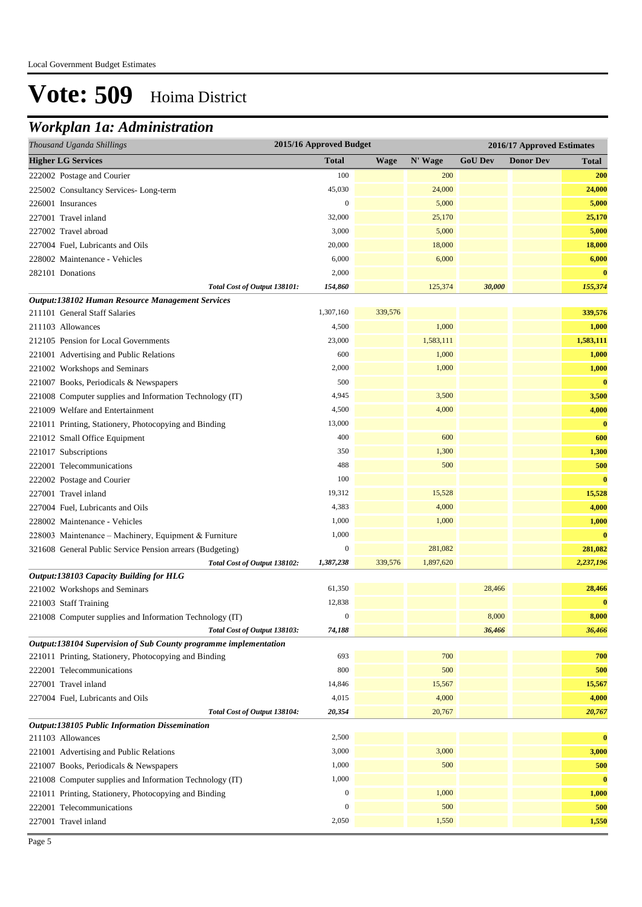Local Government Budget Estimates

# Vote: 509 Hoima District

## Workplan 1a: Administration

| Thousand Uganda Shillings | 2015/16 Approved Budget | 2016/17 Approved Estimates | | | | |
|---|---|---|---|---|---|---|
| **Higher LG Services** | **Total** | **Wage** | **N' Wage** | **GoU Dev** | **Donor Dev** | **Total** |
| 222002 Postage and Courier | 100 | | 200 | | | **200** |
| 225002 Consultancy Services- Long-term | 45,030 | | 24,000 | | | **24,000** |
| 226001 Insurances | 0 | | 5,000 | | | **5,000** |
| 227001 Travel inland | 32,000 | | 25,170 | | | **25,170** |
| 227002 Travel abroad | 3,000 | | 5,000 | | | **5,000** |
| 227004 Fuel, Lubricants and Oils | 20,000 | | 18,000 | | | **18,000** |
| 228002 Maintenance - Vehicles | 6,000 | | 6,000 | | | **6,000** |
| 282101 Donations | 2,000 | | | | | **0** |
| *Total Cost of Output 138101:* | *154,860* | | *125,374* | *30,000* | | *155,374* |
| ***Output:138102 Human Resource Management Services*** | | | | | | |
| 211101 General Staff Salaries | 1,307,160 | 339,576 | | | | **339,576** |
| 211103 Allowances | 4,500 | | 1,000 | | | **1,000** |
| 212105 Pension for Local Governments | 23,000 | | 1,583,111 | | | **1,583,111** |
| 221001 Advertising and Public Relations | 600 | | 1,000 | | | **1,000** |
| 221002 Workshops and Seminars | 2,000 | | 1,000 | | | **1,000** |
| 221007 Books, Periodicals & Newspapers | 500 | | | | | **0** |
| 221008 Computer supplies and Information Technology (IT) | 4,945 | | 3,500 | | | **3,500** |
| 221009 Welfare and Entertainment | 4,500 | | 4,000 | | | **4,000** |
| 221011 Printing, Stationery, Photocopying and Binding | 13,000 | | | | | **0** |
| 221012 Small Office Equipment | 400 | | 600 | | | **600** |
| 221017 Subscriptions | 350 | | 1,300 | | | **1,300** |
| 222001 Telecommunications | 488 | | 500 | | | **500** |
| 222002 Postage and Courier | 100 | | | | | **0** |
| 227001 Travel inland | 19,312 | | 15,528 | | | **15,528** |
| 227004 Fuel, Lubricants and Oils | 4,383 | | 4,000 | | | **4,000** |
| 228002 Maintenance - Vehicles | 1,000 | | 1,000 | | | **1,000** |
| 228003 Maintenance – Machinery, Equipment & Furniture | 1,000 | | | | | **0** |
| 321608 General Public Service Pension arrears (Budgeting) | 0 | | 281,082 | | | **281,082** |
| *Total Cost of Output 138102:* | *1,387,238* | 339,576 | 1,897,620 | | | *2,237,196* |
| ***Output:138103 Capacity Building for HLG*** | | | | | | |
| 221002 Workshops and Seminars | 61,350 | | | 28,466 | | **28,466** |
| 221003 Staff Training | 12,838 | | | | | **0** |
| 221008 Computer supplies and Information Technology (IT) | 0 | | | 8,000 | | **8,000** |
| *Total Cost of Output 138103:* | *74,188* | | | *36,466* | | *36,466* |
| ***Output:138104 Supervision of Sub County programme implementation*** | | | | | | |
| 221011 Printing, Stationery, Photocopying and Binding | 693 | | 700 | | | **700** |
| 222001 Telecommunications | 800 | | 500 | | | **500** |
| 227001 Travel inland | 14,846 | | 15,567 | | | **15,567** |
| 227004 Fuel, Lubricants and Oils | 4,015 | | 4,000 | | | **4,000** |
| *Total Cost of Output 138104:* | *20,354* | | *20,767* | | | *20,767* |
| ***Output:138105 Public Information Dissemination*** | | | | | | |
| 211103 Allowances | 2,500 | | | | | **0** |
| 221001 Advertising and Public Relations | 3,000 | | 3,000 | | | **3,000** |
| 221007 Books, Periodicals & Newspapers | 1,000 | | 500 | | | **500** |
| 221008 Computer supplies and Information Technology (IT) | 1,000 | | | | | **0** |
| 221011 Printing, Stationery, Photocopying and Binding | 0 | | 1,000 | | | **1,000** |
| 222001 Telecommunications | 0 | | 500 | | | **500** |
| 227001 Travel inland | 2,050 | | 1,550 | | | **1,550** |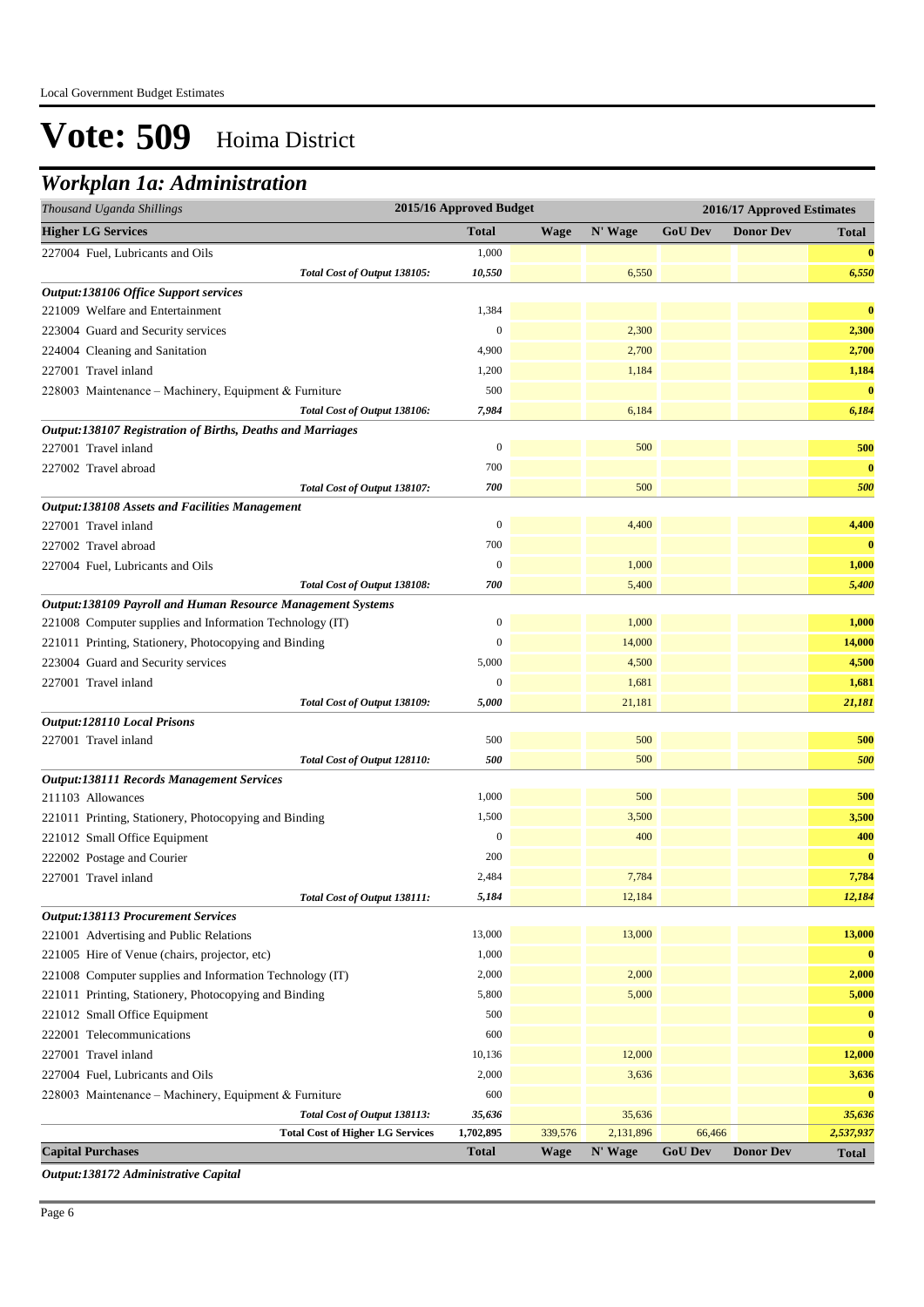Local Government Budget Estimates

# Vote: 509 Hoima District

## *Workplan 1a: Administration*

| *Thousand Uganda Shillings* | 2015/16 Approved Budget | 2016/17 Approved Estimates | | | | |
|---|---|---|---|---|---|---|
| **Higher LG Services** | **Total** | **Wage** | **N' Wage** | **GoU Dev** | **Donor Dev** | **Total** |
| 227004 Fuel, Lubricants and Oils | 1,000 | | | | | **0** |
| *Total Cost of Output 138105:* | *10,550* | | 6,550 | | | *6,550* |
| ***Output:138106 Office Support services*** | | | | | | |
| 221009 Welfare and Entertainment | 1,384 | | | | | **0** |
| 223004 Guard and Security services | 0 | | 2,300 | | | **2,300** |
| 224004 Cleaning and Sanitation | 4,900 | | 2,700 | | | **2,700** |
| 227001 Travel inland | 1,200 | | 1,184 | | | **1,184** |
| 228003 Maintenance – Machinery, Equipment & Furniture | 500 | | | | | **0** |
| *Total Cost of Output 138106:* | *7,984* | | 6,184 | | | *6,184* |
| ***Output:138107 Registration of Births, Deaths and Marriages*** | | | | | | |
| 227001 Travel inland | 0 | | 500 | | | **500** |
| 227002 Travel abroad | 700 | | | | | **0** |
| *Total Cost of Output 138107:* | *700* | | 500 | | | *500* |
| ***Output:138108 Assets and Facilities Management*** | | | | | | |
| 227001 Travel inland | 0 | | 4,400 | | | **4,400** |
| 227002 Travel abroad | 700 | | | | | **0** |
| 227004 Fuel, Lubricants and Oils | 0 | | 1,000 | | | **1,000** |
| *Total Cost of Output 138108:* | *700* | | 5,400 | | | *5,400* |
| ***Output:138109 Payroll and Human Resource Management Systems*** | | | | | | |
| 221008 Computer supplies and Information Technology (IT) | 0 | | 1,000 | | | **1,000** |
| 221011 Printing, Stationery, Photocopying and Binding | 0 | | 14,000 | | | **14,000** |
| 223004 Guard and Security services | 5,000 | | 4,500 | | | **4,500** |
| 227001 Travel inland | 0 | | 1,681 | | | **1,681** |
| *Total Cost of Output 138109:* | *5,000* | | 21,181 | | | *21,181* |
| ***Output:128110 Local Prisons*** | | | | | | |
| 227001 Travel inland | 500 | | 500 | | | **500** |
| *Total Cost of Output 128110:* | *500* | | 500 | | | *500* |
| ***Output:138111 Records Management Services*** | | | | | | |
| 211103 Allowances | 1,000 | | 500 | | | **500** |
| 221011 Printing, Stationery, Photocopying and Binding | 1,500 | | 3,500 | | | **3,500** |
| 221012 Small Office Equipment | 0 | | 400 | | | **400** |
| 222002 Postage and Courier | 200 | | | | | **0** |
| 227001 Travel inland | 2,484 | | 7,784 | | | **7,784** |
| *Total Cost of Output 138111:* | *5,184* | | 12,184 | | | *12,184* |
| ***Output:138113 Procurement Services*** | | | | | | |
| 221001 Advertising and Public Relations | 13,000 | | 13,000 | | | **13,000** |
| 221005 Hire of Venue (chairs, projector, etc) | 1,000 | | | | | **0** |
| 221008 Computer supplies and Information Technology (IT) | 2,000 | | 2,000 | | | **2,000** |
| 221011 Printing, Stationery, Photocopying and Binding | 5,800 | | 5,000 | | | **5,000** |
| 221012 Small Office Equipment | 500 | | | | | **0** |
| 222001 Telecommunications | 600 | | | | | **0** |
| 227001 Travel inland | 10,136 | | 12,000 | | | **12,000** |
| 227004 Fuel, Lubricants and Oils | 2,000 | | 3,636 | | | **3,636** |
| 228003 Maintenance – Machinery, Equipment & Furniture | 600 | | | | | **0** |
| *Total Cost of Output 138113:* | *35,636* | | 35,636 | | | *35,636* |
| **Total Cost of Higher LG Services** | **1,702,895** | 339,576 | 2,131,896 | 66,466 | | ***2,537,937*** |
| **Capital Purchases** | **Total** | **Wage** | **N' Wage** | **GoU Dev** | **Donor Dev** | **Total** |
| ***Output:138172 Administrative Capital*** | | | | | | |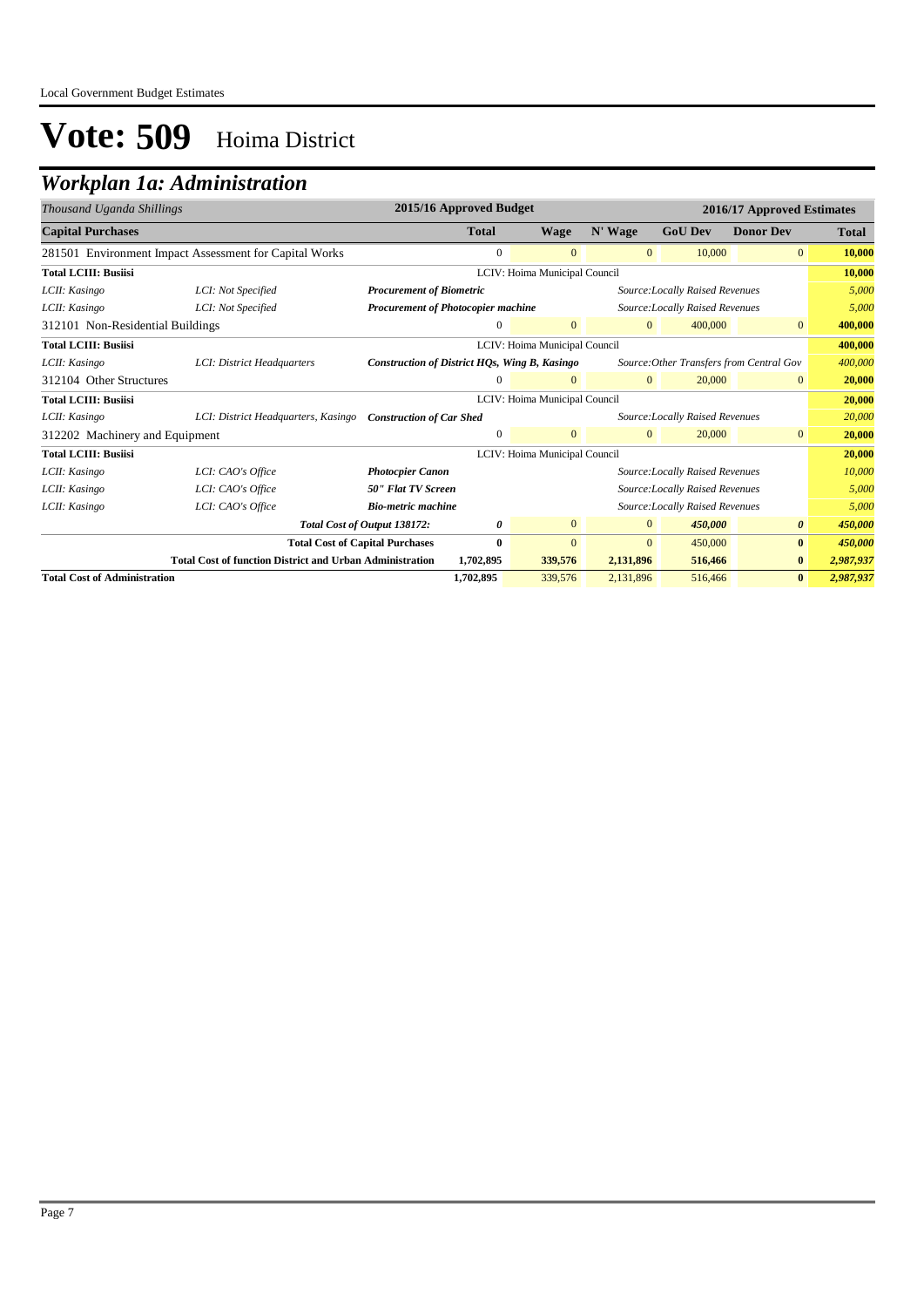Local Government Budget Estimates

# Vote: 509 Hoima District

## *Workplan 1a: Administration*

| *Thousand Uganda Shillings* | | | 2015/16 Approved Budget | 2016/17 Approved Estimates | | | | |
|---|---|---|---|---|---|---|---|---|
| **Capital Purchases** | | | **Total** | **Wage** | **N' Wage** | **GoU Dev** | **Donor Dev** | **Total** |
| 281501 Environment Impact Assessment for Capital Works | | | 0 | 0 | 0 | 10,000 | 0 | **10,000** |
| **Total LCIII: Busiisi** | | | LCIV: Hoima Municipal Council | | | | | **10,000** |
| *LCII: Kasingo* | *LCI: Not Specified* | ***Procurement of Biometric*** | | | *Source:Locally Raised Revenues* | | | *5,000* |
| *LCII: Kasingo* | *LCI: Not Specified* | ***Procurement of Photocopier machine*** | | | *Source:Locally Raised Revenues* | | | *5,000* |
| 312101 Non-Residential Buildings | | | 0 | 0 | 0 | 400,000 | 0 | **400,000** |
| **Total LCIII: Busiisi** | | | LCIV: Hoima Municipal Council | | | | | **400,000** |
| *LCII: Kasingo* | *LCI: District Headquarters* | ***Construction of District HQs, Wing B, Kasingo*** | | | *Source:Other Transfers from Central Gov* | | | *400,000* |
| 312104 Other Structures | | | 0 | 0 | 0 | 20,000 | 0 | **20,000** |
| **Total LCIII: Busiisi** | | | LCIV: Hoima Municipal Council | | | | | **20,000** |
| *LCII: Kasingo* | *LCI: District Headquarters, Kasingo* | ***Construction of Car Shed*** | | | *Source:Locally Raised Revenues* | | | *20,000* |
| 312202 Machinery and Equipment | | | 0 | 0 | 0 | 20,000 | 0 | **20,000** |
| **Total LCIII: Busiisi** | | | LCIV: Hoima Municipal Council | | | | | **20,000** |
| *LCII: Kasingo* | *LCI: CAO's Office* | ***Photocpier Canon*** | | | *Source:Locally Raised Revenues* | | | *10,000* |
| *LCII: Kasingo* | *LCI: CAO's Office* | ***50" Flat TV Screen*** | | | *Source:Locally Raised Revenues* | | | *5,000* |
| *LCII: Kasingo* | *LCI: CAO's Office* | ***Bio-metric machine*** | | | *Source:Locally Raised Revenues* | | | *5,000* |
| | | ***Total Cost of Output 138172:*** | ***0*** | 0 | 0 | ***450,000*** | ***0*** | ***450,000*** |
| | | **Total Cost of Capital Purchases** | **0** | 0 | 0 | 450,000 | **0** | ***450,000*** |
| | **Total Cost of function District and Urban Administration** | | **1,702,895** | **339,576** | **2,131,896** | **516,466** | **0** | ***2,987,937*** |
| **Total Cost of Administration** | | | **1,702,895** | 339,576 | 2,131,896 | 516,466 | **0** | ***2,987,937*** |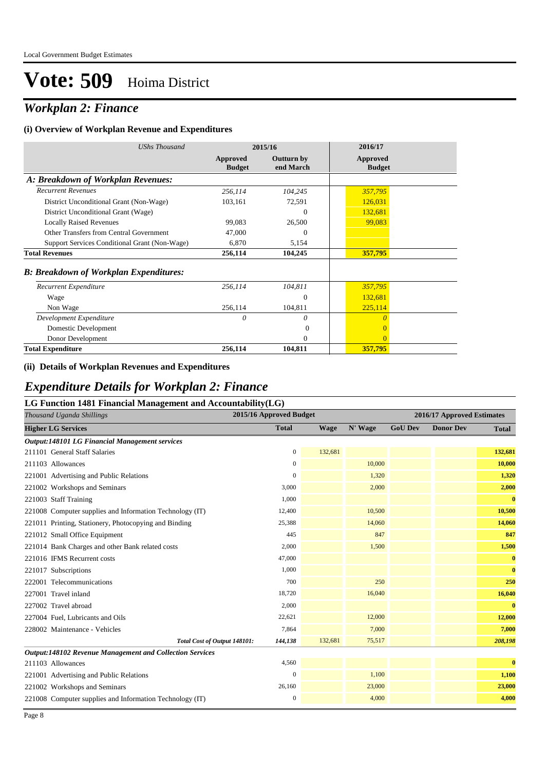# Vote: 509 Hoima District

## *Workplan 2: Finance*

### (i) Overview of Workplan Revenue and Expenditures

| *UShs Thousand* | 2015/16 | | 2016/17 |
|---|---|---|---|
| | **Approved Budget** | **Outturn by end March** | **Approved Budget** |
| ***A: Breakdown of Workplan Revenues:*** | | | |
| *Recurrent Revenues* | *256,114* | *104,245* | *357,795* |
| District Unconditional Grant (Non-Wage) | 103,161 | 72,591 | 126,031 |
| District Unconditional Grant (Wage) | | 0 | 132,681 |
| Locally Raised Revenues | 99,083 | 26,500 | 99,083 |
| Other Transfers from Central Government | 47,000 | 0 | |
| Support Services Conditional Grant (Non-Wage) | 6,870 | 5,154 | |
| **Total Revenues** | **256,114** | **104,245** | **357,795** |
| ***B: Breakdown of Workplan Expenditures:*** | | | |
| *Recurrent Expenditure* | *256,114* | *104,811* | *357,795* |
| Wage | | 0 | 132,681 |
| Non Wage | 256,114 | 104,811 | 225,114 |
| *Development Expenditure* | *0* | *0* | *0* |
| Domestic Development | | 0 | 0 |
| Donor Development | | 0 | 0 |
| **Total Expenditure** | **256,114** | **104,811** | **357,795** |

### (ii) Details of Workplan Revenues and Expenditures

## *Expenditure Details for Workplan 2: Finance*

### LG Function 1481 Financial Management and Accountability(LG)

| *Thousand Uganda Shillings* | 2015/16 Approved Budget | 2016/17 Approved Estimates | | | | |
|---|---|---|---|---|---|---|
| **Higher LG Services** | **Total** | **Wage** | **N' Wage** | **GoU Dev** | **Donor Dev** | **Total** |
| ***Output:148101 LG Financial Management services*** | | | | | | |
| 211101 General Staff Salaries | 0 | 132,681 | | | | **132,681** |
| 211103 Allowances | 0 | | 10,000 | | | **10,000** |
| 221001 Advertising and Public Relations | 0 | | 1,320 | | | **1,320** |
| 221002 Workshops and Seminars | 3,000 | | 2,000 | | | **2,000** |
| 221003 Staff Training | 1,000 | | | | | **0** |
| 221008 Computer supplies and Information Technology (IT) | 12,400 | | 10,500 | | | **10,500** |
| 221011 Printing, Stationery, Photocopying and Binding | 25,388 | | 14,060 | | | **14,060** |
| 221012 Small Office Equipment | 445 | | 847 | | | **847** |
| 221014 Bank Charges and other Bank related costs | 2,000 | | 1,500 | | | **1,500** |
| 221016 IFMS Recurrent costs | 47,000 | | | | | **0** |
| 221017 Subscriptions | 1,000 | | | | | **0** |
| 222001 Telecommunications | 700 | | 250 | | | **250** |
| 227001 Travel inland | 18,720 | | 16,040 | | | **16,040** |
| 227002 Travel abroad | 2,000 | | | | | **0** |
| 227004 Fuel, Lubricants and Oils | 22,621 | | 12,000 | | | **12,000** |
| 228002 Maintenance - Vehicles | 7,864 | | 7,000 | | | **7,000** |
| ***Total Cost of Output 148101:*** | ***144,138*** | 132,681 | 75,517 | | | ***208,198*** |
| ***Output:148102 Revenue Management and Collection Services*** | | | | | | |
| 211103 Allowances | 4,560 | | | | | **0** |
| 221001 Advertising and Public Relations | 0 | | 1,100 | | | **1,100** |
| 221002 Workshops and Seminars | 26,160 | | 23,000 | | | **23,000** |
| 221008 Computer supplies and Information Technology (IT) | 0 | | 4,000 | | | **4,000** |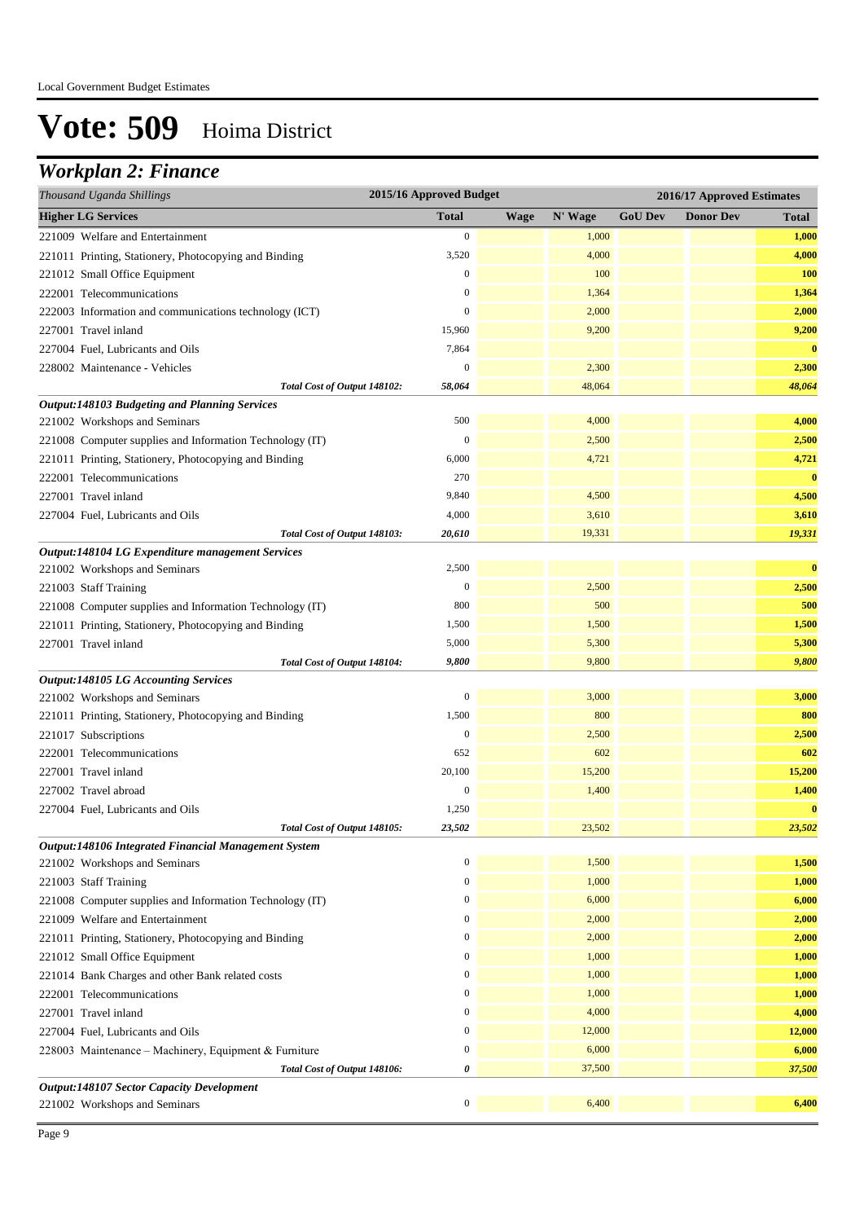Local Government Budget Estimates

# Vote: 509 Hoima District

## *Workplan 2: Finance*

| *Thousand Uganda Shillings* | 2015/16 Approved Budget | 2016/17 Approved Estimates | | | | |
|---|---|---|---|---|---|---|
| **Higher LG Services** | **Total** | **Wage** | **N' Wage** | **GoU Dev** | **Donor Dev** | **Total** |
| 221009 Welfare and Entertainment | 0 | | 1,000 | | | **1,000** |
| 221011 Printing, Stationery, Photocopying and Binding | 3,520 | | 4,000 | | | **4,000** |
| 221012 Small Office Equipment | 0 | | 100 | | | **100** |
| 222001 Telecommunications | 0 | | 1,364 | | | **1,364** |
| 222003 Information and communications technology (ICT) | 0 | | 2,000 | | | **2,000** |
| 227001 Travel inland | 15,960 | | 9,200 | | | **9,200** |
| 227004 Fuel, Lubricants and Oils | 7,864 | | | | | **0** |
| 228002 Maintenance - Vehicles | 0 | | 2,300 | | | **2,300** |
| *Total Cost of Output 148102:* | *58,064* | | 48,064 | | | ***48,064*** |
| ***Output:148103 Budgeting and Planning Services*** | | | | | | |
| 221002 Workshops and Seminars | 500 | | 4,000 | | | **4,000** |
| 221008 Computer supplies and Information Technology (IT) | 0 | | 2,500 | | | **2,500** |
| 221011 Printing, Stationery, Photocopying and Binding | 6,000 | | 4,721 | | | **4,721** |
| 222001 Telecommunications | 270 | | | | | **0** |
| 227001 Travel inland | 9,840 | | 4,500 | | | **4,500** |
| 227004 Fuel, Lubricants and Oils | 4,000 | | 3,610 | | | **3,610** |
| *Total Cost of Output 148103:* | *20,610* | | 19,331 | | | ***19,331*** |
| ***Output:148104 LG Expenditure management Services*** | | | | | | |
| 221002 Workshops and Seminars | 2,500 | | | | | **0** |
| 221003 Staff Training | 0 | | 2,500 | | | **2,500** |
| 221008 Computer supplies and Information Technology (IT) | 800 | | 500 | | | **500** |
| 221011 Printing, Stationery, Photocopying and Binding | 1,500 | | 1,500 | | | **1,500** |
| 227001 Travel inland | 5,000 | | 5,300 | | | **5,300** |
| *Total Cost of Output 148104:* | *9,800* | | 9,800 | | | ***9,800*** |
| ***Output:148105 LG Accounting Services*** | | | | | | |
| 221002 Workshops and Seminars | 0 | | 3,000 | | | **3,000** |
| 221011 Printing, Stationery, Photocopying and Binding | 1,500 | | 800 | | | **800** |
| 221017 Subscriptions | 0 | | 2,500 | | | **2,500** |
| 222001 Telecommunications | 652 | | 602 | | | **602** |
| 227001 Travel inland | 20,100 | | 15,200 | | | **15,200** |
| 227002 Travel abroad | 0 | | 1,400 | | | **1,400** |
| 227004 Fuel, Lubricants and Oils | 1,250 | | | | | **0** |
| *Total Cost of Output 148105:* | *23,502* | | 23,502 | | | ***23,502*** |
| ***Output:148106 Integrated Financial Management System*** | | | | | | |
| 221002 Workshops and Seminars | 0 | | 1,500 | | | **1,500** |
| 221003 Staff Training | 0 | | 1,000 | | | **1,000** |
| 221008 Computer supplies and Information Technology (IT) | 0 | | 6,000 | | | **6,000** |
| 221009 Welfare and Entertainment | 0 | | 2,000 | | | **2,000** |
| 221011 Printing, Stationery, Photocopying and Binding | 0 | | 2,000 | | | **2,000** |
| 221012 Small Office Equipment | 0 | | 1,000 | | | **1,000** |
| 221014 Bank Charges and other Bank related costs | 0 | | 1,000 | | | **1,000** |
| 222001 Telecommunications | 0 | | 1,000 | | | **1,000** |
| 227001 Travel inland | 0 | | 4,000 | | | **4,000** |
| 227004 Fuel, Lubricants and Oils | 0 | | 12,000 | | | **12,000** |
| 228003 Maintenance – Machinery, Equipment & Furniture | 0 | | 6,000 | | | **6,000** |
| *Total Cost of Output 148106:* | *0* | | 37,500 | | | ***37,500*** |
| ***Output:148107 Sector Capacity Development*** | | | | | | |
| 221002 Workshops and Seminars | 0 | | 6,400 | | | **6,400** |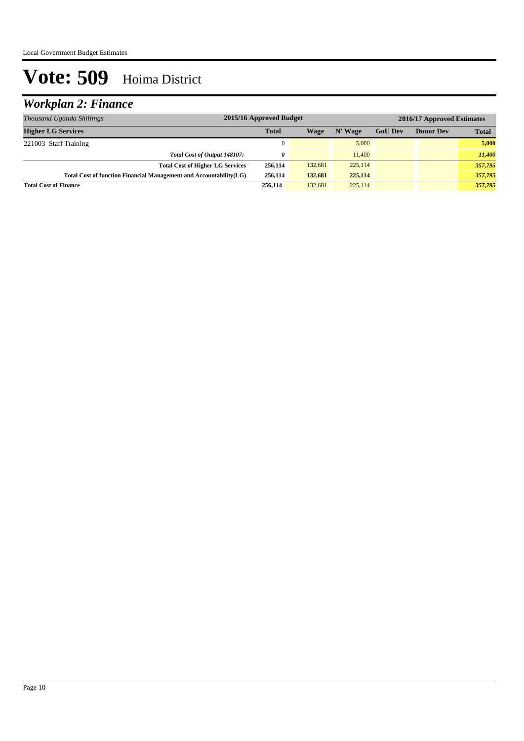# Vote: 509 Hoima District

## *Workplan 2: Finance*

| *Thousand Uganda Shillings* | 2015/16 Approved Budget | 2016/17 Approved Estimates | | | | |
|---|---|---|---|---|---|---|
| **Higher LG Services** | **Total** | **Wage** | **N' Wage** | **GoU Dev** | **Donor Dev** | **Total** |
| 221003 Staff Training | 0 | | 5,000 | | | **5,000** |
| ***Total Cost of Output 148107:*** | ***0*** | | 11,400 | | | ***11,400*** |
| **Total Cost of Higher LG Services** | **256,114** | 132,681 | 225,114 | | | ***357,795*** |
| **Total Cost of function Financial Management and Accountability(LG)** | **256,114** | **132,681** | **225,114** | | | ***357,795*** |
| **Total Cost of Finance** | **256,114** | 132,681 | 225,114 | | | ***357,795*** |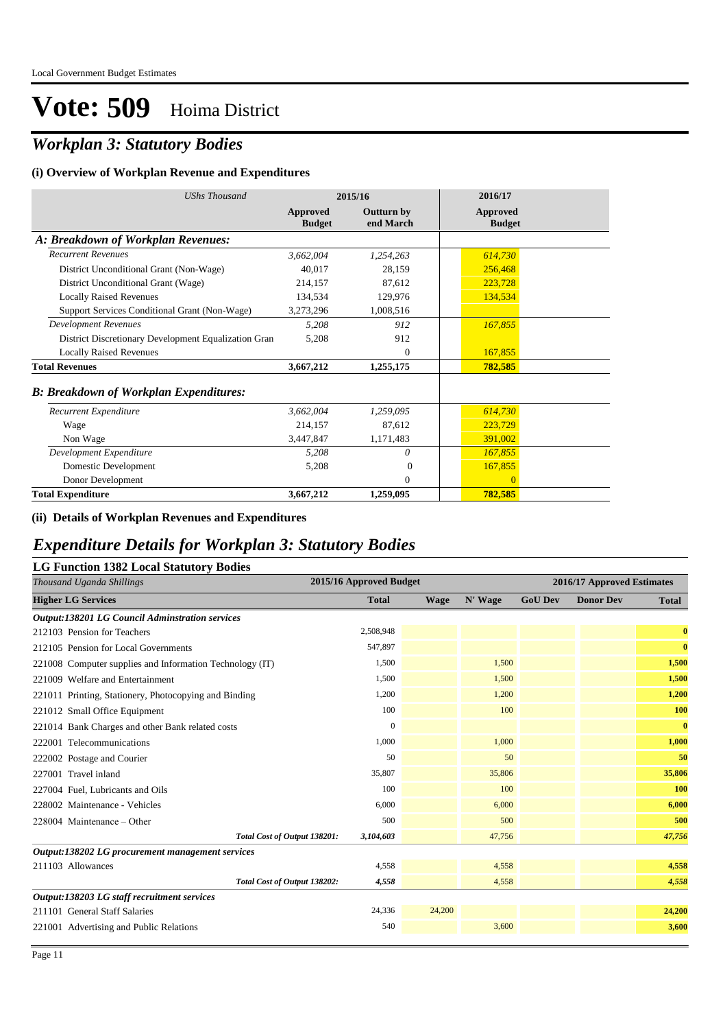# Vote: 509 Hoima District

## *Workplan 3: Statutory Bodies*

### (i) Overview of Workplan Revenue and Expenditures

| *UShs Thousand* | 2015/16 | | 2016/17 |
|---|---|---|---|
| | **Approved Budget** | **Outturn by end March** | **Approved Budget** |
| ***A: Breakdown of Workplan Revenues:*** | | | |
| *Recurrent Revenues* | *3,662,004* | *1,254,263* | *614,730* |
| District Unconditional Grant (Non-Wage) | 40,017 | 28,159 | 256,468 |
| District Unconditional Grant (Wage) | 214,157 | 87,612 | 223,728 |
| Locally Raised Revenues | 134,534 | 129,976 | 134,534 |
| Support Services Conditional Grant (Non-Wage) | 3,273,296 | 1,008,516 | |
| *Development Revenues* | *5,208* | *912* | *167,855* |
| District Discretionary Development Equalization Gran | 5,208 | 912 | |
| Locally Raised Revenues | | 0 | 167,855 |
| **Total Revenues** | **3,667,212** | **1,255,175** | **782,585** |
| ***B: Breakdown of Workplan Expenditures:*** | | | |
| *Recurrent Expenditure* | *3,662,004* | *1,259,095* | *614,730* |
| Wage | 214,157 | 87,612 | 223,729 |
| Non Wage | 3,447,847 | 1,171,483 | 391,002 |
| *Development Expenditure* | *5,208* | *0* | *167,855* |
| Domestic Development | 5,208 | 0 | 167,855 |
| Donor Development | | 0 | 0 |
| **Total Expenditure** | **3,667,212** | **1,259,095** | **782,585** |

### (ii) Details of Workplan Revenues and Expenditures

## *Expenditure Details for Workplan 3: Statutory Bodies*

### LG Function 1382 Local Statutory Bodies

| *Thousand Uganda Shillings* | 2015/16 Approved Budget | 2016/17 Approved Estimates | | | | |
|---|---|---|---|---|---|---|
| **Higher LG Services** | **Total** | **Wage** | **N' Wage** | **GoU Dev** | **Donor Dev** | **Total** |
| ***Output:138201 LG Council Adminstration services*** | | | | | | |
| 212103 Pension for Teachers | 2,508,948 | | | | | **0** |
| 212105 Pension for Local Governments | 547,897 | | | | | **0** |
| 221008 Computer supplies and Information Technology (IT) | 1,500 | | 1,500 | | | **1,500** |
| 221009 Welfare and Entertainment | 1,500 | | 1,500 | | | **1,500** |
| 221011 Printing, Stationery, Photocopying and Binding | 1,200 | | 1,200 | | | **1,200** |
| 221012 Small Office Equipment | 100 | | 100 | | | **100** |
| 221014 Bank Charges and other Bank related costs | 0 | | | | | **0** |
| 222001 Telecommunications | 1,000 | | 1,000 | | | **1,000** |
| 222002 Postage and Courier | 50 | | 50 | | | **50** |
| 227001 Travel inland | 35,807 | | 35,806 | | | **35,806** |
| 227004 Fuel, Lubricants and Oils | 100 | | 100 | | | **100** |
| 228002 Maintenance - Vehicles | 6,000 | | 6,000 | | | **6,000** |
| 228004 Maintenance – Other | 500 | | 500 | | | **500** |
| *Total Cost of Output 138201:* | *3,104,603* | | *47,756* | | | ***47,756*** |
| ***Output:138202 LG procurement management services*** | | | | | | |
| 211103 Allowances | 4,558 | | 4,558 | | | **4,558** |
| *Total Cost of Output 138202:* | *4,558* | | *4,558* | | | ***4,558*** |
| ***Output:138203 LG staff recruitment services*** | | | | | | |
| 211101 General Staff Salaries | 24,336 | 24,200 | | | | **24,200** |
| 221001 Advertising and Public Relations | 540 | | 3,600 | | | **3,600** |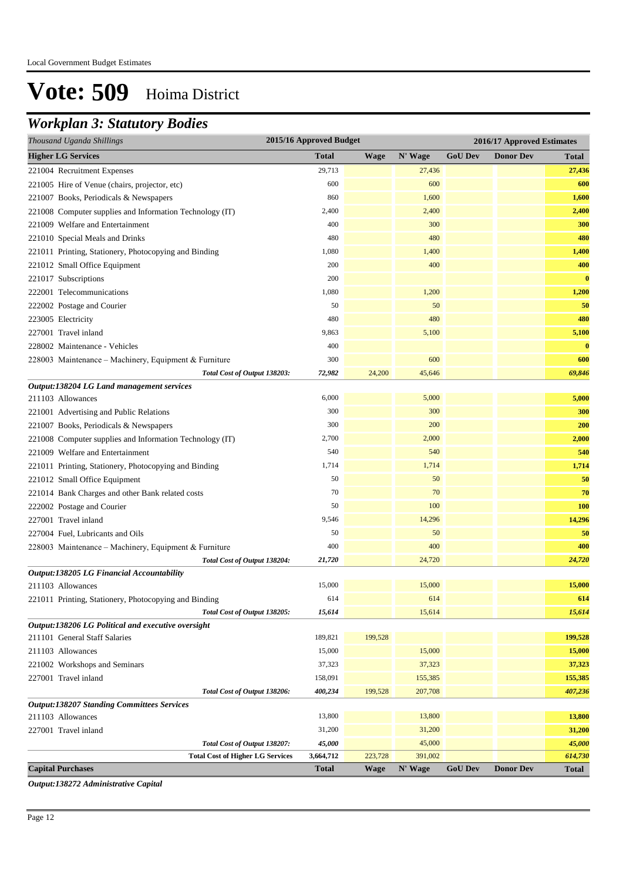# Vote: 509 Hoima District

## *Workplan 3: Statutory Bodies*

| *Thousand Uganda Shillings* | 2015/16 Approved Budget | 2016/17 Approved Estimates | | | | |
|---|---|---|---|---|---|---|
| **Higher LG Services** | **Total** | **Wage** | **N' Wage** | **GoU Dev** | **Donor Dev** | **Total** |
| 221004 Recruitment Expenses | 29,713 | | 27,436 | | | **27,436** |
| 221005 Hire of Venue (chairs, projector, etc) | 600 | | 600 | | | **600** |
| 221007 Books, Periodicals & Newspapers | 860 | | 1,600 | | | **1,600** |
| 221008 Computer supplies and Information Technology (IT) | 2,400 | | 2,400 | | | **2,400** |
| 221009 Welfare and Entertainment | 400 | | 300 | | | **300** |
| 221010 Special Meals and Drinks | 480 | | 480 | | | **480** |
| 221011 Printing, Stationery, Photocopying and Binding | 1,080 | | 1,400 | | | **1,400** |
| 221012 Small Office Equipment | 200 | | 400 | | | **400** |
| 221017 Subscriptions | 200 | | | | | **0** |
| 222001 Telecommunications | 1,080 | | 1,200 | | | **1,200** |
| 222002 Postage and Courier | 50 | | 50 | | | **50** |
| 223005 Electricity | 480 | | 480 | | | **480** |
| 227001 Travel inland | 9,863 | | 5,100 | | | **5,100** |
| 228002 Maintenance - Vehicles | 400 | | | | | **0** |
| 228003 Maintenance – Machinery, Equipment & Furniture | 300 | | 600 | | | **600** |
| *Total Cost of Output 138203:* | *72,982* | 24,200 | 45,646 | | | ***69,846*** |
| ***Output:138204 LG Land management services*** | | | | | | |
| 211103 Allowances | 6,000 | | 5,000 | | | **5,000** |
| 221001 Advertising and Public Relations | 300 | | 300 | | | **300** |
| 221007 Books, Periodicals & Newspapers | 300 | | 200 | | | **200** |
| 221008 Computer supplies and Information Technology (IT) | 2,700 | | 2,000 | | | **2,000** |
| 221009 Welfare and Entertainment | 540 | | 540 | | | **540** |
| 221011 Printing, Stationery, Photocopying and Binding | 1,714 | | 1,714 | | | **1,714** |
| 221012 Small Office Equipment | 50 | | 50 | | | **50** |
| 221014 Bank Charges and other Bank related costs | 70 | | 70 | | | **70** |
| 222002 Postage and Courier | 50 | | 100 | | | **100** |
| 227001 Travel inland | 9,546 | | 14,296 | | | **14,296** |
| 227004 Fuel, Lubricants and Oils | 50 | | 50 | | | **50** |
| 228003 Maintenance – Machinery, Equipment & Furniture | 400 | | 400 | | | **400** |
| *Total Cost of Output 138204:* | *21,720* | | 24,720 | | | ***24,720*** |
| ***Output:138205 LG Financial Accountability*** | | | | | | |
| 211103 Allowances | 15,000 | | 15,000 | | | **15,000** |
| 221011 Printing, Stationery, Photocopying and Binding | 614 | | 614 | | | **614** |
| *Total Cost of Output 138205:* | *15,614* | | 15,614 | | | ***15,614*** |
| ***Output:138206 LG Political and executive oversight*** | | | | | | |
| 211101 General Staff Salaries | 189,821 | 199,528 | | | | **199,528** |
| 211103 Allowances | 15,000 | | 15,000 | | | **15,000** |
| 221002 Workshops and Seminars | 37,323 | | 37,323 | | | **37,323** |
| 227001 Travel inland | 158,091 | | 155,385 | | | **155,385** |
| *Total Cost of Output 138206:* | *400,234* | 199,528 | 207,708 | | | ***407,236*** |
| ***Output:138207 Standing Committees Services*** | | | | | | |
| 211103 Allowances | 13,800 | | 13,800 | | | **13,800** |
| 227001 Travel inland | 31,200 | | 31,200 | | | **31,200** |
| *Total Cost of Output 138207:* | *45,000* | | 45,000 | | | ***45,000*** |
| **Total Cost of Higher LG Services** | **3,664,712** | 223,728 | 391,002 | | | ***614,730*** |
| **Capital Purchases** | **Total** | **Wage** | **N' Wage** | **GoU Dev** | **Donor Dev** | **Total** |

***Output:138272 Administrative Capital***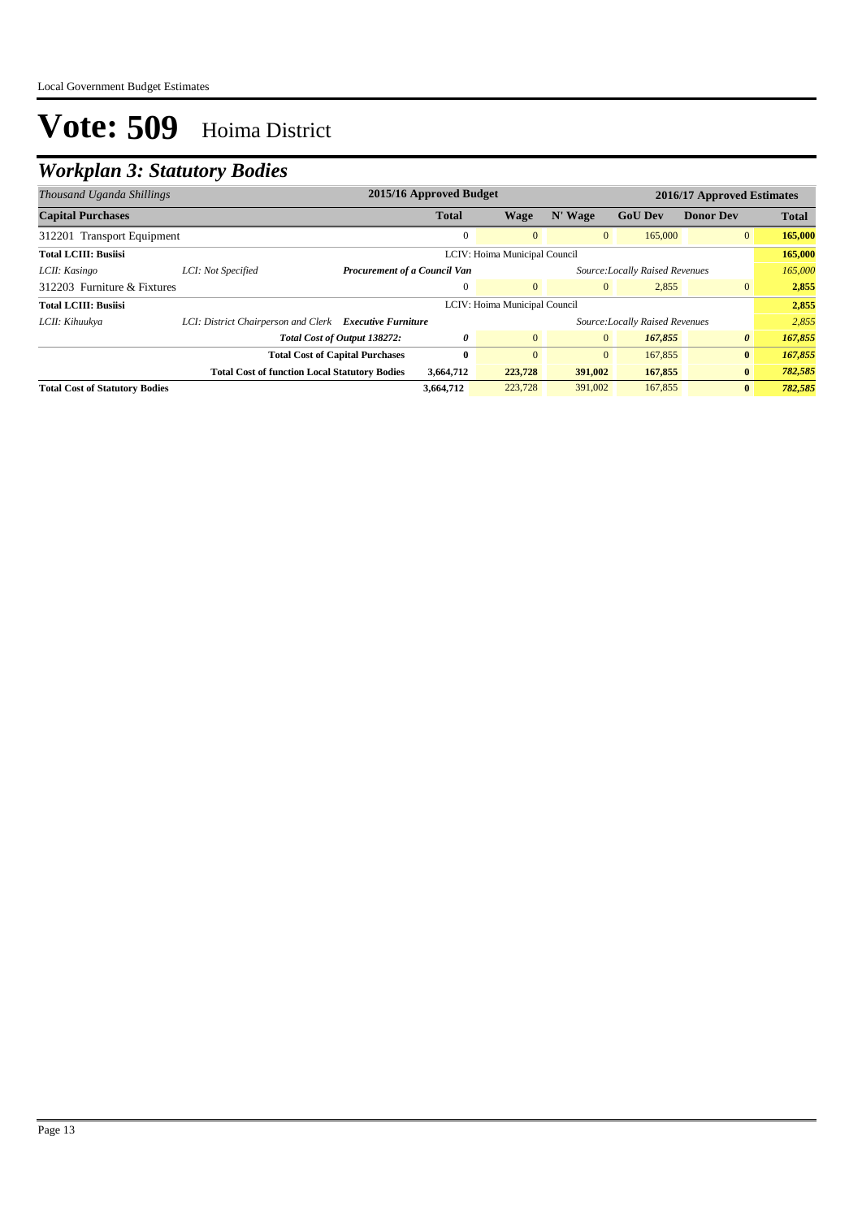# Vote: 509 Hoima District

## *Workplan 3: Statutory Bodies*

| *Thousand Uganda Shillings* | | | 2015/16 Approved Budget | 2016/17 Approved Estimates | | | | |
|---|---|---|---|---|---|---|---|---|
| **Capital Purchases** | | | **Total** | **Wage** | **N' Wage** | **GoU Dev** | **Donor Dev** | **Total** |
| 312201 Transport Equipment | | | 0 | 0 | 0 | 165,000 | 0 | **165,000** |
| **Total LCIII: Busiisi** | | | LCIV: Hoima Municipal Council | | | | | **165,000** |
| *LCII: Kasingo* | *LCI: Not Specified* | ***Procurement of a Council Van*** | | | *Source:Locally Raised Revenues* | | | *165,000* |
| 312203 Furniture & Fixtures | | | 0 | 0 | 0 | 2,855 | 0 | **2,855** |
| **Total LCIII: Busiisi** | | | LCIV: Hoima Municipal Council | | | | | **2,855** |
| *LCII: Kihuukya* | *LCI: District Chairperson and Clerk* | ***Executive Furniture*** | | | *Source:Locally Raised Revenues* | | | *2,855* |
| | | ***Total Cost of Output 138272:*** | ***0*** | 0 | 0 | ***167,855*** | ***0*** | ***167,855*** |
| | | **Total Cost of Capital Purchases** | **0** | 0 | 0 | 167,855 | **0** | ***167,855*** |
| | | **Total Cost of function Local Statutory Bodies** | **3,664,712** | **223,728** | **391,002** | **167,855** | **0** | ***782,585*** |
| **Total Cost of Statutory Bodies** | | | **3,664,712** | 223,728 | 391,002 | 167,855 | **0** | ***782,585*** |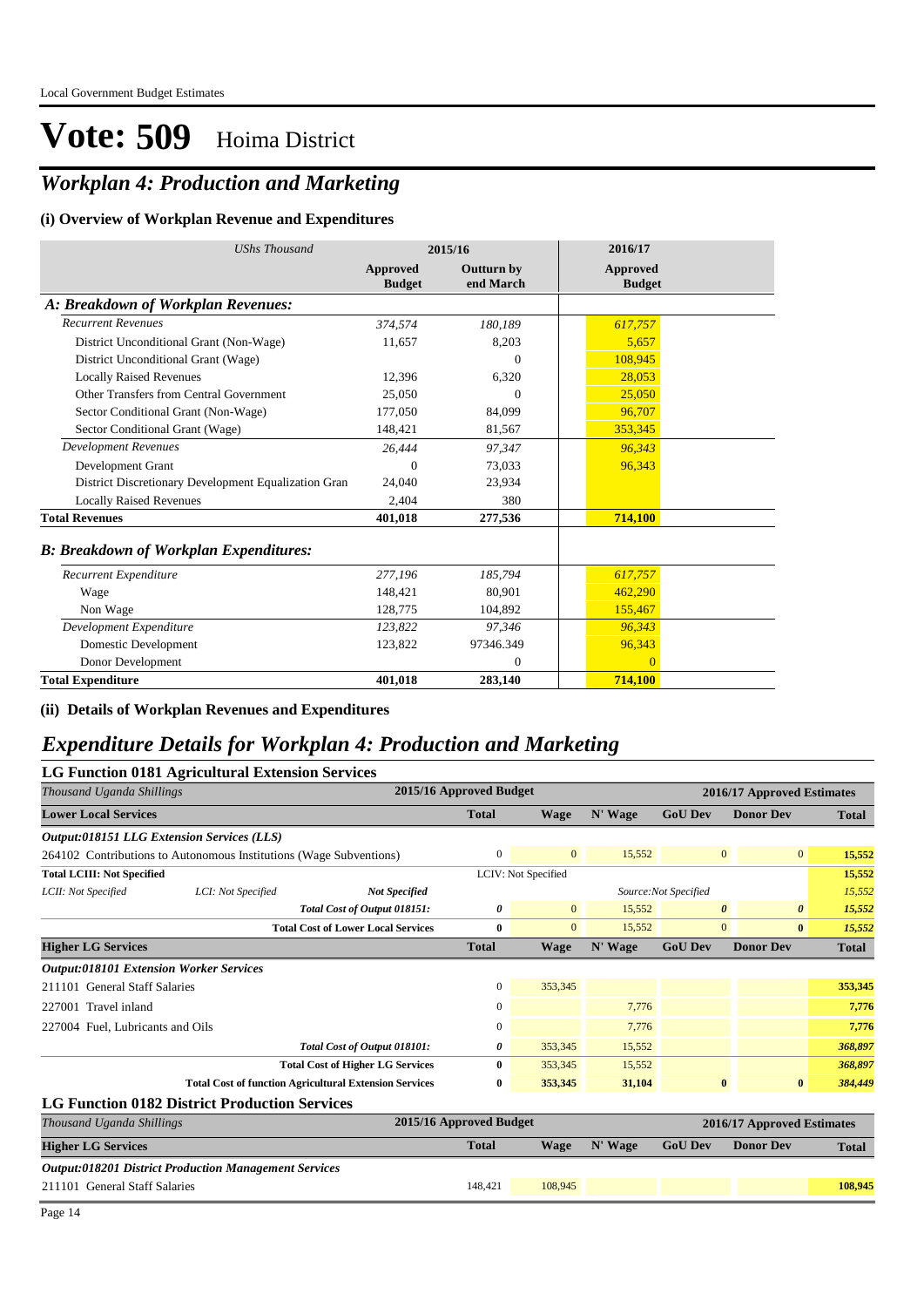# Vote: 509 Hoima District

## *Workplan 4: Production and Marketing*

### (i) Overview of Workplan Revenue and Expenditures

| *UShs Thousand* | 2015/16 Approved Budget | 2015/16 Outturn by end March | 2016/17 Approved Budget |
|---|---|---|---|
| ***A: Breakdown of Workplan Revenues:*** | | | |
| *Recurrent Revenues* | *374,574* | *180,189* | *617,757* |
| District Unconditional Grant (Non-Wage) | 11,657 | 8,203 | 5,657 |
| District Unconditional Grant (Wage) | | 0 | 108,945 |
| Locally Raised Revenues | 12,396 | 6,320 | 28,053 |
| Other Transfers from Central Government | 25,050 | 0 | 25,050 |
| Sector Conditional Grant (Non-Wage) | 177,050 | 84,099 | 96,707 |
| Sector Conditional Grant (Wage) | 148,421 | 81,567 | 353,345 |
| *Development Revenues* | *26,444* | *97,347* | *96,343* |
| Development Grant | 0 | 73,033 | 96,343 |
| District Discretionary Development Equalization Gran | 24,040 | 23,934 | |
| Locally Raised Revenues | 2,404 | 380 | |
| **Total Revenues** | **401,018** | **277,536** | **714,100** |
| ***B: Breakdown of Workplan Expenditures:*** | | | |
| *Recurrent Expenditure* | *277,196* | *185,794* | *617,757* |
| Wage | 148,421 | 80,901 | 462,290 |
| Non Wage | 128,775 | 104,892 | 155,467 |
| *Development Expenditure* | *123,822* | *97,346* | *96,343* |
| Domestic Development | 123,822 | 97346.349 | 96,343 |
| Donor Development | | 0 | 0 |
| **Total Expenditure** | **401,018** | **283,140** | **714,100** |

### (ii) Details of Workplan Revenues and Expenditures

## *Expenditure Details for Workplan 4: Production and Marketing*

### LG Function 0181 Agricultural Extension Services

| *Thousand Uganda Shillings* | | | 2015/16 Approved Budget | 2016/17 Approved Estimates | | | | |
|---|---|---|---|---|---|---|---|---|
| **Lower Local Services** | | | **Total** | **Wage** | **N' Wage** | **GoU Dev** | **Donor Dev** | **Total** |
| ***Output:018151 LLG Extension Services (LLS)*** | | | | | | | | |
| 264102 Contributions to Autonomous Institutions (Wage Subventions) | | | 0 | 0 | 15,552 | 0 | 0 | **15,552** |
| **Total LCIII: Not Specified** | | | LCIV: Not Specified | | | | | **15,552** |
| *LCII: Not Specified* | *LCI: Not Specified* | ***Not Specified*** | | | Source:Not Specified | | | *15,552* |
| | | ***Total Cost of Output 018151:*** | ***0*** | 0 | 15,552 | ***0*** | ***0*** | ***15,552*** |
| | | **Total Cost of Lower Local Services** | **0** | 0 | 15,552 | 0 | **0** | ***15,552*** |
| **Higher LG Services** | | | **Total** | **Wage** | **N' Wage** | **GoU Dev** | **Donor Dev** | **Total** |
| ***Output:018101 Extension Worker Services*** | | | | | | | | |
| 211101 General Staff Salaries | | | 0 | 353,345 | | | | **353,345** |
| 227001 Travel inland | | | 0 | | 7,776 | | | **7,776** |
| 227004 Fuel, Lubricants and Oils | | | 0 | | 7,776 | | | **7,776** |
| | | ***Total Cost of Output 018101:*** | ***0*** | 353,345 | 15,552 | | | ***368,897*** |
| | | **Total Cost of Higher LG Services** | **0** | 353,345 | 15,552 | | | ***368,897*** |
| | | **Total Cost of function Agricultural Extension Services** | **0** | **353,345** | **31,104** | **0** | **0** | ***384,449*** |

### LG Function 0182 District Production Services

| *Thousand Uganda Shillings* | 2015/16 Approved Budget | 2016/17 Approved Estimates | | | | |
|---|---|---|---|---|---|---|
| **Higher LG Services** | **Total** | **Wage** | **N' Wage** | **GoU Dev** | **Donor Dev** | **Total** |
| ***Output:018201 District Production Management Services*** | | | | | | |
| 211101 General Staff Salaries | 148,421 | 108,945 | | | | **108,945** |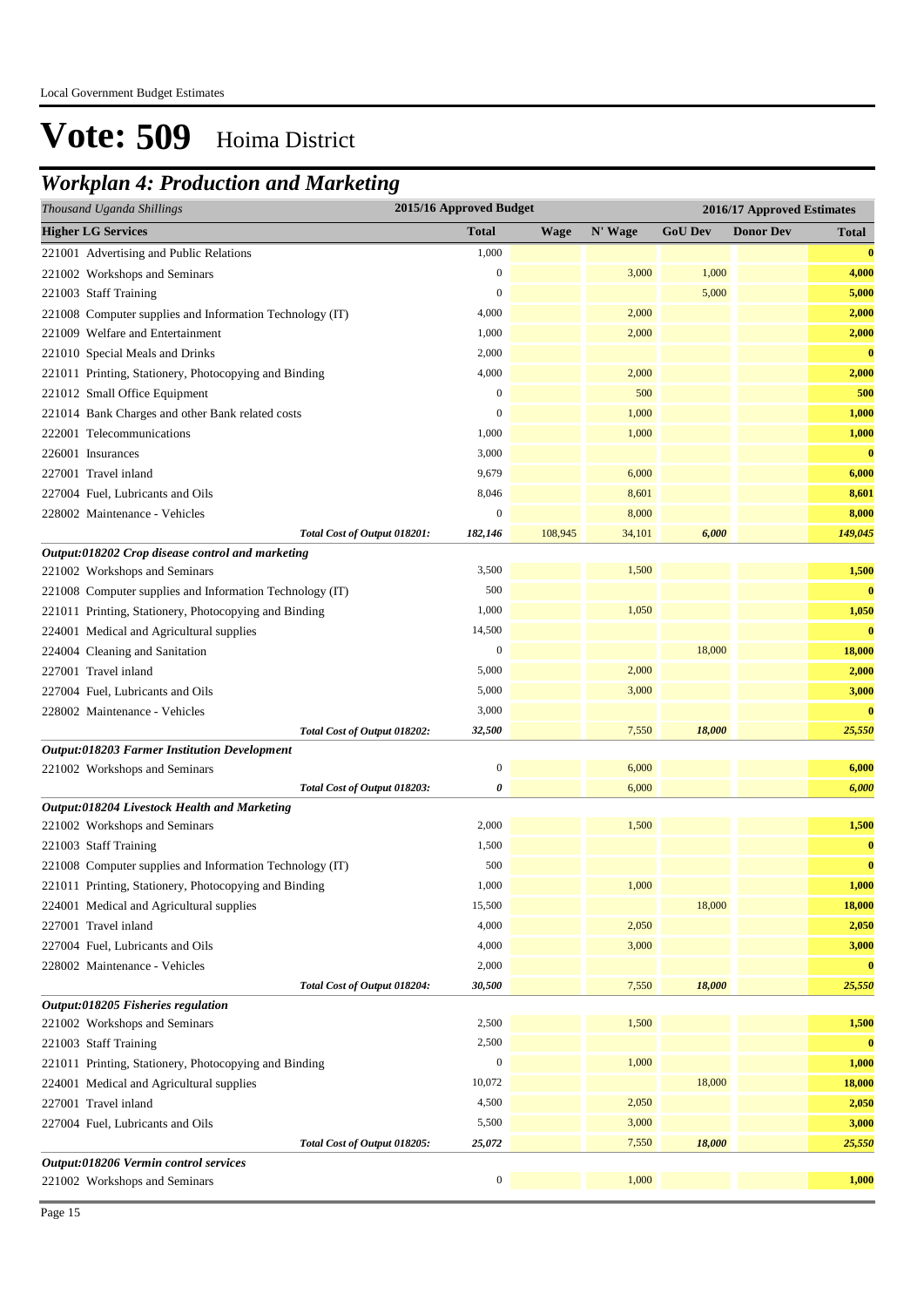# Vote: 509 Hoima District

## *Workplan 4: Production and Marketing*

| *Thousand Uganda Shillings* | 2015/16 Approved Budget | 2016/17 Approved Estimates | | | | |
|---|---|---|---|---|---|---|
| **Higher LG Services** | **Total** | **Wage** | **N' Wage** | **GoU Dev** | **Donor Dev** | **Total** |
| 221001 Advertising and Public Relations | 1,000 | | | | | **0** |
| 221002 Workshops and Seminars | 0 | | 3,000 | 1,000 | | **4,000** |
| 221003 Staff Training | 0 | | | 5,000 | | **5,000** |
| 221008 Computer supplies and Information Technology (IT) | 4,000 | | 2,000 | | | **2,000** |
| 221009 Welfare and Entertainment | 1,000 | | 2,000 | | | **2,000** |
| 221010 Special Meals and Drinks | 2,000 | | | | | **0** |
| 221011 Printing, Stationery, Photocopying and Binding | 4,000 | | 2,000 | | | **2,000** |
| 221012 Small Office Equipment | 0 | | 500 | | | **500** |
| 221014 Bank Charges and other Bank related costs | 0 | | 1,000 | | | **1,000** |
| 222001 Telecommunications | 1,000 | | 1,000 | | | **1,000** |
| 226001 Insurances | 3,000 | | | | | **0** |
| 227001 Travel inland | 9,679 | | 6,000 | | | **6,000** |
| 227004 Fuel, Lubricants and Oils | 8,046 | | 8,601 | | | **8,601** |
| 228002 Maintenance - Vehicles | 0 | | 8,000 | | | **8,000** |
| *Total Cost of Output 018201:* | *182,146* | 108,945 | 34,101 | *6,000* | | *149,045* |
| ***Output:018202 Crop disease control and marketing*** | | | | | | |
| 221002 Workshops and Seminars | 3,500 | | 1,500 | | | **1,500** |
| 221008 Computer supplies and Information Technology (IT) | 500 | | | | | **0** |
| 221011 Printing, Stationery, Photocopying and Binding | 1,000 | | 1,050 | | | **1,050** |
| 224001 Medical and Agricultural supplies | 14,500 | | | | | **0** |
| 224004 Cleaning and Sanitation | 0 | | | 18,000 | | **18,000** |
| 227001 Travel inland | 5,000 | | 2,000 | | | **2,000** |
| 227004 Fuel, Lubricants and Oils | 5,000 | | 3,000 | | | **3,000** |
| 228002 Maintenance - Vehicles | 3,000 | | | | | **0** |
| *Total Cost of Output 018202:* | *32,500* | | 7,550 | *18,000* | | *25,550* |
| ***Output:018203 Farmer Institution Development*** | | | | | | |
| 221002 Workshops and Seminars | 0 | | 6,000 | | | **6,000** |
| *Total Cost of Output 018203:* | *0* | | 6,000 | | | *6,000* |
| ***Output:018204 Livestock Health and Marketing*** | | | | | | |
| 221002 Workshops and Seminars | 2,000 | | 1,500 | | | **1,500** |
| 221003 Staff Training | 1,500 | | | | | **0** |
| 221008 Computer supplies and Information Technology (IT) | 500 | | | | | **0** |
| 221011 Printing, Stationery, Photocopying and Binding | 1,000 | | 1,000 | | | **1,000** |
| 224001 Medical and Agricultural supplies | 15,500 | | | 18,000 | | **18,000** |
| 227001 Travel inland | 4,000 | | 2,050 | | | **2,050** |
| 227004 Fuel, Lubricants and Oils | 4,000 | | 3,000 | | | **3,000** |
| 228002 Maintenance - Vehicles | 2,000 | | | | | **0** |
| *Total Cost of Output 018204:* | *30,500* | | 7,550 | *18,000* | | *25,550* |
| ***Output:018205 Fisheries regulation*** | | | | | | |
| 221002 Workshops and Seminars | 2,500 | | 1,500 | | | **1,500** |
| 221003 Staff Training | 2,500 | | | | | **0** |
| 221011 Printing, Stationery, Photocopying and Binding | 0 | | 1,000 | | | **1,000** |
| 224001 Medical and Agricultural supplies | 10,072 | | | 18,000 | | **18,000** |
| 227001 Travel inland | 4,500 | | 2,050 | | | **2,050** |
| 227004 Fuel, Lubricants and Oils | 5,500 | | 3,000 | | | **3,000** |
| *Total Cost of Output 018205:* | *25,072* | | 7,550 | *18,000* | | *25,550* |
| ***Output:018206 Vermin control services*** | | | | | | |
| 221002 Workshops and Seminars | 0 | | 1,000 | | | **1,000** |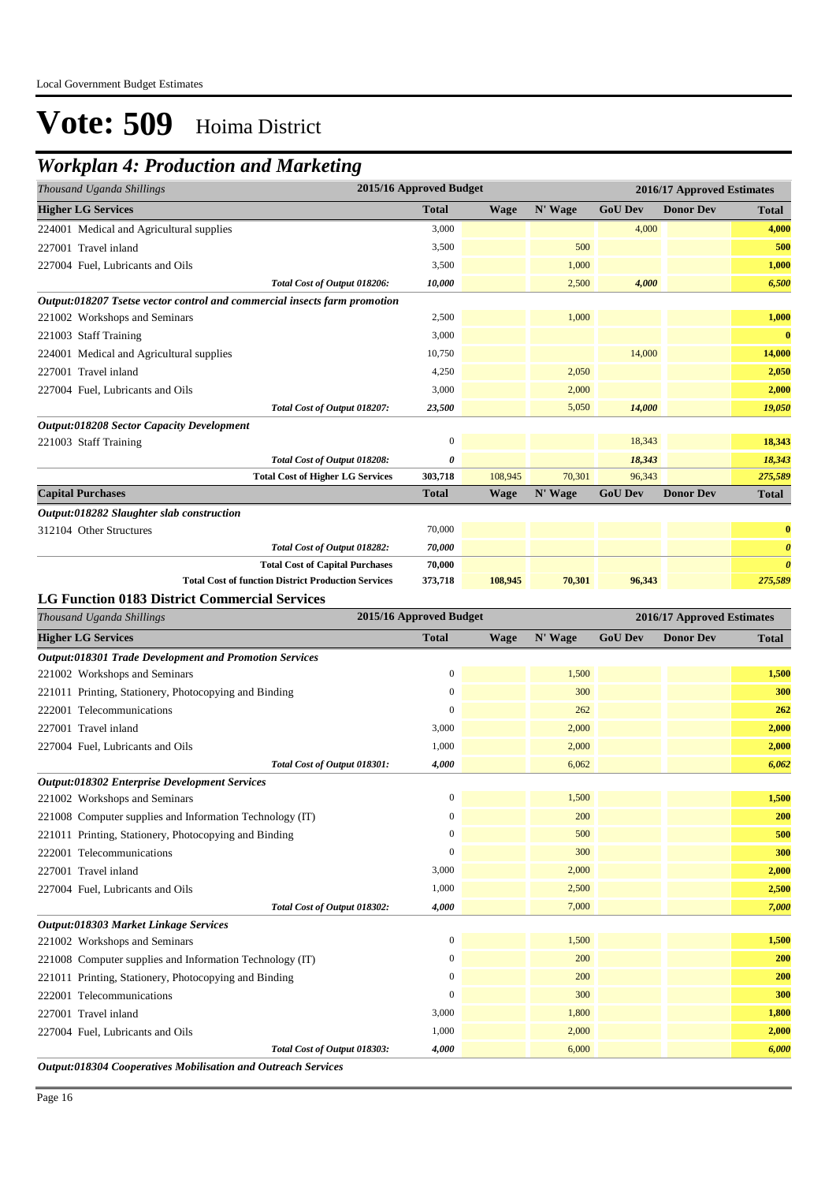# Vote: 509 Hoima District

## *Workplan 4: Production and Marketing*

| *Thousand Uganda Shillings* | 2015/16 Approved Budget | 2016/17 Approved Estimates | | | | |
|---|---|---|---|---|---|---|
| **Higher LG Services** | **Total** | **Wage** | **N' Wage** | **GoU Dev** | **Donor Dev** | **Total** |
| 224001 Medical and Agricultural supplies | 3,000 | | | 4,000 | | 4,000 |
| 227001 Travel inland | 3,500 | | 500 | | | 500 |
| 227004 Fuel, Lubricants and Oils | 3,500 | | 1,000 | | | 1,000 |
| *Total Cost of Output 018206:* | *10,000* | | 2,500 | *4,000* | | *6,500* |
| ***Output:018207 Tsetse vector control and commercial insects farm promotion*** | | | | | | |
| 221002 Workshops and Seminars | 2,500 | | 1,000 | | | 1,000 |
| 221003 Staff Training | 3,000 | | | | | 0 |
| 224001 Medical and Agricultural supplies | 10,750 | | | 14,000 | | 14,000 |
| 227001 Travel inland | 4,250 | | 2,050 | | | 2,050 |
| 227004 Fuel, Lubricants and Oils | 3,000 | | 2,000 | | | 2,000 |
| *Total Cost of Output 018207:* | *23,500* | | 5,050 | *14,000* | | *19,050* |
| ***Output:018208 Sector Capacity Development*** | | | | | | |
| 221003 Staff Training | 0 | | | 18,343 | | 18,343 |
| *Total Cost of Output 018208:* | *0* | | | *18,343* | | *18,343* |
| **Total Cost of Higher LG Services** | **303,718** | **108,945** | **70,301** | **96,343** | | ***275,589*** |
| **Capital Purchases** | **Total** | **Wage** | **N' Wage** | **GoU Dev** | **Donor Dev** | **Total** |
| ***Output:018282 Slaughter slab construction*** | | | | | | |
| 312104 Other Structures | 70,000 | | | | | 0 |
| *Total Cost of Output 018282:* | *70,000* | | | | | *0* |
| **Total Cost of Capital Purchases** | **70,000** | | | | | ***0*** |
| **Total Cost of function District Production Services** | **373,718** | **108,945** | **70,301** | **96,343** | | ***275,589*** |

### LG Function 0183 District Commercial Services

| *Thousand Uganda Shillings* | 2015/16 Approved Budget | 2016/17 Approved Estimates | | | | |
|---|---|---|---|---|---|---|
| **Higher LG Services** | **Total** | **Wage** | **N' Wage** | **GoU Dev** | **Donor Dev** | **Total** |
| ***Output:018301 Trade Development and Promotion Services*** | | | | | | |
| 221002 Workshops and Seminars | 0 | | 1,500 | | | 1,500 |
| 221011 Printing, Stationery, Photocopying and Binding | 0 | | 300 | | | 300 |
| 222001 Telecommunications | 0 | | 262 | | | 262 |
| 227001 Travel inland | 3,000 | | 2,000 | | | 2,000 |
| 227004 Fuel, Lubricants and Oils | 1,000 | | 2,000 | | | 2,000 |
| *Total Cost of Output 018301:* | *4,000* | | 6,062 | | | *6,062* |
| ***Output:018302 Enterprise Development Services*** | | | | | | |
| 221002 Workshops and Seminars | 0 | | 1,500 | | | 1,500 |
| 221008 Computer supplies and Information Technology (IT) | 0 | | 200 | | | 200 |
| 221011 Printing, Stationery, Photocopying and Binding | 0 | | 500 | | | 500 |
| 222001 Telecommunications | 0 | | 300 | | | 300 |
| 227001 Travel inland | 3,000 | | 2,000 | | | 2,000 |
| 227004 Fuel, Lubricants and Oils | 1,000 | | 2,500 | | | 2,500 |
| *Total Cost of Output 018302:* | *4,000* | | 7,000 | | | *7,000* |
| ***Output:018303 Market Linkage Services*** | | | | | | |
| 221002 Workshops and Seminars | 0 | | 1,500 | | | 1,500 |
| 221008 Computer supplies and Information Technology (IT) | 0 | | 200 | | | 200 |
| 221011 Printing, Stationery, Photocopying and Binding | 0 | | 200 | | | 200 |
| 222001 Telecommunications | 0 | | 300 | | | 300 |
| 227001 Travel inland | 3,000 | | 1,800 | | | 1,800 |
| 227004 Fuel, Lubricants and Oils | 1,000 | | 2,000 | | | 2,000 |
| *Total Cost of Output 018303:* | *4,000* | | 6,000 | | | *6,000* |
| ***Output:018304 Cooperatives Mobilisation and Outreach Services*** | | | | | | |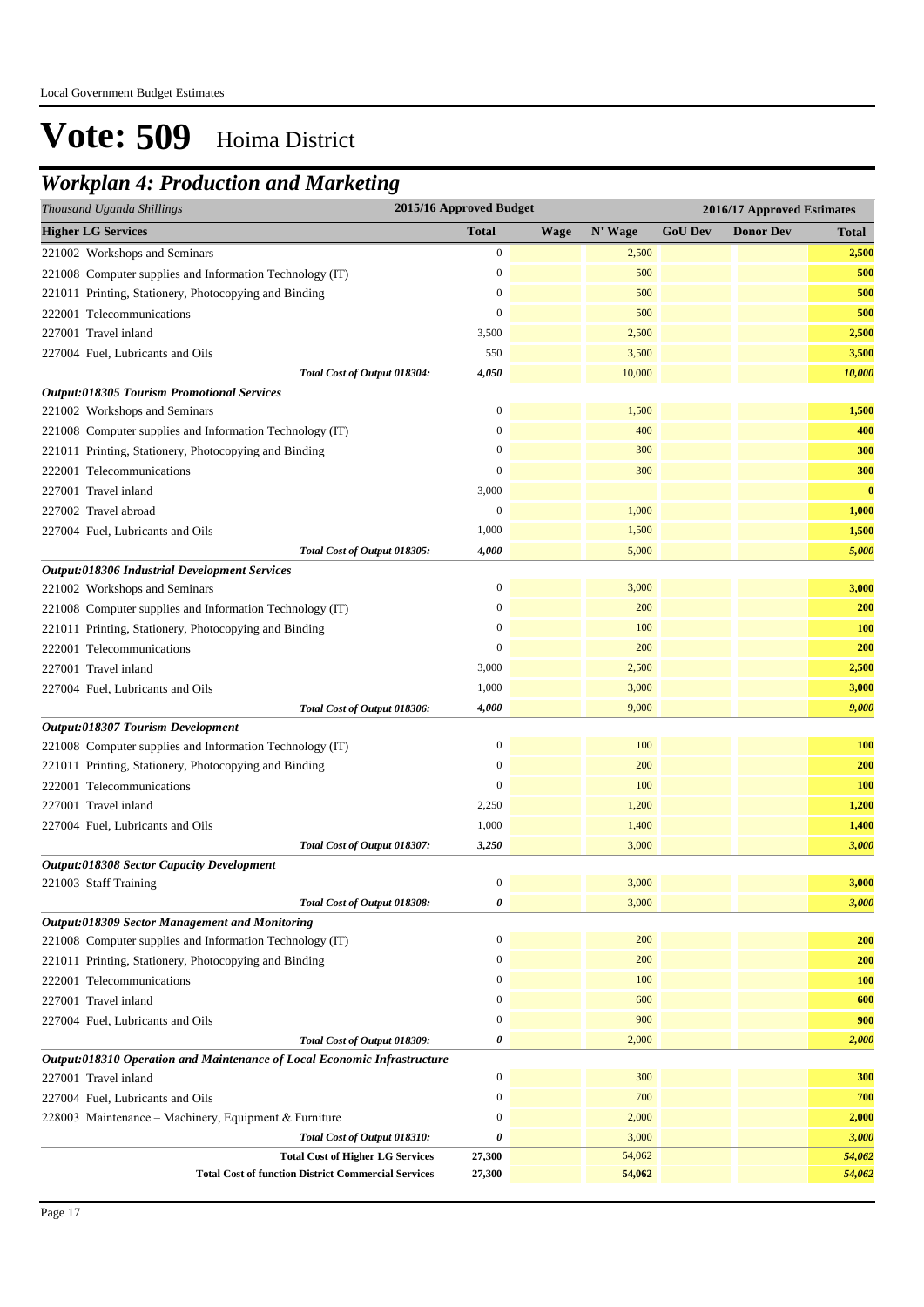Local Government Budget Estimates

# Vote: 509 Hoima District

## *Workplan 4: Production and Marketing*

| *Thousand Uganda Shillings* | 2015/16 Approved Budget | 2016/17 Approved Estimates | | | | |
|---|---|---|---|---|---|---|
| **Higher LG Services** | **Total** | **Wage** | **N' Wage** | **GoU Dev** | **Donor Dev** | **Total** |
| 221002 Workshops and Seminars | 0 | | 2,500 | | | **2,500** |
| 221008 Computer supplies and Information Technology (IT) | 0 | | 500 | | | **500** |
| 221011 Printing, Stationery, Photocopying and Binding | 0 | | 500 | | | **500** |
| 222001 Telecommunications | 0 | | 500 | | | **500** |
| 227001 Travel inland | 3,500 | | 2,500 | | | **2,500** |
| 227004 Fuel, Lubricants and Oils | 550 | | 3,500 | | | **3,500** |
| *Total Cost of Output 018304:* | *4,050* | | 10,000 | | | ***10,000*** |
| ***Output:018305 Tourism Promotional Services*** | | | | | | |
| 221002 Workshops and Seminars | 0 | | 1,500 | | | **1,500** |
| 221008 Computer supplies and Information Technology (IT) | 0 | | 400 | | | **400** |
| 221011 Printing, Stationery, Photocopying and Binding | 0 | | 300 | | | **300** |
| 222001 Telecommunications | 0 | | 300 | | | **300** |
| 227001 Travel inland | 3,000 | | | | | **0** |
| 227002 Travel abroad | 0 | | 1,000 | | | **1,000** |
| 227004 Fuel, Lubricants and Oils | 1,000 | | 1,500 | | | **1,500** |
| *Total Cost of Output 018305:* | *4,000* | | 5,000 | | | ***5,000*** |
| ***Output:018306 Industrial Development Services*** | | | | | | |
| 221002 Workshops and Seminars | 0 | | 3,000 | | | **3,000** |
| 221008 Computer supplies and Information Technology (IT) | 0 | | 200 | | | **200** |
| 221011 Printing, Stationery, Photocopying and Binding | 0 | | 100 | | | **100** |
| 222001 Telecommunications | 0 | | 200 | | | **200** |
| 227001 Travel inland | 3,000 | | 2,500 | | | **2,500** |
| 227004 Fuel, Lubricants and Oils | 1,000 | | 3,000 | | | **3,000** |
| *Total Cost of Output 018306:* | *4,000* | | 9,000 | | | ***9,000*** |
| ***Output:018307 Tourism Development*** | | | | | | |
| 221008 Computer supplies and Information Technology (IT) | 0 | | 100 | | | **100** |
| 221011 Printing, Stationery, Photocopying and Binding | 0 | | 200 | | | **200** |
| 222001 Telecommunications | 0 | | 100 | | | **100** |
| 227001 Travel inland | 2,250 | | 1,200 | | | **1,200** |
| 227004 Fuel, Lubricants and Oils | 1,000 | | 1,400 | | | **1,400** |
| *Total Cost of Output 018307:* | *3,250* | | 3,000 | | | ***3,000*** |
| ***Output:018308 Sector Capacity Development*** | | | | | | |
| 221003 Staff Training | 0 | | 3,000 | | | **3,000** |
| *Total Cost of Output 018308:* | *0* | | 3,000 | | | ***3,000*** |
| ***Output:018309 Sector Management and Monitoring*** | | | | | | |
| 221008 Computer supplies and Information Technology (IT) | 0 | | 200 | | | **200** |
| 221011 Printing, Stationery, Photocopying and Binding | 0 | | 200 | | | **200** |
| 222001 Telecommunications | 0 | | 100 | | | **100** |
| 227001 Travel inland | 0 | | 600 | | | **600** |
| 227004 Fuel, Lubricants and Oils | 0 | | 900 | | | **900** |
| *Total Cost of Output 018309:* | *0* | | 2,000 | | | ***2,000*** |
| ***Output:018310 Operation and Maintenance of Local Economic Infrastructure*** | | | | | | |
| 227001 Travel inland | 0 | | 300 | | | **300** |
| 227004 Fuel, Lubricants and Oils | 0 | | 700 | | | **700** |
| 228003 Maintenance – Machinery, Equipment & Furniture | 0 | | 2,000 | | | **2,000** |
| *Total Cost of Output 018310:* | *0* | | 3,000 | | | ***3,000*** |
| **Total Cost of Higher LG Services** | **27,300** | | 54,062 | | | ***54,062*** |
| **Total Cost of function District Commercial Services** | **27,300** | | **54,062** | | | ***54,062*** |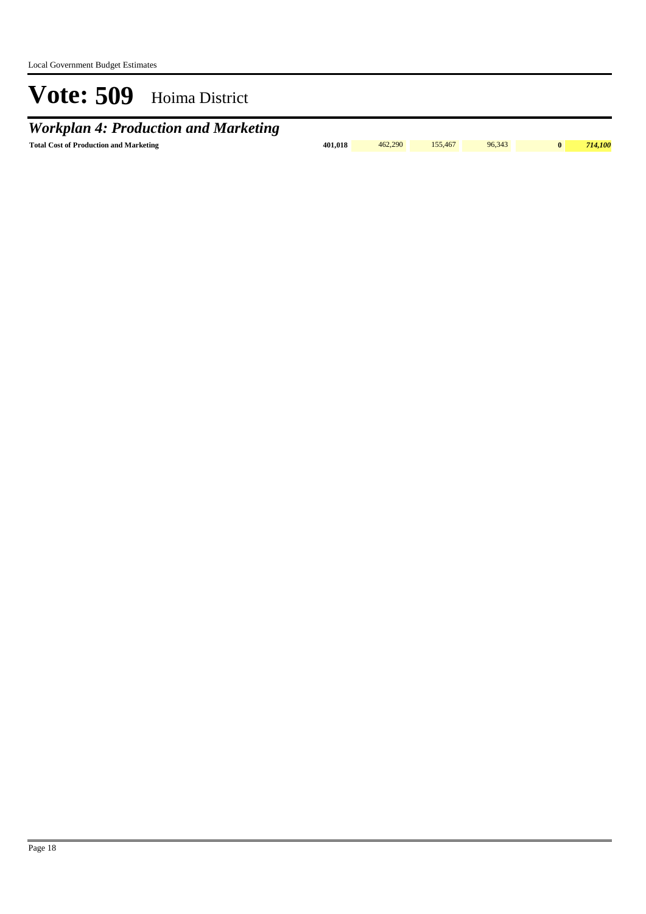# Vote: 509 Hoima District

## *Workplan 4: Production and Marketing*

| | | | | | | |
|---|---|---|---|---|---|---|
| **Total Cost of Production and Marketing** | **401,018** | 462,290 | 155,467 | 96,343 | **0** | ***714,100*** |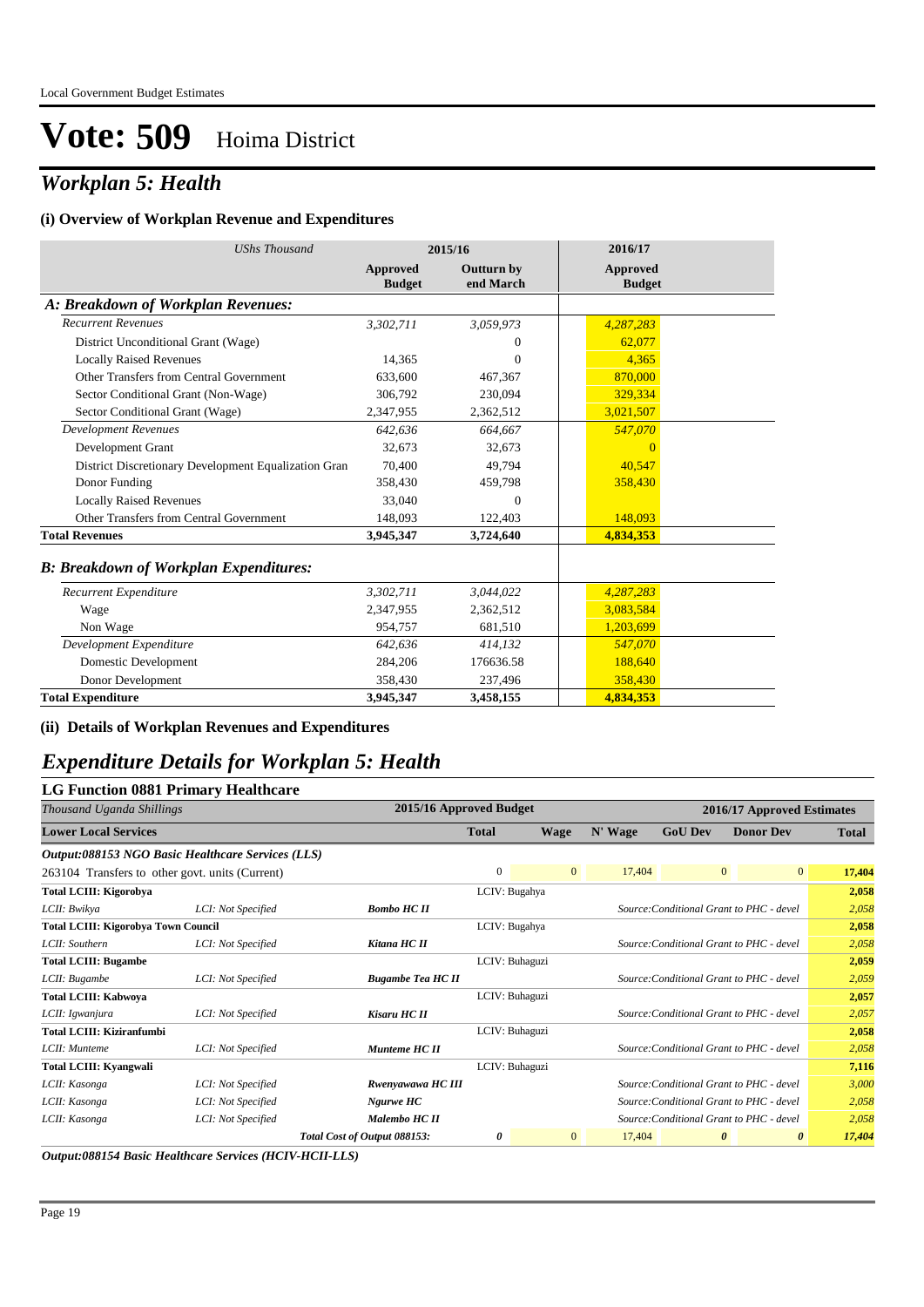# Vote: 509 Hoima District

## *Workplan 5: Health*

### (i) Overview of Workplan Revenue and Expenditures

| *UShs Thousand* | 2015/16 | | 2016/17 |
|---|---|---|---|
| | **Approved Budget** | **Outturn by end March** | **Approved Budget** |
| ***A: Breakdown of Workplan Revenues:*** | | | |
| *Recurrent Revenues* | *3,302,711* | *3,059,973* | *4,287,283* |
| District Unconditional Grant (Wage) | | 0 | 62,077 |
| Locally Raised Revenues | 14,365 | 0 | 4,365 |
| Other Transfers from Central Government | 633,600 | 467,367 | 870,000 |
| Sector Conditional Grant (Non-Wage) | 306,792 | 230,094 | 329,334 |
| Sector Conditional Grant (Wage) | 2,347,955 | 2,362,512 | 3,021,507 |
| *Development Revenues* | *642,636* | *664,667* | *547,070* |
| Development Grant | 32,673 | 32,673 | 0 |
| District Discretionary Development Equalization Gran | 70,400 | 49,794 | 40,547 |
| Donor Funding | 358,430 | 459,798 | 358,430 |
| Locally Raised Revenues | 33,040 | 0 | |
| Other Transfers from Central Government | 148,093 | 122,403 | 148,093 |
| **Total Revenues** | **3,945,347** | **3,724,640** | **4,834,353** |
| ***B: Breakdown of Workplan Expenditures:*** | | | |
| *Recurrent Expenditure* | *3,302,711* | *3,044,022* | *4,287,283* |
| Wage | 2,347,955 | 2,362,512 | 3,083,584 |
| Non Wage | 954,757 | 681,510 | 1,203,699 |
| *Development Expenditure* | *642,636* | *414,132* | *547,070* |
| Domestic Development | 284,206 | 176636.58 | 188,640 |
| Donor Development | 358,430 | 237,496 | 358,430 |
| **Total Expenditure** | **3,945,347** | **3,458,155** | **4,834,353** |

### (ii) Details of Workplan Revenues and Expenditures

## *Expenditure Details for Workplan 5: Health*

### LG Function 0881 Primary Healthcare

| *Thousand Uganda Shillings* | | | 2015/16 Approved Budget | | 2016/17 Approved Estimates | | | |
|---|---|---|---|---|---|---|---|---|
| **Lower Local Services** | | | **Total** | **Wage** | **N' Wage** | **GoU Dev** | **Donor Dev** | **Total** |
| ***Output:088153 NGO Basic Healthcare Services (LLS)*** | | | | | | | | |
| 263104 Transfers to other govt. units (Current) | | | 0 | 0 | 17,404 | 0 | 0 | **17,404** |
| **Total LCIII: Kigorobya** | | | LCIV: Bugahya | | | | | **2,058** |
| *LCII: Bwikya* | *LCI: Not Specified* | ***Bombo HC II*** | | | *Source:Conditional Grant to PHC - devel* | | | *2,058* |
| **Total LCIII: Kigorobya Town Council** | | | LCIV: Bugahya | | | | | **2,058** |
| *LCII: Southern* | *LCI: Not Specified* | ***Kitana HC II*** | | | *Source:Conditional Grant to PHC - devel* | | | *2,058* |
| **Total LCIII: Bugambe** | | | LCIV: Buhaguzi | | | | | **2,059** |
| *LCII: Bugambe* | *LCI: Not Specified* | ***Bugambe Tea HC II*** | | | *Source:Conditional Grant to PHC - devel* | | | *2,059* |
| **Total LCIII: Kabwoya** | | | LCIV: Buhaguzi | | | | | **2,057** |
| *LCII: Igwanjura* | *LCI: Not Specified* | ***Kisaru HC II*** | | | *Source:Conditional Grant to PHC - devel* | | | *2,057* |
| **Total LCIII: Kiziranfumbi** | | | LCIV: Buhaguzi | | | | | **2,058** |
| *LCII: Munteme* | *LCI: Not Specified* | ***Munteme HC II*** | | | *Source:Conditional Grant to PHC - devel* | | | *2,058* |
| **Total LCIII: Kyangwali** | | | LCIV: Buhaguzi | | | | | **7,116** |
| *LCII: Kasonga* | *LCI: Not Specified* | ***Rwenyawawa HC III*** | | | *Source:Conditional Grant to PHC - devel* | | | *3,000* |
| *LCII: Kasonga* | *LCI: Not Specified* | ***Ngurwe HC*** | | | *Source:Conditional Grant to PHC - devel* | | | *2,058* |
| *LCII: Kasonga* | *LCI: Not Specified* | ***Malembo HC II*** | | | *Source:Conditional Grant to PHC - devel* | | | *2,058* |
| | | ***Total Cost of Output 088153:*** | ***0*** | 0 | 17,404 | ***0*** | ***0*** | ***17,404*** |

***Output:088154 Basic Healthcare Services (HCIV-HCII-LLS)***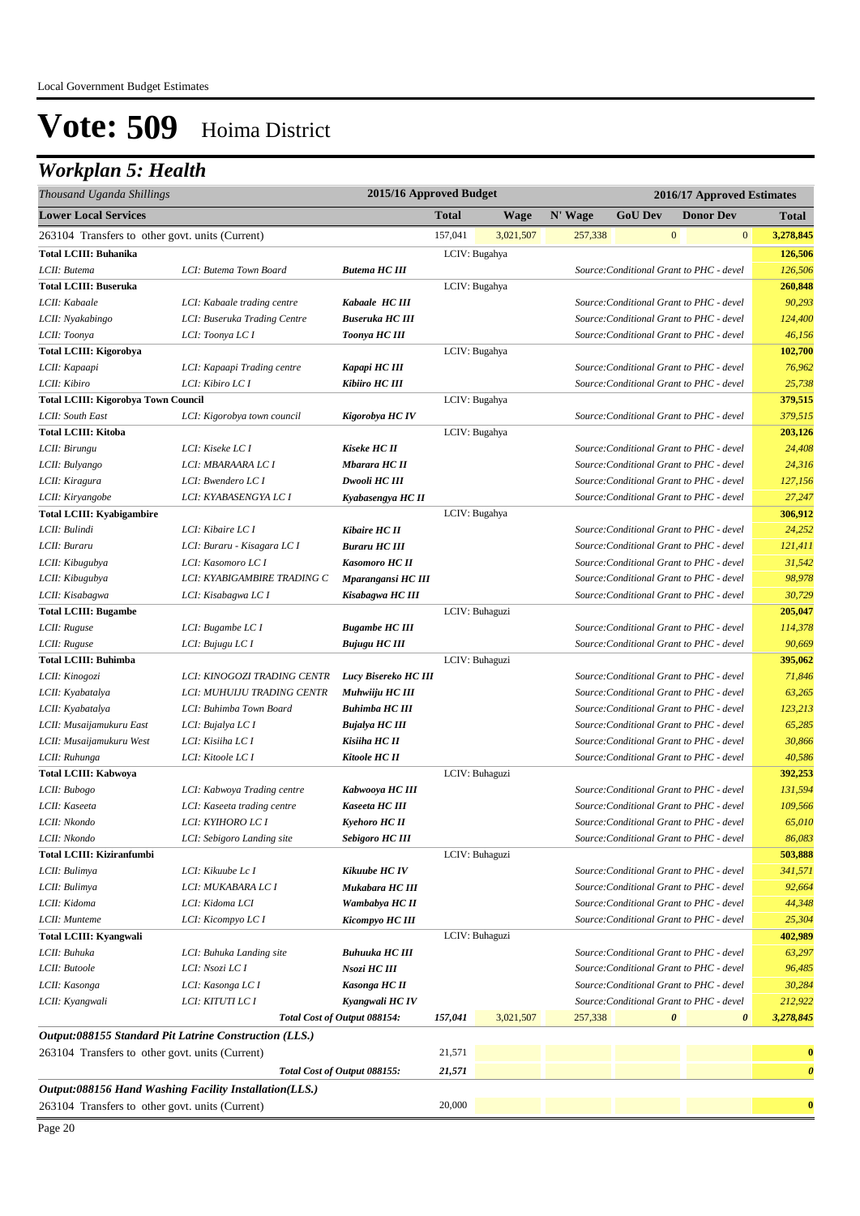# Vote: 509 Hoima District

## *Workplan 5: Health*

| *Thousand Uganda Shillings* | | | 2015/16 Approved Budget | 2016/17 Approved Estimates | | | | | |
|---|---|---|---|---|---|---|---|---|---|
| **Lower Local Services** | | | **Total** | **Wage** | **N' Wage** | **GoU Dev** | **Donor Dev** | | **Total** |
| 263104 Transfers to other govt. units (Current) | | | 157,041 | 3,021,507 | 257,338 | 0 | 0 | | **3,278,845** |
| **Total LCIII: Buhanika** | | | LCIV: Bugahya | | | | | | **126,506** |
| *LCII: Butema* | *LCI: Butema Town Board* | ***Butema HC III*** | | | | *Source:Conditional Grant to PHC - devel* | | | *126,506* |
| **Total LCIII: Buseruka** | | | LCIV: Bugahya | | | | | | **260,848** |
| *LCII: Kabaale* | *LCI: Kabaale trading centre* | ***Kabaale HC III*** | | | | *Source:Conditional Grant to PHC - devel* | | | *90,293* |
| *LCII: Nyakabingo* | *LCI: Buseruka Trading Centre* | ***Buseruka HC III*** | | | | *Source:Conditional Grant to PHC - devel* | | | *124,400* |
| *LCII: Toonya* | *LCI: Toonya LC I* | ***Toonya HC III*** | | | | *Source:Conditional Grant to PHC - devel* | | | *46,156* |
| **Total LCIII: Kigorobya** | | | LCIV: Bugahya | | | | | | **102,700** |
| *LCII: Kapaapi* | *LCI: Kapaapi Trading centre* | ***Kapapi HC III*** | | | | *Source:Conditional Grant to PHC - devel* | | | *76,962* |
| *LCII: Kibiro* | *LCI: Kibiro LC I* | ***Kibiiro HC III*** | | | | *Source:Conditional Grant to PHC - devel* | | | *25,738* |
| **Total LCIII: Kigorobya Town Council** | | | LCIV: Bugahya | | | | | | **379,515** |
| *LCII: South East* | *LCI: Kigorobya town council* | ***Kigorobya HC IV*** | | | | *Source:Conditional Grant to PHC - devel* | | | *379,515* |
| **Total LCIII: Kitoba** | | | LCIV: Bugahya | | | | | | **203,126** |
| *LCII: Birungu* | *LCI: Kiseke LC I* | ***Kiseke HC II*** | | | | *Source:Conditional Grant to PHC - devel* | | | *24,408* |
| *LCII: Bulyango* | *LCI: MBARAARA LC I* | ***Mbarara HC II*** | | | | *Source:Conditional Grant to PHC - devel* | | | *24,316* |
| *LCII: Kiragura* | *LCI: Bwendero LC I* | ***Dwooli HC III*** | | | | *Source:Conditional Grant to PHC - devel* | | | *127,156* |
| *LCII: Kiryangobe* | *LCI: KYABASENGYA LC I* | ***Kyabasengya HC II*** | | | | *Source:Conditional Grant to PHC - devel* | | | *27,247* |
| **Total LCIII: Kyabigambire** | | | LCIV: Bugahya | | | | | | **306,912** |
| *LCII: Bulindi* | *LCI: Kibaire LC I* | ***Kibaire HC II*** | | | | *Source:Conditional Grant to PHC - devel* | | | *24,252* |
| *LCII: Bararu* | *LCI: Bararu - Kisagara LC I* | ***Bararu HC III*** | | | | *Source:Conditional Grant to PHC - devel* | | | *121,411* |
| *LCII: Kibugubya* | *LCI: Kasomoro LC I* | ***Kasomoro HC II*** | | | | *Source:Conditional Grant to PHC - devel* | | | *31,542* |
| *LCII: Kibugubya* | *LCI: KYABIGAMBIRE TRADING C* | ***Mparangansi HC III*** | | | | *Source:Conditional Grant to PHC - devel* | | | *98,978* |
| *LCII: Kisabagwa* | *LCI: Kisabagwa LC I* | ***Kisabagwa HC III*** | | | | *Source:Conditional Grant to PHC - devel* | | | *30,729* |
| **Total LCIII: Bugambe** | | | LCIV: Buhaguzi | | | | | | **205,047** |
| *LCII: Ruguse* | *LCI: Bugambe LC I* | ***Bugambe HC III*** | | | | *Source:Conditional Grant to PHC - devel* | | | *114,378* |
| *LCII: Ruguse* | *LCI: Bujugu LC I* | ***Bujugu HC III*** | | | | *Source:Conditional Grant to PHC - devel* | | | *90,669* |
| **Total LCIII: Buhimba** | | | LCIV: Buhaguzi | | | | | | **395,062** |
| *LCII: Kinogozi* | *LCI: KINOGOZI TRADING CENTR* | ***Lucy Bisereko HC III*** | | | | *Source:Conditional Grant to PHC - devel* | | | *71,846* |
| *LCII: Kyabatalya* | *LCI: MUHUIJU TRADING CENTR* | ***Muhwiiju HC III*** | | | | *Source:Conditional Grant to PHC - devel* | | | *63,265* |
| *LCII: Kyabatalya* | *LCI: Buhimba Town Board* | ***Buhimba HC III*** | | | | *Source:Conditional Grant to PHC - devel* | | | *123,213* |
| *LCII: Musaijamukuru East* | *LCI: Bujalya LC I* | ***Bujalya HC III*** | | | | *Source:Conditional Grant to PHC - devel* | | | *65,285* |
| *LCII: Musaijamukuru West* | *LCI: Kisiiha LC I* | ***Kisiiha HC II*** | | | | *Source:Conditional Grant to PHC - devel* | | | *30,866* |
| *LCII: Ruhunga* | *LCI: Kitoole LC I* | ***Kitoole HC II*** | | | | *Source:Conditional Grant to PHC - devel* | | | *40,586* |
| **Total LCIII: Kabwoya** | | | LCIV: Buhaguzi | | | | | | **392,253** |
| *LCII: Bubogo* | *LCI: Kabwoya Trading centre* | ***Kabwooya HC III*** | | | | *Source:Conditional Grant to PHC - devel* | | | *131,594* |
| *LCII: Kaseeta* | *LCI: Kaseeta trading centre* | ***Kaseeta HC III*** | | | | *Source:Conditional Grant to PHC - devel* | | | *109,566* |
| *LCII: Nkondo* | *LCI: KYIHORO LC I* | ***Kyehoro HC II*** | | | | *Source:Conditional Grant to PHC - devel* | | | *65,010* |
| *LCII: Nkondo* | *LCI: Sebigoro Landing site* | ***Sebigoro HC III*** | | | | *Source:Conditional Grant to PHC - devel* | | | *86,083* |
| **Total LCIII: Kiziranfumbi** | | | LCIV: Buhaguzi | | | | | | **503,888** |
| *LCII: Bulimya* | *LCI: Kikuube Lc I* | ***Kikuube HC IV*** | | | | *Source:Conditional Grant to PHC - devel* | | | *341,571* |
| *LCII: Bulimya* | *LCI: MUKABARA LC I* | ***Mukabara HC III*** | | | | *Source:Conditional Grant to PHC - devel* | | | *92,664* |
| *LCII: Kidoma* | *LCI: Kidoma LCI* | ***Wambabya HC II*** | | | | *Source:Conditional Grant to PHC - devel* | | | *44,348* |
| *LCII: Munteme* | *LCI: Kicompyo LC I* | ***Kicompyo HC III*** | | | | *Source:Conditional Grant to PHC - devel* | | | *25,304* |
| **Total LCIII: Kyangwali** | | | LCIV: Buhaguzi | | | | | | **402,989** |
| *LCII: Buhuka* | *LCI: Buhuka Landing site* | ***Buhuuka HC III*** | | | | *Source:Conditional Grant to PHC - devel* | | | *63,297* |
| *LCII: Butoole* | *LCI: Nsozi LC I* | ***Nsozi HC III*** | | | | *Source:Conditional Grant to PHC - devel* | | | *96,485* |
| *LCII: Kasonga* | *LCI: Kasonga LC I* | ***Kasonga HC II*** | | | | *Source:Conditional Grant to PHC - devel* | | | *30,284* |
| *LCII: Kyangwali* | *LCI: KITUTI LC I* | ***Kyangwali HC IV*** | | | | *Source:Conditional Grant to PHC - devel* | | | *212,922* |
| | | ***Total Cost of Output 088154:*** | ***157,041*** | 3,021,507 | 257,338 | ***0*** | ***0*** | | ***3,278,845*** |
| ***Output:088155 Standard Pit Latrine Construction (LLS.)*** | | | | | | | | | |
| 263104 Transfers to other govt. units (Current) | | | 21,571 | | | | | | **0** |
| | | ***Total Cost of Output 088155:*** | ***21,571*** | | | | | | ***0*** |
| ***Output:088156 Hand Washing Facility Installation(LLS.)*** | | | | | | | | | |
| 263104 Transfers to other govt. units (Current) | | | 20,000 | | | | | | **0** |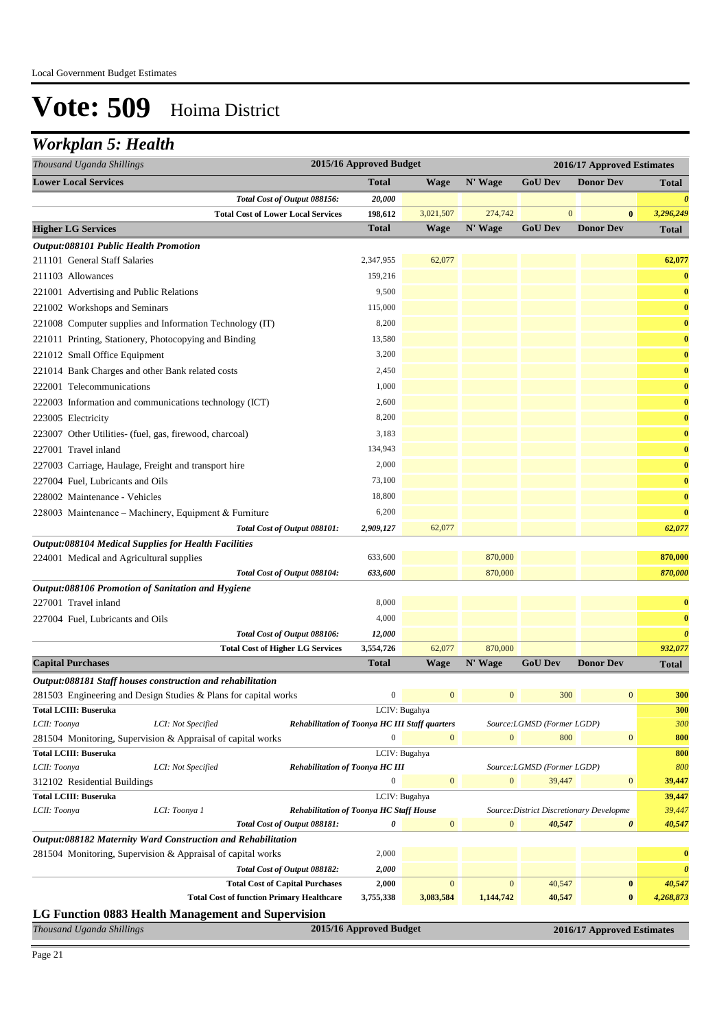# Vote: 509 Hoima District

## *Workplan 5: Health*

| *Thousand Uganda Shillings* | 2015/16 Approved Budget | 2016/17 Approved Estimates | | | | |
|---|---|---|---|---|---|---|
| **Lower Local Services** | **Total** | **Wage** | **N' Wage** | **GoU Dev** | **Donor Dev** | **Total** |
| *Total Cost of Output 088156:* | *20,000* | | | | | *0* |
| **Total Cost of Lower Local Services** | **198,612** | 3,021,507 | 274,742 | 0 | **0** | **3,296,249** |
| **Higher LG Services** | **Total** | **Wage** | **N' Wage** | **GoU Dev** | **Donor Dev** | **Total** |
| ***Output:088101 Public Health Promotion*** | | | | | | |
| 211101 General Staff Salaries | 2,347,955 | 62,077 | | | | **62,077** |
| 211103 Allowances | 159,216 | | | | | **0** |
| 221001 Advertising and Public Relations | 9,500 | | | | | **0** |
| 221002 Workshops and Seminars | 115,000 | | | | | **0** |
| 221008 Computer supplies and Information Technology (IT) | 8,200 | | | | | **0** |
| 221011 Printing, Stationery, Photocopying and Binding | 13,580 | | | | | **0** |
| 221012 Small Office Equipment | 3,200 | | | | | **0** |
| 221014 Bank Charges and other Bank related costs | 2,450 | | | | | **0** |
| 222001 Telecommunications | 1,000 | | | | | **0** |
| 222003 Information and communications technology (ICT) | 2,600 | | | | | **0** |
| 223005 Electricity | 8,200 | | | | | **0** |
| 223007 Other Utilities- (fuel, gas, firewood, charcoal) | 3,183 | | | | | **0** |
| 227001 Travel inland | 134,943 | | | | | **0** |
| 227003 Carriage, Haulage, Freight and transport hire | 2,000 | | | | | **0** |
| 227004 Fuel, Lubricants and Oils | 73,100 | | | | | **0** |
| 228002 Maintenance - Vehicles | 18,800 | | | | | **0** |
| 228003 Maintenance – Machinery, Equipment & Furniture | 6,200 | | | | | **0** |
| *Total Cost of Output 088101:* | *2,909,127* | 62,077 | | | | *62,077* |
| ***Output:088104 Medical Supplies for Health Facilities*** | | | | | | |
| 224001 Medical and Agricultural supplies | 633,600 | | 870,000 | | | **870,000** |
| *Total Cost of Output 088104:* | *633,600* | | 870,000 | | | *870,000* |
| ***Output:088106 Promotion of Sanitation and Hygiene*** | | | | | | |
| 227001 Travel inland | 8,000 | | | | | **0** |
| 227004 Fuel, Lubricants and Oils | 4,000 | | | | | **0** |
| *Total Cost of Output 088106:* | *12,000* | | | | | *0* |
| **Total Cost of Higher LG Services** | **3,554,726** | 62,077 | 870,000 | | | *932,077* |
| **Capital Purchases** | **Total** | **Wage** | **N' Wage** | **GoU Dev** | **Donor Dev** | **Total** |
| ***Output:088181 Staff houses construction and rehabilitation*** | | | | | | |
| 281503 Engineering and Design Studies & Plans for capital works | 0 | 0 | 0 | 300 | 0 | **300** |
| **Total LCIII: Buseruka** | LCIV: Bugahya | | | | | **300** |
| *LCII: Toonya* — *LCI: Not Specified* — ***Rehabilitation of Toonya HC III Staff quarters*** | | | *Source:LGMSD (Former LGDP)* | | | *300* |
| 281504 Monitoring, Supervision & Appraisal of capital works | 0 | 0 | 0 | 800 | 0 | **800** |
| **Total LCIII: Buseruka** | LCIV: Bugahya | | | | | **800** |
| *LCII: Toonya* — *LCI: Not Specified* — ***Rehabilitation of Toonya HC III*** | | | *Source:LGMSD (Former LGDP)* | | | *800* |
| 312102 Residential Buildings | 0 | 0 | 0 | 39,447 | 0 | **39,447** |
| **Total LCIII: Buseruka** | LCIV: Bugahya | | | | | **39,447** |
| *LCII: Toonya* — *LCI: Toonya 1* — ***Rehabilitation of Toonya HC Staff House*** | | | *Source:District Discretionary Developme* | | | *39,447* |
| *Total Cost of Output 088181:* | *0* | 0 | 0 | *40,547* | *0* | *40,547* |
| ***Output:088182 Maternity Ward Construction and Rehabilitation*** | | | | | | |
| 281504 Monitoring, Supervision & Appraisal of capital works | 2,000 | | | | | **0** |
| *Total Cost of Output 088182:* | *2,000* | | | | | *0* |
| **Total Cost of Capital Purchases** | **2,000** | 0 | 0 | 40,547 | **0** | *40,547* |
| **Total Cost of function Primary Healthcare** | **3,755,338** | **3,083,584** | **1,144,742** | **40,547** | **0** | ***4,268,873*** |

### LG Function 0883 Health Management and Supervision

| *Thousand Uganda Shillings* | 2015/16 Approved Budget | 2016/17 Approved Estimates |
|---|---|---|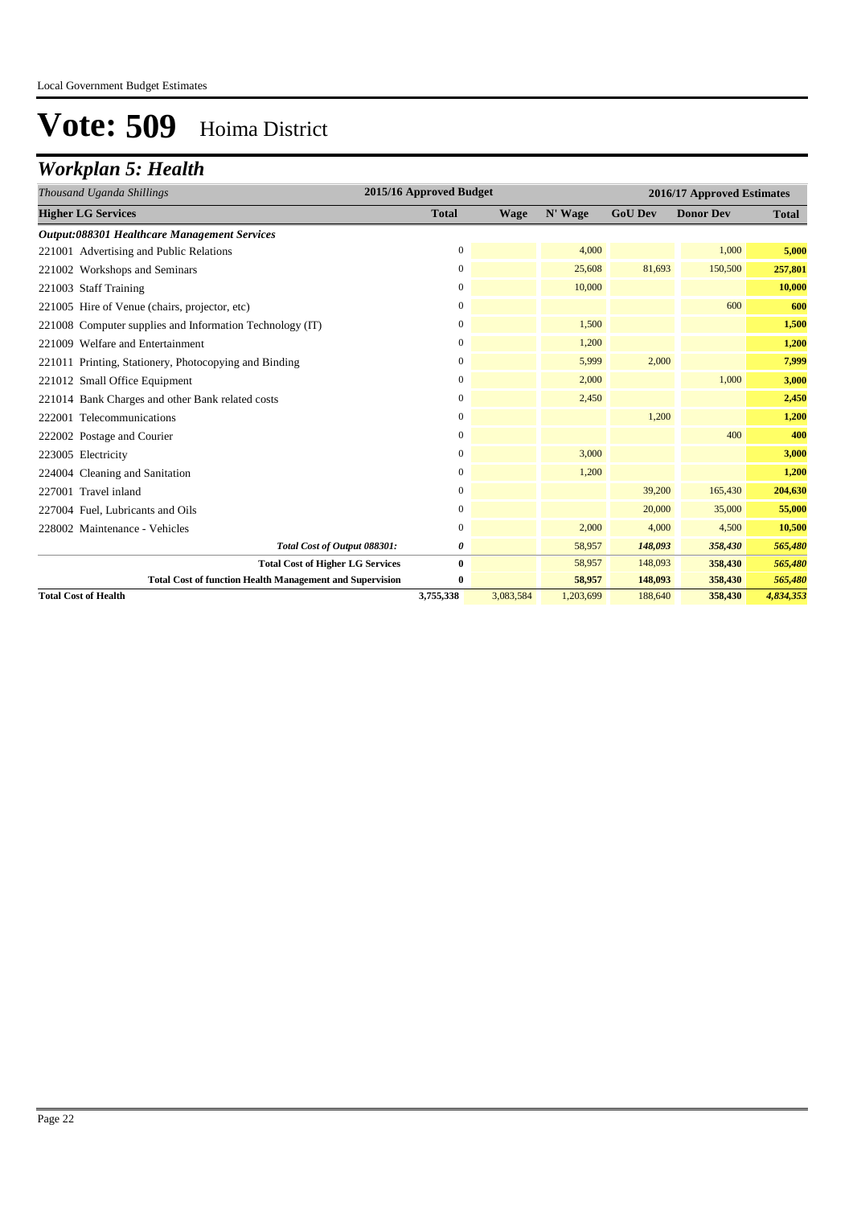Local Government Budget Estimates

# Vote: 509 Hoima District

## *Workplan 5: Health*

| *Thousand Uganda Shillings* | 2015/16 Approved Budget | 2016/17 Approved Estimates | | | | |
|---|---|---|---|---|---|---|
| **Higher LG Services** | **Total** | **Wage** | **N' Wage** | **GoU Dev** | **Donor Dev** | **Total** |
| ***Output:088301 Healthcare Management Services*** | | | | | | |
| 221001 Advertising and Public Relations | 0 | | 4,000 | | 1,000 | **5,000** |
| 221002 Workshops and Seminars | 0 | | 25,608 | 81,693 | 150,500 | **257,801** |
| 221003 Staff Training | 0 | | 10,000 | | | **10,000** |
| 221005 Hire of Venue (chairs, projector, etc) | 0 | | | | 600 | **600** |
| 221008 Computer supplies and Information Technology (IT) | 0 | | 1,500 | | | **1,500** |
| 221009 Welfare and Entertainment | 0 | | 1,200 | | | **1,200** |
| 221011 Printing, Stationery, Photocopying and Binding | 0 | | 5,999 | 2,000 | | **7,999** |
| 221012 Small Office Equipment | 0 | | 2,000 | | 1,000 | **3,000** |
| 221014 Bank Charges and other Bank related costs | 0 | | 2,450 | | | **2,450** |
| 222001 Telecommunications | 0 | | | 1,200 | | **1,200** |
| 222002 Postage and Courier | 0 | | | | 400 | **400** |
| 223005 Electricity | 0 | | 3,000 | | | **3,000** |
| 224004 Cleaning and Sanitation | 0 | | 1,200 | | | **1,200** |
| 227001 Travel inland | 0 | | | 39,200 | 165,430 | **204,630** |
| 227004 Fuel, Lubricants and Oils | 0 | | | 20,000 | 35,000 | **55,000** |
| 228002 Maintenance - Vehicles | 0 | | 2,000 | 4,000 | 4,500 | **10,500** |
| *Total Cost of Output 088301:* | ***0*** | | 58,957 | ***148,093*** | ***358,430*** | ***565,480*** |
| **Total Cost of Higher LG Services** | **0** | | 58,957 | 148,093 | **358,430** | ***565,480*** |
| **Total Cost of function Health Management and Supervision** | **0** | | **58,957** | **148,093** | **358,430** | ***565,480*** |
| **Total Cost of Health** | **3,755,338** | 3,083,584 | 1,203,699 | 188,640 | **358,430** | ***4,834,353*** |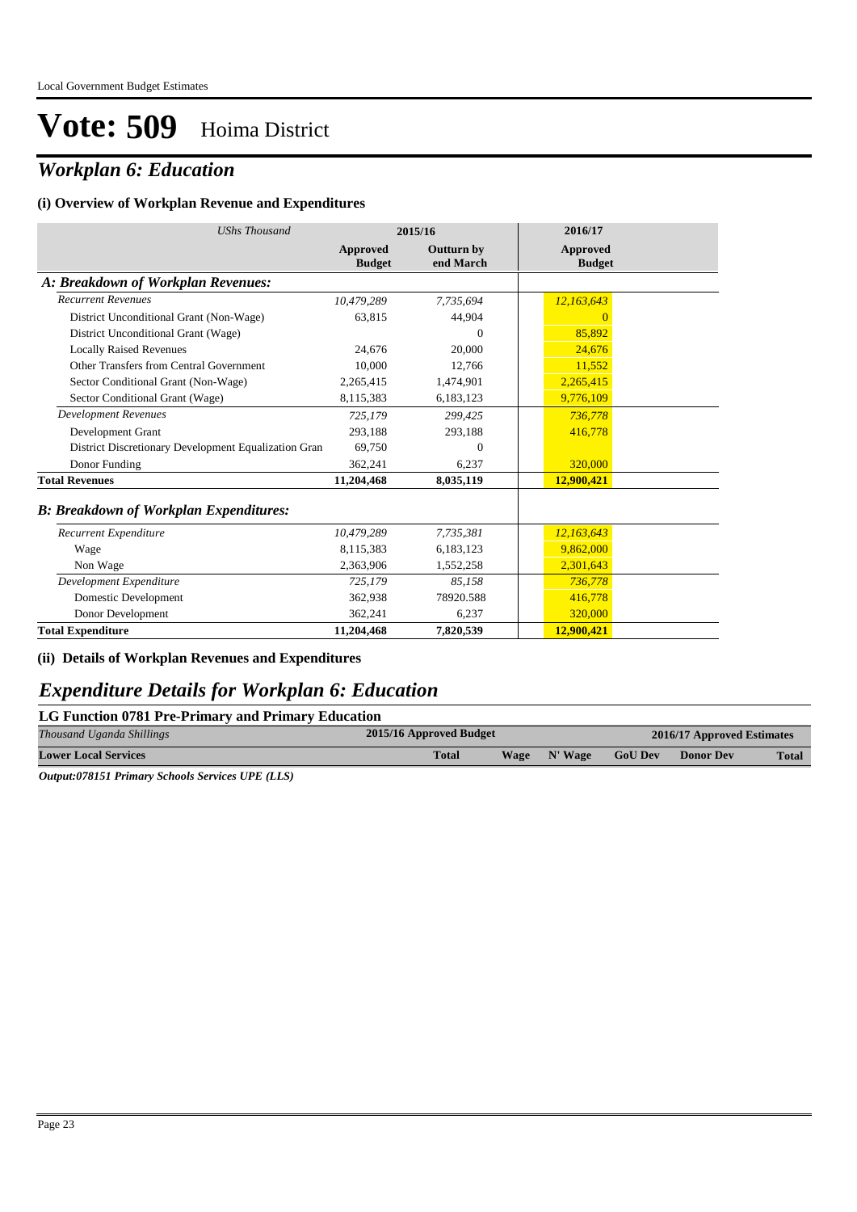# Vote: 509 Hoima District

## *Workplan 6: Education*

### (i) Overview of Workplan Revenue and Expenditures

| *UShs Thousand* | 2015/16 | | 2016/17 |
|---|---|---|---|
| | **Approved Budget** | **Outturn by end March** | **Approved Budget** |
| ***A: Breakdown of Workplan Revenues:*** | | | |
| *Recurrent Revenues* | *10,479,289* | *7,735,694* | *12,163,643* |
| District Unconditional Grant (Non-Wage) | 63,815 | 44,904 | 0 |
| District Unconditional Grant (Wage) | | 0 | 85,892 |
| Locally Raised Revenues | 24,676 | 20,000 | 24,676 |
| Other Transfers from Central Government | 10,000 | 12,766 | 11,552 |
| Sector Conditional Grant (Non-Wage) | 2,265,415 | 1,474,901 | 2,265,415 |
| Sector Conditional Grant (Wage) | 8,115,383 | 6,183,123 | 9,776,109 |
| *Development Revenues* | *725,179* | *299,425* | *736,778* |
| Development Grant | 293,188 | 293,188 | 416,778 |
| District Discretionary Development Equalization Gran | 69,750 | 0 | |
| Donor Funding | 362,241 | 6,237 | 320,000 |
| **Total Revenues** | **11,204,468** | **8,035,119** | **12,900,421** |
| ***B: Breakdown of Workplan Expenditures:*** | | | |
| *Recurrent Expenditure* | *10,479,289* | *7,735,381* | *12,163,643* |
| Wage | 8,115,383 | 6,183,123 | 9,862,000 |
| Non Wage | 2,363,906 | 1,552,258 | 2,301,643 |
| *Development Expenditure* | *725,179* | *85,158* | *736,778* |
| Domestic Development | 362,938 | 78920.588 | 416,778 |
| Donor Development | 362,241 | 6,237 | 320,000 |
| **Total Expenditure** | **11,204,468** | **7,820,539** | **12,900,421** |

### (ii) Details of Workplan Revenues and Expenditures

## *Expenditure Details for Workplan 6: Education*

**LG Function 0781 Pre-Primary and Primary Education**

| *Thousand Uganda Shillings* | 2015/16 Approved Budget | 2016/17 Approved Estimates | | | | |
|---|---|---|---|---|---|---|
| **Lower Local Services** | **Total** | **Wage** | **N' Wage** | **GoU Dev** | **Donor Dev** | **Total** |

***Output:078151 Primary Schools Services UPE (LLS)***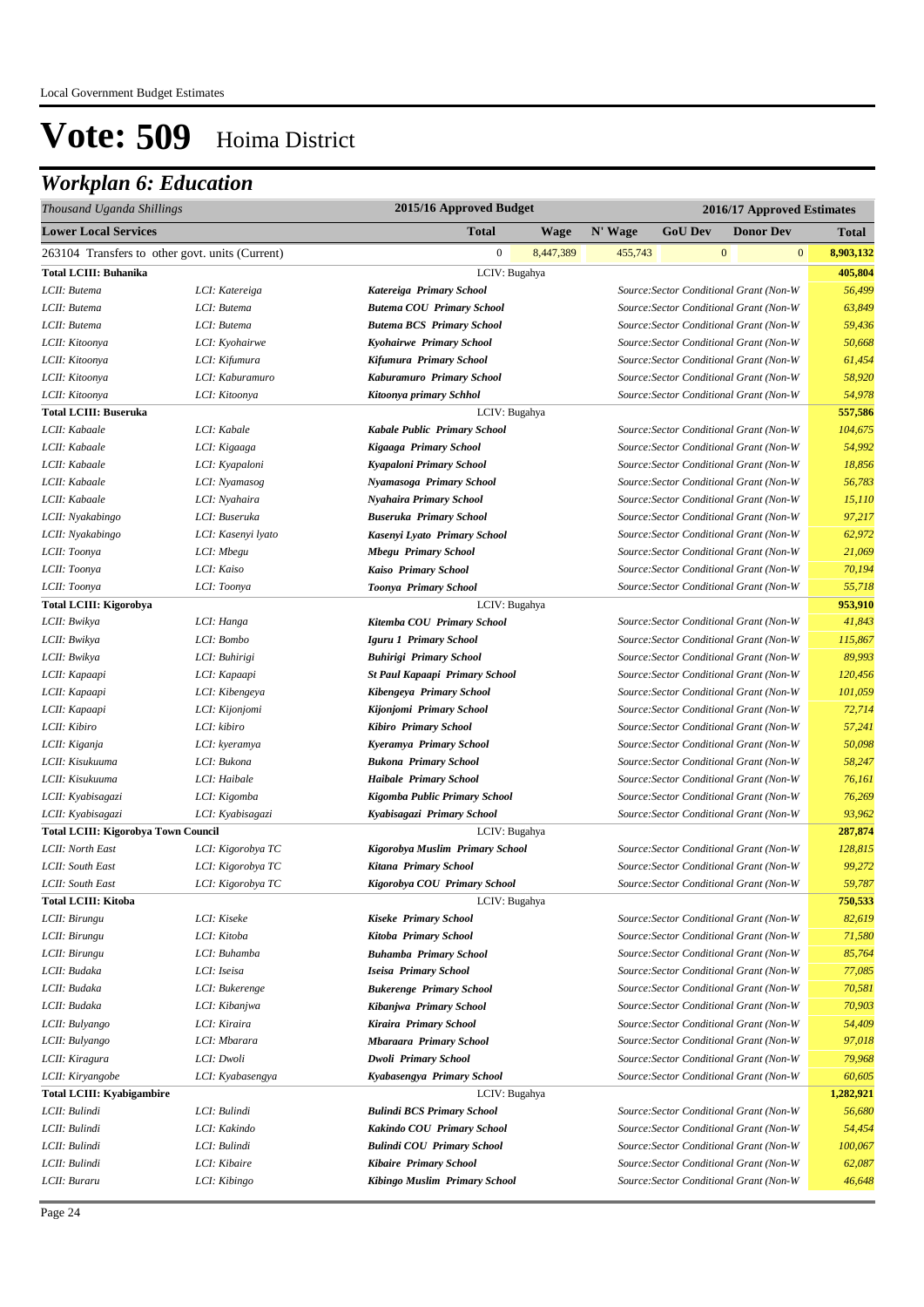Local Government Budget Estimates

# Vote: 509 Hoima District

## *Workplan 6: Education*

| *Thousand Uganda Shillings* | | 2015/16 Approved Budget | | 2016/17 Approved Estimates | | | |
|---|---|---|---|---|---|---|---|
| **Lower Local Services** | | **Total** | **Wage** | **N' Wage** | **GoU Dev** | **Donor Dev** | **Total** |
| 263104 Transfers to other govt. units (Current) | | 0 | 8,447,389 | 455,743 | 0 | 0 | **8,903,132** |
| **Total LCIII: Buhanika** | | LCIV: Bugahya | | | | | **405,804** |
| *LCII: Butema* | *LCI: Katereiga* | ***Katereiga Primary School*** | | *Source:Sector Conditional Grant (Non-W* | | | *56,499* |
| *LCII: Butema* | *LCI: Butema* | ***Butema COU Primary School*** | | *Source:Sector Conditional Grant (Non-W* | | | *63,849* |
| *LCII: Butema* | *LCI: Butema* | ***Butema BCS Primary School*** | | *Source:Sector Conditional Grant (Non-W* | | | *59,436* |
| *LCII: Kitoonya* | *LCI: Kyohairwe* | ***Kyohairwe Primary School*** | | *Source:Sector Conditional Grant (Non-W* | | | *50,668* |
| *LCII: Kitoonya* | *LCI: Kifumura* | ***Kifumura Primary School*** | | *Source:Sector Conditional Grant (Non-W* | | | *61,454* |
| *LCII: Kitoonya* | *LCI: Kaburamuro* | ***Kaburamuro Primary School*** | | *Source:Sector Conditional Grant (Non-W* | | | *58,920* |
| *LCII: Kitoonya* | *LCI: Kitoonya* | ***Kitoonya primary Schhol*** | | *Source:Sector Conditional Grant (Non-W* | | | *54,978* |
| **Total LCIII: Buseruka** | | LCIV: Bugahya | | | | | **557,586** |
| *LCII: Kabaale* | *LCI: Kabale* | ***Kabale Public Primary School*** | | *Source:Sector Conditional Grant (Non-W* | | | *104,675* |
| *LCII: Kabaale* | *LCI: Kigaaga* | ***Kigaaga Primary School*** | | *Source:Sector Conditional Grant (Non-W* | | | *54,992* |
| *LCII: Kabaale* | *LCI: Kyapaloni* | ***Kyapaloni Primary School*** | | *Source:Sector Conditional Grant (Non-W* | | | *18,856* |
| *LCII: Kabaale* | *LCI: Nyamasog* | ***Nyamasoga Primary School*** | | *Source:Sector Conditional Grant (Non-W* | | | *56,783* |
| *LCII: Kabaale* | *LCI: Nyahaira* | ***Nyahaira Primary School*** | | *Source:Sector Conditional Grant (Non-W* | | | *15,110* |
| *LCII: Nyakabingo* | *LCI: Buseruka* | ***Buseruka Primary School*** | | *Source:Sector Conditional Grant (Non-W* | | | *97,217* |
| *LCII: Nyakabingo* | *LCI: Kasenyi lyato* | ***Kasenyi Lyato Primary School*** | | *Source:Sector Conditional Grant (Non-W* | | | *62,972* |
| *LCII: Toonya* | *LCI: Mbegu* | ***Mbegu Primary School*** | | *Source:Sector Conditional Grant (Non-W* | | | *21,069* |
| *LCII: Toonya* | *LCI: Kaiso* | ***Kaiso Primary School*** | | *Source:Sector Conditional Grant (Non-W* | | | *70,194* |
| *LCII: Toonya* | *LCI: Toonya* | ***Toonya Primary School*** | | *Source:Sector Conditional Grant (Non-W* | | | *55,718* |
| **Total LCIII: Kigorobya** | | LCIV: Bugahya | | | | | **953,910** |
| *LCII: Bwikya* | *LCI: Hanga* | ***Kitemba COU Primary School*** | | *Source:Sector Conditional Grant (Non-W* | | | *41,843* |
| *LCII: Bwikya* | *LCI: Bombo* | ***Iguru 1 Primary School*** | | *Source:Sector Conditional Grant (Non-W* | | | *115,867* |
| *LCII: Bwikya* | *LCI: Buhirigi* | ***Buhirigi Primary School*** | | *Source:Sector Conditional Grant (Non-W* | | | *89,993* |
| *LCII: Kapaapi* | *LCI: Kapaapi* | ***St Paul Kapaapi Primary School*** | | *Source:Sector Conditional Grant (Non-W* | | | *120,456* |
| *LCII: Kapaapi* | *LCI: Kibengeya* | ***Kibengeya Primary School*** | | *Source:Sector Conditional Grant (Non-W* | | | *101,059* |
| *LCII: Kapaapi* | *LCI: Kijonjomi* | ***Kijonjomi Primary School*** | | *Source:Sector Conditional Grant (Non-W* | | | *72,714* |
| *LCII: Kibiro* | *LCI: kibiro* | ***Kibiro Primary School*** | | *Source:Sector Conditional Grant (Non-W* | | | *57,241* |
| *LCII: Kiganja* | *LCI: kyeramya* | ***Kyeramya Primary School*** | | *Source:Sector Conditional Grant (Non-W* | | | *50,098* |
| *LCII: Kisukuuma* | *LCI: Bukona* | ***Bukona Primary School*** | | *Source:Sector Conditional Grant (Non-W* | | | *58,247* |
| *LCII: Kisukuuma* | *LCI: Haibale* | ***Haibale Primary School*** | | *Source:Sector Conditional Grant (Non-W* | | | *76,161* |
| *LCII: Kyabisagazi* | *LCI: Kigomba* | ***Kigomba Public Primary School*** | | *Source:Sector Conditional Grant (Non-W* | | | *76,269* |
| *LCII: Kyabisagazi* | *LCI: Kyabisagazi* | ***Kyabisagazi Primary School*** | | *Source:Sector Conditional Grant (Non-W* | | | *93,962* |
| **Total LCIII: Kigorobya Town Council** | | LCIV: Bugahya | | | | | **287,874** |
| *LCII: North East* | *LCI: Kigorobya TC* | ***Kigorobya Muslim Primary School*** | | *Source:Sector Conditional Grant (Non-W* | | | *128,815* |
| *LCII: South East* | *LCI: Kigorobya TC* | ***Kitana Primary School*** | | *Source:Sector Conditional Grant (Non-W* | | | *99,272* |
| *LCII: South East* | *LCI: Kigorobya TC* | ***Kigorobya COU Primary School*** | | *Source:Sector Conditional Grant (Non-W* | | | *59,787* |
| **Total LCIII: Kitoba** | | LCIV: Bugahya | | | | | **750,533** |
| *LCII: Birungu* | *LCI: Kiseke* | ***Kiseke Primary School*** | | *Source:Sector Conditional Grant (Non-W* | | | *82,619* |
| *LCII: Birungu* | *LCI: Kitoba* | ***Kitoba Primary School*** | | *Source:Sector Conditional Grant (Non-W* | | | *71,580* |
| *LCII: Birungu* | *LCI: Buhamba* | ***Buhamba Primary School*** | | *Source:Sector Conditional Grant (Non-W* | | | *85,764* |
| *LCII: Budaka* | *LCI: Iseisa* | ***Iseisa Primary School*** | | *Source:Sector Conditional Grant (Non-W* | | | *77,085* |
| *LCII: Budaka* | *LCI: Bukerenge* | ***Bukerenge Primary School*** | | *Source:Sector Conditional Grant (Non-W* | | | *70,581* |
| *LCII: Budaka* | *LCI: Kibanjwa* | ***Kibanjwa Primary School*** | | *Source:Sector Conditional Grant (Non-W* | | | *70,903* |
| *LCII: Bulyango* | *LCI: Kiraira* | ***Kiraira Primary School*** | | *Source:Sector Conditional Grant (Non-W* | | | *54,409* |
| *LCII: Bulyango* | *LCI: Mbarara* | ***Mbaraara Primary School*** | | *Source:Sector Conditional Grant (Non-W* | | | *97,018* |
| *LCII: Kiragura* | *LCI: Dwoli* | ***Dwoli Primary School*** | | *Source:Sector Conditional Grant (Non-W* | | | *79,968* |
| *LCII: Kiryangobe* | *LCI: Kyabasengya* | ***Kyabasengya Primary School*** | | *Source:Sector Conditional Grant (Non-W* | | | *60,605* |
| **Total LCIII: Kyabigambire** | | LCIV: Bugahya | | | | | **1,282,921** |
| *LCII: Bulindi* | *LCI: Bulindi* | ***Bulindi BCS Primary School*** | | *Source:Sector Conditional Grant (Non-W* | | | *56,680* |
| *LCII: Bulindi* | *LCI: Kakindo* | ***Kakindo COU Primary School*** | | *Source:Sector Conditional Grant (Non-W* | | | *54,454* |
| *LCII: Bulindi* | *LCI: Bulindi* | ***Bulindi COU Primary School*** | | *Source:Sector Conditional Grant (Non-W* | | | *100,067* |
| *LCII: Bulindi* | *LCI: Kibaire* | ***Kibaire Primary School*** | | *Source:Sector Conditional Grant (Non-W* | | | *62,087* |
| *LCII: Buraru* | *LCI: Kibingo* | ***Kibingo Muslim Primary School*** | | *Source:Sector Conditional Grant (Non-W* | | | *46,648* |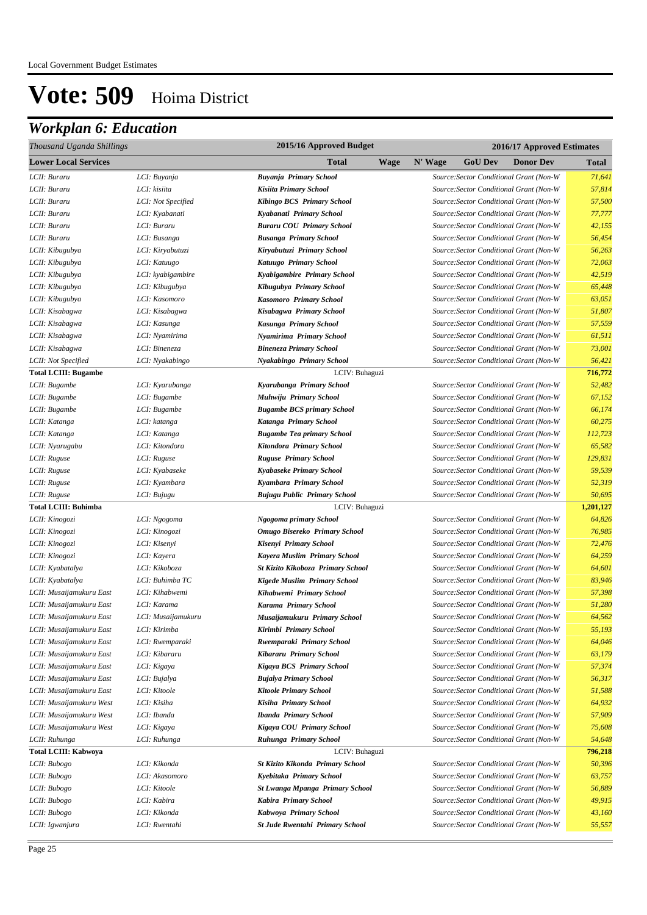# Vote: 509 Hoima District

## *Workplan 6: Education*

| *Thousand Uganda Shillings* | | 2015/16 Approved Budget | | | 2016/17 Approved Estimates | | |
|---|---|---|---|---|---|---|---|
| **Lower Local Services** | | **Total** | **Wage** | **N' Wage** | **GoU Dev** | **Donor Dev** | **Total** |
| *LCII: Buraru* | *LCI: Buyanja* | ***Buyanja Primary School*** | | | *Source:Sector Conditional Grant (Non-W* | | *71,641* |
| *LCII: Buraru* | *LCI: kisiita* | ***Kisiita Primary School*** | | | *Source:Sector Conditional Grant (Non-W* | | *57,814* |
| *LCII: Buraru* | *LCI: Not Specified* | ***Kibingo BCS Primary School*** | | | *Source:Sector Conditional Grant (Non-W* | | *57,500* |
| *LCII: Buraru* | *LCI: Kyabanati* | ***Kyabanati Primary School*** | | | *Source:Sector Conditional Grant (Non-W* | | *77,777* |
| *LCII: Buraru* | *LCI: Buraru* | ***Buraru COU Primary School*** | | | *Source:Sector Conditional Grant (Non-W* | | *42,155* |
| *LCII: Buraru* | *LCI: Busanga* | ***Busanga Primary School*** | | | *Source:Sector Conditional Grant (Non-W* | | *56,454* |
| *LCII: Kibugubya* | *LCI: Kiryabutuzi* | ***Kiryabutuzi Primary School*** | | | *Source:Sector Conditional Grant (Non-W* | | *56,263* |
| *LCII: Kibugubya* | *LCI: Katuugo* | ***Katuugo Primary School*** | | | *Source:Sector Conditional Grant (Non-W* | | *72,063* |
| *LCII: Kibugubya* | *LCI: kyabigambire* | ***Kyabigambire Primary School*** | | | *Source:Sector Conditional Grant (Non-W* | | *42,519* |
| *LCII: Kibugubya* | *LCI: Kibugubya* | ***Kibugubya Primary School*** | | | *Source:Sector Conditional Grant (Non-W* | | *65,448* |
| *LCII: Kibugubya* | *LCI: Kasomoro* | ***Kasomoro Primary School*** | | | *Source:Sector Conditional Grant (Non-W* | | *63,051* |
| *LCII: Kisabagwa* | *LCI: Kisabagwa* | ***Kisabagwa Primary School*** | | | *Source:Sector Conditional Grant (Non-W* | | *51,807* |
| *LCII: Kisabagwa* | *LCI: Kasunga* | ***Kasunga Primary School*** | | | *Source:Sector Conditional Grant (Non-W* | | *57,559* |
| *LCII: Kisabagwa* | *LCI: Nyamirima* | ***Nyamirima Primary School*** | | | *Source:Sector Conditional Grant (Non-W* | | *61,511* |
| *LCII: Kisabagwa* | *LCI: Bineneza* | ***Bineneza Primary School*** | | | *Source:Sector Conditional Grant (Non-W* | | *73,001* |
| *LCII: Not Specified* | *LCI: Nyakabingo* | ***Nyakabingo Primary School*** | | | *Source:Sector Conditional Grant (Non-W* | | *56,421* |
| **Total LCIII: Bugambe** | | LCIV: Buhaguzi | | | | | **716,772** |
| *LCII: Bugambe* | *LCI: Kyarubanga* | ***Kyarubanga Primary School*** | | | *Source:Sector Conditional Grant (Non-W* | | *52,482* |
| *LCII: Bugambe* | *LCI: Bugambe* | ***Muhwiju Primary School*** | | | *Source:Sector Conditional Grant (Non-W* | | *67,152* |
| *LCII: Bugambe* | *LCI: Bugambe* | ***Bugambe BCS primary School*** | | | *Source:Sector Conditional Grant (Non-W* | | *66,174* |
| *LCII: Katanga* | *LCI: katanga* | ***Katanga Primary School*** | | | *Source:Sector Conditional Grant (Non-W* | | *60,275* |
| *LCII: Katanga* | *LCI: Katanga* | ***Bugambe Tea primary School*** | | | *Source:Sector Conditional Grant (Non-W* | | *112,723* |
| *LCII: Nyarugabu* | *LCI: Kitondora* | ***Kitondora Primary School*** | | | *Source:Sector Conditional Grant (Non-W* | | *65,582* |
| *LCII: Ruguse* | *LCI: Ruguse* | ***Ruguse Primary School*** | | | *Source:Sector Conditional Grant (Non-W* | | *129,831* |
| *LCII: Ruguse* | *LCI: Kyabaseke* | ***Kyabaseke Primary School*** | | | *Source:Sector Conditional Grant (Non-W* | | *59,539* |
| *LCII: Ruguse* | *LCI: Kyambara* | ***Kyambara Primary School*** | | | *Source:Sector Conditional Grant (Non-W* | | *52,319* |
| *LCII: Ruguse* | *LCI: Bujugu* | ***Bujugu Public Primary School*** | | | *Source:Sector Conditional Grant (Non-W* | | *50,695* |
| **Total LCIII: Buhimba** | | LCIV: Buhaguzi | | | | | **1,201,127** |
| *LCII: Kinogozi* | *LCI: Ngogoma* | ***Ngogoma primary School*** | | | *Source:Sector Conditional Grant (Non-W* | | *64,826* |
| *LCII: Kinogozi* | *LCI: Kinogozi* | ***Omugo Bisereko Primary School*** | | | *Source:Sector Conditional Grant (Non-W* | | *76,985* |
| *LCII: Kinogozi* | *LCI: Kisenyi* | ***Kisenyi Primary School*** | | | *Source:Sector Conditional Grant (Non-W* | | *72,476* |
| *LCII: Kinogozi* | *LCI: Kayera* | ***Kayera Muslim Primary School*** | | | *Source:Sector Conditional Grant (Non-W* | | *64,259* |
| *LCII: Kyabatalya* | *LCI: Kikoboza* | ***St Kizito Kikoboza Primary School*** | | | *Source:Sector Conditional Grant (Non-W* | | *64,601* |
| *LCII: Kyabatalya* | *LCI: Buhimba TC* | ***Kigede Muslim Primary School*** | | | *Source:Sector Conditional Grant (Non-W* | | *83,946* |
| *LCII: Musaijamukuru East* | *LCI: Kihabwemi* | ***Kihabwemi Primary School*** | | | *Source:Sector Conditional Grant (Non-W* | | *57,398* |
| *LCII: Musaijamukuru East* | *LCI: Karama* | ***Karama Primary School*** | | | *Source:Sector Conditional Grant (Non-W* | | *51,280* |
| *LCII: Musaijamukuru East* | *LCI: Musaijamukuru* | ***Musaijamukuru Primary School*** | | | *Source:Sector Conditional Grant (Non-W* | | *64,562* |
| *LCII: Musaijamukuru East* | *LCI: Kirimba* | ***Kirimbi Primary School*** | | | *Source:Sector Conditional Grant (Non-W* | | *55,193* |
| *LCII: Musaijamukuru East* | *LCI: Rwemparaki* | ***Rwemparaki Primary School*** | | | *Source:Sector Conditional Grant (Non-W* | | *64,046* |
| *LCII: Musaijamukuru East* | *LCI: Kibararu* | ***Kibararu Primary School*** | | | *Source:Sector Conditional Grant (Non-W* | | *63,179* |
| *LCII: Musaijamukuru East* | *LCI: Kigaya* | ***Kigaya BCS Primary School*** | | | *Source:Sector Conditional Grant (Non-W* | | *57,374* |
| *LCII: Musaijamukuru East* | *LCI: Bujalya* | ***Bujalya Primary School*** | | | *Source:Sector Conditional Grant (Non-W* | | *56,317* |
| *LCII: Musaijamukuru East* | *LCI: Kitoole* | ***Kitoole Primary School*** | | | *Source:Sector Conditional Grant (Non-W* | | *51,588* |
| *LCII: Musaijamukuru West* | *LCI: Kisiha* | ***Kisiha Primary School*** | | | *Source:Sector Conditional Grant (Non-W* | | *64,932* |
| *LCII: Musaijamukuru West* | *LCI: Ibanda* | ***Ibanda Primary School*** | | | *Source:Sector Conditional Grant (Non-W* | | *57,909* |
| *LCII: Musaijamukuru West* | *LCI: Kigaya* | ***Kigaya COU Primary School*** | | | *Source:Sector Conditional Grant (Non-W* | | *75,608* |
| *LCII: Ruhunga* | *LCI: Ruhunga* | ***Ruhunga Primary School*** | | | *Source:Sector Conditional Grant (Non-W* | | *54,648* |
| **Total LCIII: Kabwoya** | | LCIV: Buhaguzi | | | | | **796,218** |
| *LCII: Bubogo* | *LCI: Kikonda* | ***St Kizito Kikonda Primary School*** | | | *Source:Sector Conditional Grant (Non-W* | | *50,396* |
| *LCII: Bubogo* | *LCI: Akasomoro* | ***Kyebitaka Primary School*** | | | *Source:Sector Conditional Grant (Non-W* | | *63,757* |
| *LCII: Bubogo* | *LCI: Kitoole* | ***St Lwanga Mpanga Primary School*** | | | *Source:Sector Conditional Grant (Non-W* | | *56,889* |
| *LCII: Bubogo* | *LCI: Kabira* | ***Kabira Primary School*** | | | *Source:Sector Conditional Grant (Non-W* | | *49,915* |
| *LCII: Bubogo* | *LCI: Kikonda* | ***Kabwoya Primary School*** | | | *Source:Sector Conditional Grant (Non-W* | | *43,160* |
| *LCII: Igwanjura* | *LCI: Rwentahi* | ***St Jude Rwentahi Primary School*** | | | *Source:Sector Conditional Grant (Non-W* | | *55,557* |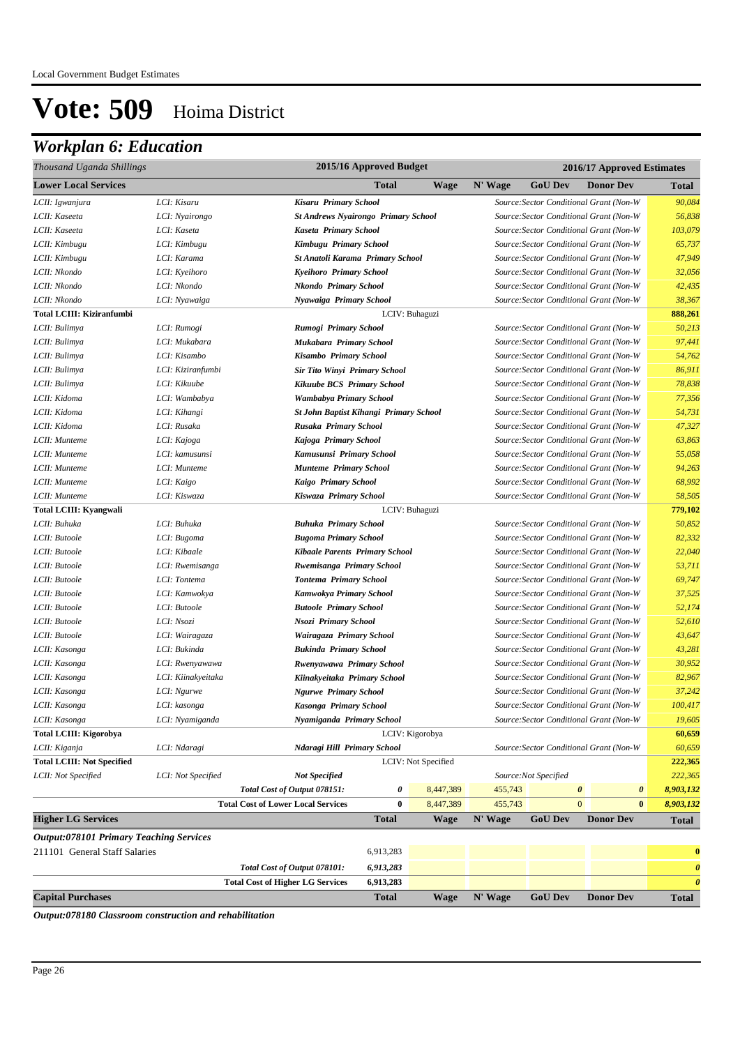# Vote: 509 Hoima District

## *Workplan 6: Education*

| *Thousand Uganda Shillings* | | | 2015/16 Approved Budget | | 2016/17 Approved Estimates | | | | |
|---|---|---|---|---|---|---|---|---|---|
| **Lower Local Services** | | | **Total** | **Wage** | **N' Wage** | **GoU Dev** | **Donor Dev** | | **Total** |
| *LCII: Igwanjura* | *LCI: Kisaru* | ***Kisaru Primary School*** | | | *Source:Sector Conditional Grant (Non-W* | | | | *90,084* |
| *LCII: Kaseeta* | *LCI: Nyairongo* | ***St Andrews Nyairongo Primary School*** | | | *Source:Sector Conditional Grant (Non-W* | | | | *56,838* |
| *LCII: Kaseeta* | *LCI: Kaseta* | ***Kaseta Primary School*** | | | *Source:Sector Conditional Grant (Non-W* | | | | *103,079* |
| *LCII: Kimbugu* | *LCI: Kimbugu* | ***Kimbugu Primary School*** | | | *Source:Sector Conditional Grant (Non-W* | | | | *65,737* |
| *LCII: Kimbugu* | *LCI: Karama* | ***St Anatoli Karama Primary School*** | | | *Source:Sector Conditional Grant (Non-W* | | | | *47,949* |
| *LCII: Nkondo* | *LCI: Kyeihoro* | ***Kyeihoro Primary School*** | | | *Source:Sector Conditional Grant (Non-W* | | | | *32,056* |
| *LCII: Nkondo* | *LCI: Nkondo* | ***Nkondo Primary School*** | | | *Source:Sector Conditional Grant (Non-W* | | | | *42,435* |
| *LCII: Nkondo* | *LCI: Nyawaiga* | ***Nyawaiga Primary School*** | | | *Source:Sector Conditional Grant (Non-W* | | | | *38,367* |
| **Total LCIII: Kiziranfumbi** | | | LCIV: Buhaguzi | | | | | | **888,261** |
| *LCII: Bulimya* | *LCI: Rumogi* | ***Rumogi Primary School*** | | | *Source:Sector Conditional Grant (Non-W* | | | | *50,213* |
| *LCII: Bulimya* | *LCI: Mukabara* | ***Mukabara Primary School*** | | | *Source:Sector Conditional Grant (Non-W* | | | | *97,441* |
| *LCII: Bulimya* | *LCI: Kisambo* | ***Kisambo Primary School*** | | | *Source:Sector Conditional Grant (Non-W* | | | | *54,762* |
| *LCII: Bulimya* | *LCI: Kiziranfumbi* | ***Sir Tito Winyi Primary School*** | | | *Source:Sector Conditional Grant (Non-W* | | | | *86,911* |
| *LCII: Bulimya* | *LCI: Kikuube* | ***Kikuube BCS Primary School*** | | | *Source:Sector Conditional Grant (Non-W* | | | | *78,838* |
| *LCII: Kidoma* | *LCI: Wambabya* | ***Wambabya Primary School*** | | | *Source:Sector Conditional Grant (Non-W* | | | | *77,356* |
| *LCII: Kidoma* | *LCI: Kihangi* | ***St John Baptist Kihangi Primary School*** | | | *Source:Sector Conditional Grant (Non-W* | | | | *54,731* |
| *LCII: Kidoma* | *LCI: Rusaka* | ***Rusaka Primary School*** | | | *Source:Sector Conditional Grant (Non-W* | | | | *47,327* |
| *LCII: Munteme* | *LCI: Kajoga* | ***Kajoga Primary School*** | | | *Source:Sector Conditional Grant (Non-W* | | | | *63,863* |
| *LCII: Munteme* | *LCI: kamusunsi* | ***Kamusunsi Primary School*** | | | *Source:Sector Conditional Grant (Non-W* | | | | *55,058* |
| *LCII: Munteme* | *LCI: Munteme* | ***Munteme Primary School*** | | | *Source:Sector Conditional Grant (Non-W* | | | | *94,263* |
| *LCII: Munteme* | *LCI: Kaigo* | ***Kaigo Primary School*** | | | *Source:Sector Conditional Grant (Non-W* | | | | *68,992* |
| *LCII: Munteme* | *LCI: Kiswaza* | ***Kiswaza Primary School*** | | | *Source:Sector Conditional Grant (Non-W* | | | | *58,505* |
| **Total LCIII: Kyangwali** | | | LCIV: Buhaguzi | | | | | | **779,102** |
| *LCII: Buhuka* | *LCI: Buhuka* | ***Buhuka Primary School*** | | | *Source:Sector Conditional Grant (Non-W* | | | | *50,852* |
| *LCII: Butoole* | *LCI: Bugoma* | ***Bugoma Primary School*** | | | *Source:Sector Conditional Grant (Non-W* | | | | *82,332* |
| *LCII: Butoole* | *LCI: Kibaale* | ***Kibaale Parents Primary School*** | | | *Source:Sector Conditional Grant (Non-W* | | | | *22,040* |
| *LCII: Butoole* | *LCI: Rwemisanga* | ***Rwemisanga Primary School*** | | | *Source:Sector Conditional Grant (Non-W* | | | | *53,711* |
| *LCII: Butoole* | *LCI: Tontema* | ***Tontema Primary School*** | | | *Source:Sector Conditional Grant (Non-W* | | | | *69,747* |
| *LCII: Butoole* | *LCI: Kamwokya* | ***Kamwokya Primary School*** | | | *Source:Sector Conditional Grant (Non-W* | | | | *37,525* |
| *LCII: Butoole* | *LCI: Butoole* | ***Butoole Primary School*** | | | *Source:Sector Conditional Grant (Non-W* | | | | *52,174* |
| *LCII: Butoole* | *LCI: Nsozi* | ***Nsozi Primary School*** | | | *Source:Sector Conditional Grant (Non-W* | | | | *52,610* |
| *LCII: Butoole* | *LCI: Wairagaza* | ***Wairagaza Primary School*** | | | *Source:Sector Conditional Grant (Non-W* | | | | *43,647* |
| *LCII: Kasonga* | *LCI: Bukinda* | ***Bukinda Primary School*** | | | *Source:Sector Conditional Grant (Non-W* | | | | *43,281* |
| *LCII: Kasonga* | *LCI: Rwenyawawa* | ***Rwenyawawa Primary School*** | | | *Source:Sector Conditional Grant (Non-W* | | | | *30,952* |
| *LCII: Kasonga* | *LCI: Kiinakyeitaka* | ***Kiinakyeitaka Primary School*** | | | *Source:Sector Conditional Grant (Non-W* | | | | *82,967* |
| *LCII: Kasonga* | *LCI: Ngurwe* | ***Ngurwe Primary School*** | | | *Source:Sector Conditional Grant (Non-W* | | | | *37,242* |
| *LCII: Kasonga* | *LCI: kasonga* | ***Kasonga Primary School*** | | | *Source:Sector Conditional Grant (Non-W* | | | | *100,417* |
| *LCII: Kasonga* | *LCI: Nyamiganda* | ***Nyamiganda Primary School*** | | | *Source:Sector Conditional Grant (Non-W* | | | | *19,605* |
| **Total LCIII: Kigorobya** | | | LCIV: Kigorobya | | | | | | **60,659** |
| *LCII: Kiganja* | *LCI: Ndaragi* | ***Ndaragi Hill Primary School*** | | | *Source:Sector Conditional Grant (Non-W* | | | | *60,659* |
| **Total LCIII: Not Specified** | | | LCIV: Not Specified | | | | | | **222,365** |
| *LCII: Not Specified* | *LCI: Not Specified* | ***Not Specified*** | | | | *Source:Not Specified* | | | *222,365* |
| | | *Total Cost of Output 078151:* | ***0*** | 8,447,389 | 455,743 | ***0*** | ***0*** | | ***8,903,132*** |
| | | **Total Cost of Lower Local Services** | **0** | 8,447,389 | 455,743 | 0 | **0** | | ***8,903,132*** |
| **Higher LG Services** | | | **Total** | **Wage** | **N' Wage** | **GoU Dev** | **Donor Dev** | | **Total** |
| ***Output:078101 Primary Teaching Services*** | | | | | | | | | |
| 211101 General Staff Salaries | | | 6,913,283 | | | | | | **0** |
| | | *Total Cost of Output 078101:* | ***6,913,283*** | | | | | | ***0*** |
| | | **Total Cost of Higher LG Services** | **6,913,283** | | | | | | ***0*** |
| **Capital Purchases** | | | **Total** | **Wage** | **N' Wage** | **GoU Dev** | **Donor Dev** | | **Total** |

***Output:078180 Classroom construction and rehabilitation***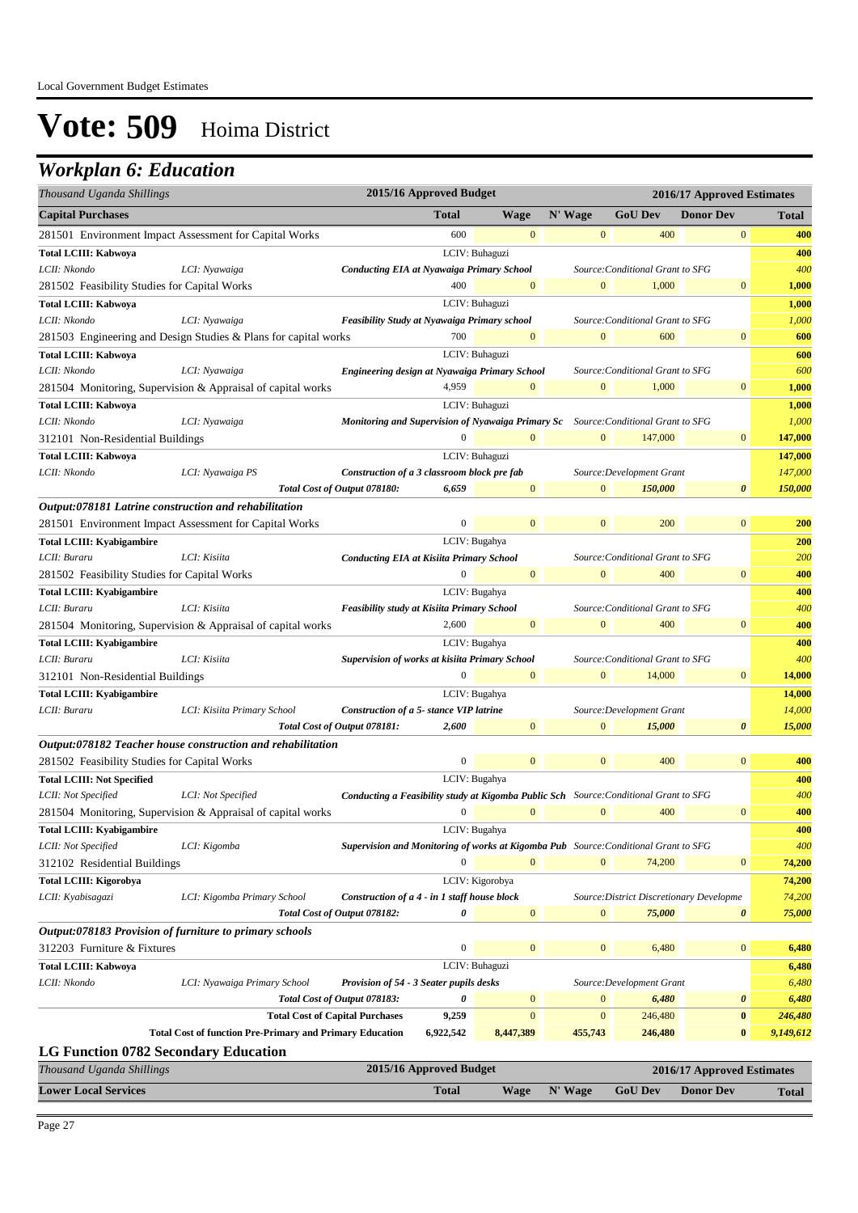Local Government Budget Estimates

# Vote: 509 Hoima District

## *Workplan 6: Education*

| *Thousand Uganda Shillings* | | 2015/16 Approved Budget | | 2016/17 Approved Estimates | | | |
|---|---|---|---|---|---|---|---|
| **Capital Purchases** | | **Total** | **Wage** | **N' Wage** | **GoU Dev** | **Donor Dev** | **Total** |
| 281501 Environment Impact Assessment for Capital Works | | 600 | 0 | 0 | 400 | 0 | **400** |
| **Total LCIII: Kabwoya** | | LCIV: Buhaguzi | | | | | **400** |
| *LCII: Nkondo* | *LCI: Nyawaiga* | ***Conducting EIA at Nyawaiga Primary School*** | | *Source:Conditional Grant to SFG* | | | *400* |
| 281502 Feasibility Studies for Capital Works | | 400 | 0 | 0 | 1,000 | 0 | **1,000** |
| **Total LCIII: Kabwoya** | | LCIV: Buhaguzi | | | | | **1,000** |
| *LCII: Nkondo* | *LCI: Nyawaiga* | ***Feasibility Study at Nyawaiga Primary school*** | | *Source:Conditional Grant to SFG* | | | *1,000* |
| 281503 Engineering and Design Studies & Plans for capital works | | 700 | 0 | 0 | 600 | 0 | **600** |
| **Total LCIII: Kabwoya** | | LCIV: Buhaguzi | | | | | **600** |
| *LCII: Nkondo* | *LCI: Nyawaiga* | ***Engineering design at Nyawaiga Primary School*** | | *Source:Conditional Grant to SFG* | | | *600* |
| 281504 Monitoring, Supervision & Appraisal of capital works | | 4,959 | 0 | 0 | 1,000 | 0 | **1,000** |
| **Total LCIII: Kabwoya** | | LCIV: Buhaguzi | | | | | **1,000** |
| *LCII: Nkondo* | *LCI: Nyawaiga* | ***Monitoring and Supervision of Nyawaiga Primary Sc*** | | *Source:Conditional Grant to SFG* | | | *1,000* |
| 312101 Non-Residential Buildings | | 0 | 0 | 0 | 147,000 | 0 | **147,000** |
| **Total LCIII: Kabwoya** | | LCIV: Buhaguzi | | | | | **147,000** |
| *LCII: Nkondo* | *LCI: Nyawaiga PS* | ***Construction of a 3 classroom block pre fab*** | | *Source:Development Grant* | | | *147,000* |
| | ***Total Cost of Output 078180:*** | ***6,659*** | 0 | 0 | ***150,000*** | ***0*** | ***150,000*** |
| ***Output:078181 Latrine construction and rehabilitation*** | | | | | | | |
| 281501 Environment Impact Assessment for Capital Works | | 0 | 0 | 0 | 200 | 0 | **200** |
| **Total LCIII: Kyabigambire** | | LCIV: Bugahya | | | | | **200** |
| *LCII: Bararu* | *LCI: Kisiita* | ***Conducting EIA at Kisiita Primary School*** | | *Source:Conditional Grant to SFG* | | | *200* |
| 281502 Feasibility Studies for Capital Works | | 0 | 0 | 0 | 400 | 0 | **400** |
| **Total LCIII: Kyabigambire** | | LCIV: Bugahya | | | | | **400** |
| *LCII: Bararu* | *LCI: Kisiita* | ***Feasibility study at Kisiita Primary School*** | | *Source:Conditional Grant to SFG* | | | *400* |
| 281504 Monitoring, Supervision & Appraisal of capital works | | 2,600 | 0 | 0 | 400 | 0 | **400** |
| **Total LCIII: Kyabigambire** | | LCIV: Bugahya | | | | | **400** |
| *LCII: Bararu* | *LCI: Kisiita* | ***Supervision of works at kisiita Primary School*** | | *Source:Conditional Grant to SFG* | | | *400* |
| 312101 Non-Residential Buildings | | 0 | 0 | 0 | 14,000 | 0 | **14,000** |
| **Total LCIII: Kyabigambire** | | LCIV: Bugahya | | | | | **14,000** |
| *LCII: Bararu* | *LCI: Kisiita Primary School* | ***Construction of a 5- stance VIP latrine*** | | *Source:Development Grant* | | | *14,000* |
| | ***Total Cost of Output 078181:*** | ***2,600*** | 0 | 0 | ***15,000*** | ***0*** | ***15,000*** |
| ***Output:078182 Teacher house construction and rehabilitation*** | | | | | | | |
| 281502 Feasibility Studies for Capital Works | | 0 | 0 | 0 | 400 | 0 | **400** |
| **Total LCIII: Not Specified** | | LCIV: Bugahya | | | | | **400** |
| *LCII: Not Specified* | *LCI: Not Specified* | ***Conducting a Feasibility study at Kigomba Public Sch*** | | *Source:Conditional Grant to SFG* | | | *400* |
| 281504 Monitoring, Supervision & Appraisal of capital works | | 0 | 0 | 0 | 400 | 0 | **400** |
| **Total LCIII: Kyabigambire** | | LCIV: Bugahya | | | | | **400** |
| *LCII: Not Specified* | *LCI: Kigomba* | ***Supervision and Monitoring of works at Kigomba Pub*** | | *Source:Conditional Grant to SFG* | | | *400* |
| 312102 Residential Buildings | | 0 | 0 | 0 | 74,200 | 0 | **74,200** |
| **Total LCIII: Kigorobya** | | LCIV: Kigorobya | | | | | **74,200** |
| *LCII: Kyabisagazi* | *LCI: Kigomba Primary School* | ***Construction of a 4 - in 1 staff house block*** | | *Source:District Discretionary Developme* | | | *74,200* |
| | ***Total Cost of Output 078182:*** | ***0*** | 0 | 0 | ***75,000*** | ***0*** | ***75,000*** |
| ***Output:078183 Provision of furniture to primary schools*** | | | | | | | |
| 312203 Furniture & Fixtures | | 0 | 0 | 0 | 6,480 | 0 | **6,480** |
| **Total LCIII: Kabwoya** | | LCIV: Buhaguzi | | | | | **6,480** |
| *LCII: Nkondo* | *LCI: Nyawaiga Primary School* | ***Provision of 54 - 3 Seater pupils desks*** | | *Source:Development Grant* | | | *6,480* |
| | ***Total Cost of Output 078183:*** | ***0*** | 0 | 0 | ***6,480*** | ***0*** | ***6,480*** |
| | **Total Cost of Capital Purchases** | **9,259** | 0 | 0 | 246,480 | **0** | ***246,480*** |
| | **Total Cost of function Pre-Primary and Primary Education** | **6,922,542** | **8,447,389** | **455,743** | **246,480** | **0** | ***9,149,612*** |

### LG Function 0782 Secondary Education

| *Thousand Uganda Shillings* | 2015/16 Approved Budget | 2016/17 Approved Estimates | | | | |
|---|---|---|---|---|---|---|
| **Lower Local Services** | **Total** | **Wage** | **N' Wage** | **GoU Dev** | **Donor Dev** | **Total** |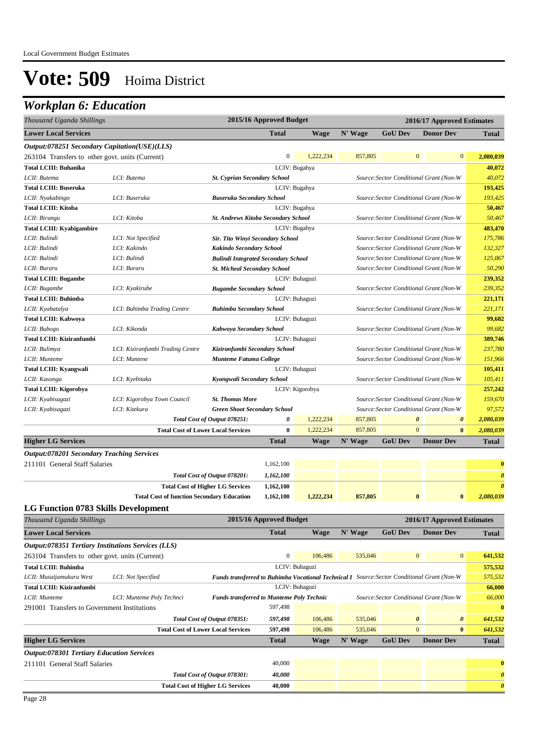# Vote: 509 Hoima District

## Workplan 6: Education

| Thousand Uganda Shillings | | | 2015/16 Approved Budget | | 2016/17 Approved Estimates | | | |
|---|---|---|---|---|---|---|---|---|
| **Lower Local Services** | | | **Total** | **Wage** | **N' Wage** | **GoU Dev** | **Donor Dev** | **Total** |
| ***Output:078251 Secondary Capitation(USE)(LLS)*** | | | | | | | | |
| 263104 Transfers to other govt. units (Current) | | | 0 | 1,222,234 | 857,805 | 0 | 0 | **2,080,039** |
| **Total LCIII: Buhanika** | | | LCIV: Bugahya | | | | | **40,072** |
| *LCII: Butema* | *LCI: Butema* | ***St. Cyprian Secondary School*** | | | *Source:Sector Conditional Grant (Non-W* | | | *40,072* |
| **Total LCIII: Buseruka** | | | LCIV: Bugahya | | | | | **193,425** |
| *LCII: Nyakabingo* | *LCI: Buseruka* | ***Buseruka Secondary School*** | | | *Source:Sector Conditional Grant (Non-W* | | | *193,425* |
| **Total LCIII: Kitoba** | | | LCIV: Bugahya | | | | | **50,467** |
| *LCII: Birungu* | *LCI: Kitoba* | ***St. Andrews Kitoba Secondary School*** | | | *Source:Sector Conditional Grant (Non-W* | | | *50,467* |
| **Total LCIII: Kyabigambire** | | | LCIV: Bugahya | | | | | **483,470** |
| *LCII: Bulindi* | *LCI: Not Specified* | ***Sir. Tito Winyi Secondary School*** | | | *Source:Sector Conditional Grant (Non-W* | | | *175,786* |
| *LCII: Bulindi* | *LCI: Kakindo* | ***Kakindo Secondary School*** | | | *Source:Sector Conditional Grant (Non-W* | | | *132,327* |
| *LCII: Bulindi* | *LCI: Bulindi* | ***Bulindi Integrated Secondary School*** | | | *Source:Sector Conditional Grant (Non-W* | | | *125,067* |
| *LCII: Buraru* | *LCI: Buraru* | ***St. Micheal Secondary School*** | | | *Source:Sector Conditional Grant (Non-W* | | | *50,290* |
| **Total LCIII: Bugambe** | | | LCIV: Buhaguzi | | | | | **239,352** |
| *LCII: Bugambe* | *LCI: Kyakirube* | ***Bugambe Secondary School*** | | | *Source:Sector Conditional Grant (Non-W* | | | *239,352* |
| **Total LCIII: Buhimba** | | | LCIV: Buhaguzi | | | | | **221,171** |
| *LCII: Kyabatalya* | *LCI: Buhimba Trading Centre* | ***Buhimba Secondary School*** | | | *Source:Sector Conditional Grant (Non-W* | | | *221,171* |
| **Total LCIII: Kabwoya** | | | LCIV: Buhaguzi | | | | | **99,682** |
| *LCII: Bubogo* | *LCI: Kikonda* | ***Kabwoya Secondary School*** | | | *Source:Sector Conditional Grant (Non-W* | | | *99,682* |
| **Total LCIII: Kiziranfumbi** | | | LCIV: Buhaguzi | | | | | **389,746** |
| *LCII: Bulimya* | *LCI: Kiziranfumbi Trading Centre* | ***Kiziranfumbi Secondary School*** | | | *Source:Sector Conditional Grant (Non-W* | | | *237,780* |
| *LCII: Munteme* | *LCI: Muntene* | ***Munteme Fatuma College*** | | | *Source:Sector Conditional Grant (Non-W* | | | *151,966* |
| **Total LCIII: Kyangwali** | | | LCIV: Buhaguzi | | | | | **105,411** |
| *LCII: Kasonga* | *LCI: Kyebitaka* | ***Kyangwali Secondary School*** | | | *Source:Sector Conditional Grant (Non-W* | | | *105,411* |
| **Total LCIII: Kigorobya** | | | LCIV: Kigorobya | | | | | **257,242** |
| *LCII: Kyabisagazi* | *LCI: Kigorobya Town Council* | ***St. Thomas More*** | | | *Source:Sector Conditional Grant (Non-W* | | | *159,670* |
| *LCII: Kyabisagazi* | *LCI: Kitekura* | ***Green Shoot Secondary School*** | | | *Source:Sector Conditional Grant (Non-W* | | | *97,572* |
| | | ***Total Cost of Output 078251:*** | ***0*** | 1,222,234 | 857,805 | ***0*** | ***0*** | ***2,080,039*** |
| | | **Total Cost of Lower Local Services** | **0** | 1,222,234 | 857,805 | 0 | **0** | ***2,080,039*** |
| **Higher LG Services** | | | **Total** | **Wage** | **N' Wage** | **GoU Dev** | **Donor Dev** | **Total** |
| ***Output:078201 Secondary Teaching Services*** | | | | | | | | |
| 211101 General Staff Salaries | | | 1,162,100 | | | | | **0** |
| | | ***Total Cost of Output 078201:*** | ***1,162,100*** | | | | | ***0*** |
| | | **Total Cost of Higher LG Services** | **1,162,100** | | | | | ***0*** |
| | | **Total Cost of function Secondary Education** | **1,162,100** | **1,222,234** | **857,805** | **0** | **0** | ***2,080,039*** |

### LG Function 0783 Skills Development

| Thousand Uganda Shillings | | | 2015/16 Approved Budget | | 2016/17 Approved Estimates | | | |
|---|---|---|---|---|---|---|---|---|
| **Lower Local Services** | | | **Total** | **Wage** | **N' Wage** | **GoU Dev** | **Donor Dev** | **Total** |
| ***Output:078351 Tertiary Institutions Services (LLS)*** | | | | | | | | |
| 263104 Transfers to other govt. units (Current) | | | 0 | 106,486 | 535,046 | 0 | 0 | **641,532** |
| **Total LCIII: Buhimba** | | | LCIV: Buhaguzi | | | | | **575,532** |
| *LCII: Musaijamukuru West* | *LCI: Not Specified* | ***Funds transferred to Buhimba Vocational Technical I*** | | | *Source:Sector Conditional Grant (Non-W* | | | *575,532* |
| **Total LCIII: Kiziranfumbi** | | | LCIV: Buhaguzi | | | | | **66,000** |
| *LCII: Munteme* | *LCI: Munteme Poly Technci* | ***Funds transferred to Munteme Poly Technic*** | | | *Source:Sector Conditional Grant (Non-W* | | | *66,000* |
| 291001 Transfers to Government Institutions | | | 597,498 | | | | | **0** |
| | | ***Total Cost of Output 078351:*** | ***597,498*** | 106,486 | 535,046 | ***0*** | ***0*** | ***641,532*** |
| | | **Total Cost of Lower Local Services** | **597,498** | 106,486 | 535,046 | 0 | **0** | ***641,532*** |
| **Higher LG Services** | | | **Total** | **Wage** | **N' Wage** | **GoU Dev** | **Donor Dev** | **Total** |
| ***Output:078301 Tertiary Education Services*** | | | | | | | | |
| 211101 General Staff Salaries | | | 40,000 | | | | | **0** |
| | | ***Total Cost of Output 078301:*** | ***40,000*** | | | | | ***0*** |
| | | **Total Cost of Higher LG Services** | **40,000** | | | | | ***0*** |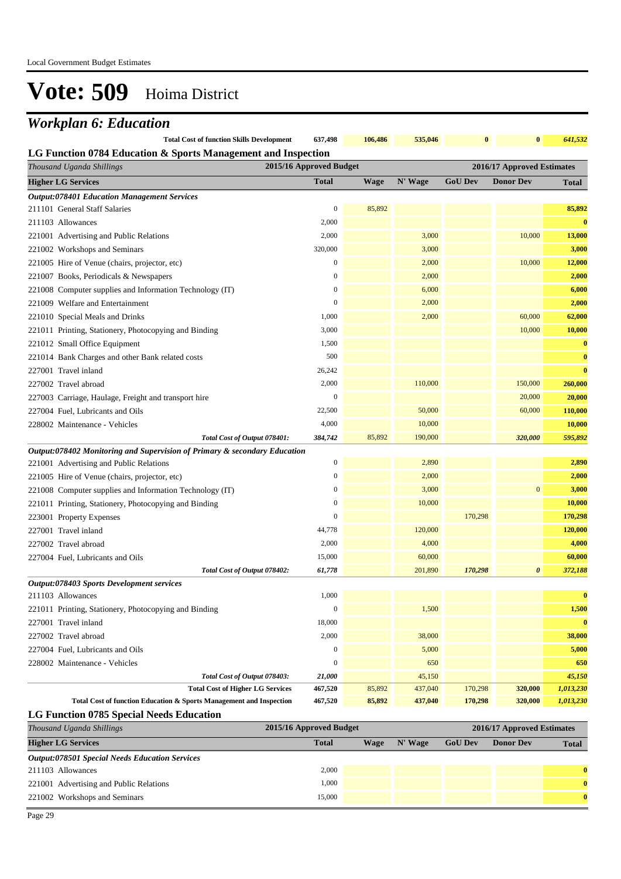# Vote: 509 Hoima District

## Workplan 6: Education

| | 2015/16 Approved Budget | Wage | N' Wage | GoU Dev | Donor Dev | Total |
|---|---|---|---|---|---|---|
| **Total Cost of function Skills Development** | **637,498** | **106,486** | **535,046** | **0** | **0** | ***641,532*** |

### LG Function 0784 Education & Sports Management and Inspection

| *Thousand Uganda Shillings* | 2015/16 Approved Budget | 2016/17 Approved Estimates | | | | |
|---|---|---|---|---|---|---|
| **Higher LG Services** | **Total** | **Wage** | **N' Wage** | **GoU Dev** | **Donor Dev** | **Total** |
| ***Output:078401 Education Management Services*** | | | | | | |
| 211101 General Staff Salaries | 0 | 85,892 | | | | **85,892** |
| 211103 Allowances | 2,000 | | | | | **0** |
| 221001 Advertising and Public Relations | 2,000 | | 3,000 | | 10,000 | **13,000** |
| 221002 Workshops and Seminars | 320,000 | | 3,000 | | | **3,000** |
| 221005 Hire of Venue (chairs, projector, etc) | 0 | | 2,000 | | 10,000 | **12,000** |
| 221007 Books, Periodicals & Newspapers | 0 | | 2,000 | | | **2,000** |
| 221008 Computer supplies and Information Technology (IT) | 0 | | 6,000 | | | **6,000** |
| 221009 Welfare and Entertainment | 0 | | 2,000 | | | **2,000** |
| 221010 Special Meals and Drinks | 1,000 | | 2,000 | | 60,000 | **62,000** |
| 221011 Printing, Stationery, Photocopying and Binding | 3,000 | | | | 10,000 | **10,000** |
| 221012 Small Office Equipment | 1,500 | | | | | **0** |
| 221014 Bank Charges and other Bank related costs | 500 | | | | | **0** |
| 227001 Travel inland | 26,242 | | | | | **0** |
| 227002 Travel abroad | 2,000 | | 110,000 | | 150,000 | **260,000** |
| 227003 Carriage, Haulage, Freight and transport hire | 0 | | | | 20,000 | **20,000** |
| 227004 Fuel, Lubricants and Oils | 22,500 | | 50,000 | | 60,000 | **110,000** |
| 228002 Maintenance - Vehicles | 4,000 | | 10,000 | | | **10,000** |
| ***Total Cost of Output 078401:*** | ***384,742*** | 85,892 | 190,000 | | ***320,000*** | ***595,892*** |
| ***Output:078402 Monitoring and Supervision of Primary & secondary Education*** | | | | | | |
| 221001 Advertising and Public Relations | 0 | | 2,890 | | | **2,890** |
| 221005 Hire of Venue (chairs, projector, etc) | 0 | | 2,000 | | | **2,000** |
| 221008 Computer supplies and Information Technology (IT) | 0 | | 3,000 | | 0 | **3,000** |
| 221011 Printing, Stationery, Photocopying and Binding | 0 | | 10,000 | | | **10,000** |
| 223001 Property Expenses | 0 | | | 170,298 | | **170,298** |
| 227001 Travel inland | 44,778 | | 120,000 | | | **120,000** |
| 227002 Travel abroad | 2,000 | | 4,000 | | | **4,000** |
| 227004 Fuel, Lubricants and Oils | 15,000 | | 60,000 | | | **60,000** |
| ***Total Cost of Output 078402:*** | ***61,778*** | | 201,890 | ***170,298*** | ***0*** | ***372,188*** |
| ***Output:078403 Sports Development services*** | | | | | | |
| 211103 Allowances | 1,000 | | | | | **0** |
| 221011 Printing, Stationery, Photocopying and Binding | 0 | | 1,500 | | | **1,500** |
| 227001 Travel inland | 18,000 | | | | | **0** |
| 227002 Travel abroad | 2,000 | | 38,000 | | | **38,000** |
| 227004 Fuel, Lubricants and Oils | 0 | | 5,000 | | | **5,000** |
| 228002 Maintenance - Vehicles | 0 | | 650 | | | **650** |
| ***Total Cost of Output 078403:*** | ***21,000*** | | 45,150 | | | ***45,150*** |
| **Total Cost of Higher LG Services** | **467,520** | 85,892 | 437,040 | 170,298 | **320,000** | ***1,013,230*** |
| **Total Cost of function Education & Sports Management and Inspection** | **467,520** | **85,892** | **437,040** | **170,298** | **320,000** | ***1,013,230*** |

### LG Function 0785 Special Needs Education

| *Thousand Uganda Shillings* | 2015/16 Approved Budget | 2016/17 Approved Estimates | | | | |
|---|---|---|---|---|---|---|
| **Higher LG Services** | **Total** | **Wage** | **N' Wage** | **GoU Dev** | **Donor Dev** | **Total** |
| ***Output:078501 Special Needs Education Services*** | | | | | | |
| 211103 Allowances | 2,000 | | | | | **0** |
| 221001 Advertising and Public Relations | 1,000 | | | | | **0** |
| 221002 Workshops and Seminars | 15,000 | | | | | **0** |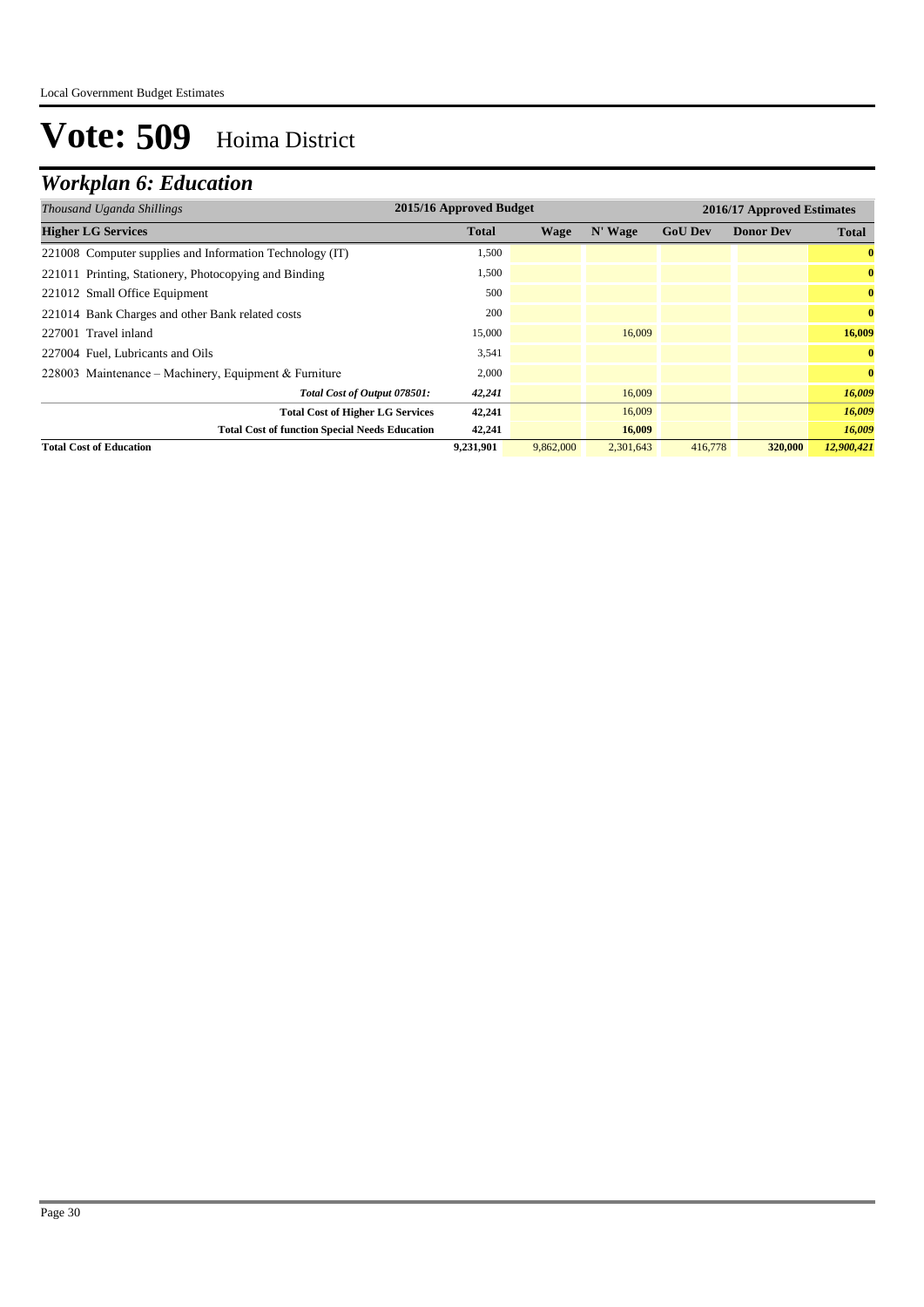# Vote: 509 Hoima District

## *Workplan 6: Education*

| *Thousand Uganda Shillings* | 2015/16 Approved Budget | 2016/17 Approved Estimates | | | | |
|---|---|---|---|---|---|---|
| **Higher LG Services** | **Total** | **Wage** | **N' Wage** | **GoU Dev** | **Donor Dev** | **Total** |
| 221008 Computer supplies and Information Technology (IT) | 1,500 | | | | | **0** |
| 221011 Printing, Stationery, Photocopying and Binding | 1,500 | | | | | **0** |
| 221012 Small Office Equipment | 500 | | | | | **0** |
| 221014 Bank Charges and other Bank related costs | 200 | | | | | **0** |
| 227001 Travel inland | 15,000 | | 16,009 | | | **16,009** |
| 227004 Fuel, Lubricants and Oils | 3,541 | | | | | **0** |
| 228003 Maintenance – Machinery, Equipment & Furniture | 2,000 | | | | | **0** |
| ***Total Cost of Output 078501:*** | ***42,241*** | | 16,009 | | | ***16,009*** |
| **Total Cost of Higher LG Services** | **42,241** | | 16,009 | | | ***16,009*** |
| **Total Cost of function Special Needs Education** | **42,241** | | **16,009** | | | ***16,009*** |
| **Total Cost of Education** | **9,231,901** | 9,862,000 | 2,301,643 | 416,778 | **320,000** | ***12,900,421*** |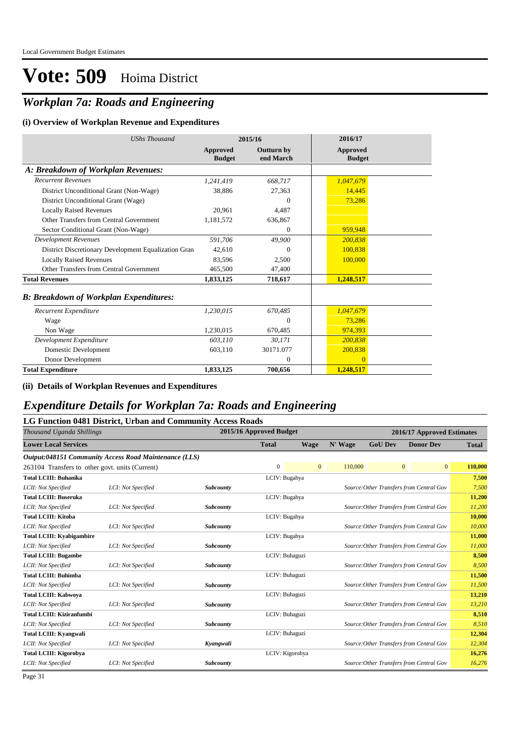# Vote: 509 Hoima District

## *Workplan 7a: Roads and Engineering*

### (i) Overview of Workplan Revenue and Expenditures

| *UShs Thousand* | 2015/16 Approved Budget | 2015/16 Outturn by end March | 2016/17 Approved Budget |
|---|---|---|---|
| ***A: Breakdown of Workplan Revenues:*** | | | |
| *Recurrent Revenues* | *1,241,419* | *668,717* | *1,047,679* |
| District Unconditional Grant (Non-Wage) | 38,886 | 27,363 | 14,445 |
| District Unconditional Grant (Wage) | | 0 | 73,286 |
| Locally Raised Revenues | 20,961 | 4,487 | |
| Other Transfers from Central Government | 1,181,572 | 636,867 | |
| Sector Conditional Grant (Non-Wage) | | 0 | 959,948 |
| *Development Revenues* | *591,706* | *49,900* | *200,838* |
| District Discretionary Development Equalization Gran | 42,610 | 0 | 100,838 |
| Locally Raised Revenues | 83,596 | 2,500 | 100,000 |
| Other Transfers from Central Government | 465,500 | 47,400 | |
| **Total Revenues** | **1,833,125** | **718,617** | **1,248,517** |
| ***B: Breakdown of Workplan Expenditures:*** | | | |
| *Recurrent Expenditure* | *1,230,015* | *670,485* | *1,047,679* |
| Wage | | 0 | 73,286 |
| Non Wage | 1,230,015 | 670,485 | 974,393 |
| *Development Expenditure* | *603,110* | *30,171* | *200,838* |
| Domestic Development | 603,110 | 30171.077 | 200,838 |
| Donor Development | | 0 | 0 |
| **Total Expenditure** | **1,833,125** | **700,656** | **1,248,517** |

### (ii) Details of Workplan Revenues and Expenditures

## *Expenditure Details for Workplan 7a: Roads and Engineering*

### LG Function 0481 District, Urban and Community Access Roads

| *Thousand Uganda Shillings* | | | 2015/16 Approved Budget Total | 2015/16 Approved Budget Wage | 2016/17 N' Wage | 2016/17 GoU Dev | 2016/17 Donor Dev | 2016/17 Total |
|---|---|---|---|---|---|---|---|---|
| **Lower Local Services** | | | | | | | | |
| ***Output:048151 Community Access Road Maintenance (LLS)*** | | | | | | | | |
| 263104 Transfers to other govt. units (Current) | | | 0 | 0 | 110,000 | 0 | 0 | **110,000** |
| **Total LCIII: Buhanika** | | | LCIV: Bugahya | | | | | **7,500** |
| *LCII: Not Specified* | *LCI: Not Specified* | ***Subcounty*** | | | *Source:Other Transfers from Central Gov* | | | *7,500* |
| **Total LCIII: Buseruka** | | | LCIV: Bugahya | | | | | **11,200** |
| *LCII: Not Specified* | *LCI: Not Specified* | ***Subcounty*** | | | *Source:Other Transfers from Central Gov* | | | *11,200* |
| **Total LCIII: Kitoba** | | | LCIV: Bugahya | | | | | **10,000** |
| *LCII: Not Specified* | *LCI: Not Specified* | ***Subcounty*** | | | *Source:Other Transfers from Central Gov* | | | *10,000* |
| **Total LCIII: Kyabigambire** | | | LCIV: Bugahya | | | | | **11,000** |
| *LCII: Not Specified* | *LCI: Not Specified* | ***Subcounty*** | | | *Source:Other Transfers from Central Gov* | | | *11,000* |
| **Total LCIII: Bugambe** | | | LCIV: Buhaguzi | | | | | **8,500** |
| *LCII: Not Specified* | *LCI: Not Specified* | ***Subcounty*** | | | *Source:Other Transfers from Central Gov* | | | *8,500* |
| **Total LCIII: Buhimba** | | | LCIV: Buhaguzi | | | | | **11,500** |
| *LCII: Not Specified* | *LCI: Not Specified* | ***Subcounty*** | | | *Source:Other Transfers from Central Gov* | | | *11,500* |
| **Total LCIII: Kabwoya** | | | LCIV: Buhaguzi | | | | | **13,210** |
| *LCII: Not Specified* | *LCI: Not Specified* | ***Subcounty*** | | | *Source:Other Transfers from Central Gov* | | | *13,210* |
| **Total LCIII: Kiziranfumbi** | | | LCIV: Buhaguzi | | | | | **8,510** |
| *LCII: Not Specified* | *LCI: Not Specified* | ***Subcounty*** | | | *Source:Other Transfers from Central Gov* | | | *8,510* |
| **Total LCIII: Kyangwali** | | | LCIV: Buhaguzi | | | | | **12,304** |
| *LCII: Not Specified* | *LCI: Not Specified* | ***Kyangwali*** | | | *Source:Other Transfers from Central Gov* | | | *12,304* |
| **Total LCIII: Kigorobya** | | | LCIV: Kigorobya | | | | | **16,276** |
| *LCII: Not Specified* | *LCI: Not Specified* | ***Subcounty*** | | | *Source:Other Transfers from Central Gov* | | | *16,276* |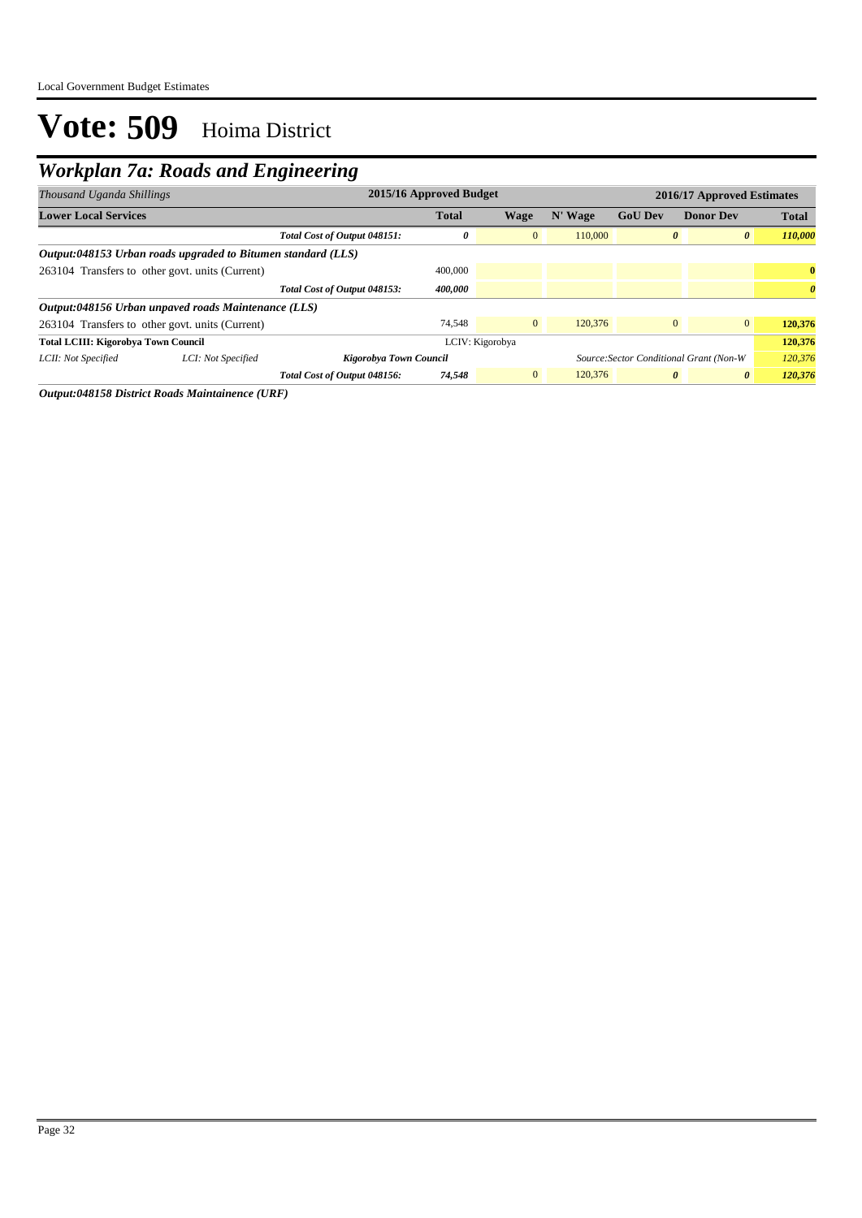# Vote: 509 Hoima District

## Workplan 7a: Roads and Engineering

| *Thousand Uganda Shillings* | | | 2015/16 Approved Budget | | | 2016/17 Approved Estimates | | |
|---|---|---|---|---|---|---|---|---|
| **Lower Local Services** | | | **Total** | **Wage** | **N' Wage** | **GoU Dev** | **Donor Dev** | **Total** |
| | | ***Total Cost of Output 048151:*** | ***0*** | 0 | 110,000 | ***0*** | ***0*** | ***110,000*** |
| ***Output:048153 Urban roads upgraded to Bitumen standard (LLS)*** | | | | | | | | |
| 263104 Transfers to other govt. units (Current) | | | 400,000 | | | | | **0** |
| | | ***Total Cost of Output 048153:*** | ***400,000*** | | | | | ***0*** |
| ***Output:048156 Urban unpaved roads Maintenance (LLS)*** | | | | | | | | |
| 263104 Transfers to other govt. units (Current) | | | 74,548 | 0 | 120,376 | 0 | 0 | **120,376** |
| **Total LCIII: Kigorobya Town Council** | | | LCIV: Kigorobya | | | | | **120,376** |
| *LCII: Not Specified* | *LCI: Not Specified* | ***Kigorobya Town Council*** | | | *Source:Sector Conditional Grant (Non-W* | | | *120,376* |
| | | ***Total Cost of Output 048156:*** | ***74,548*** | 0 | 120,376 | ***0*** | ***0*** | ***120,376*** |

***Output:048158 District Roads Maintainence (URF)***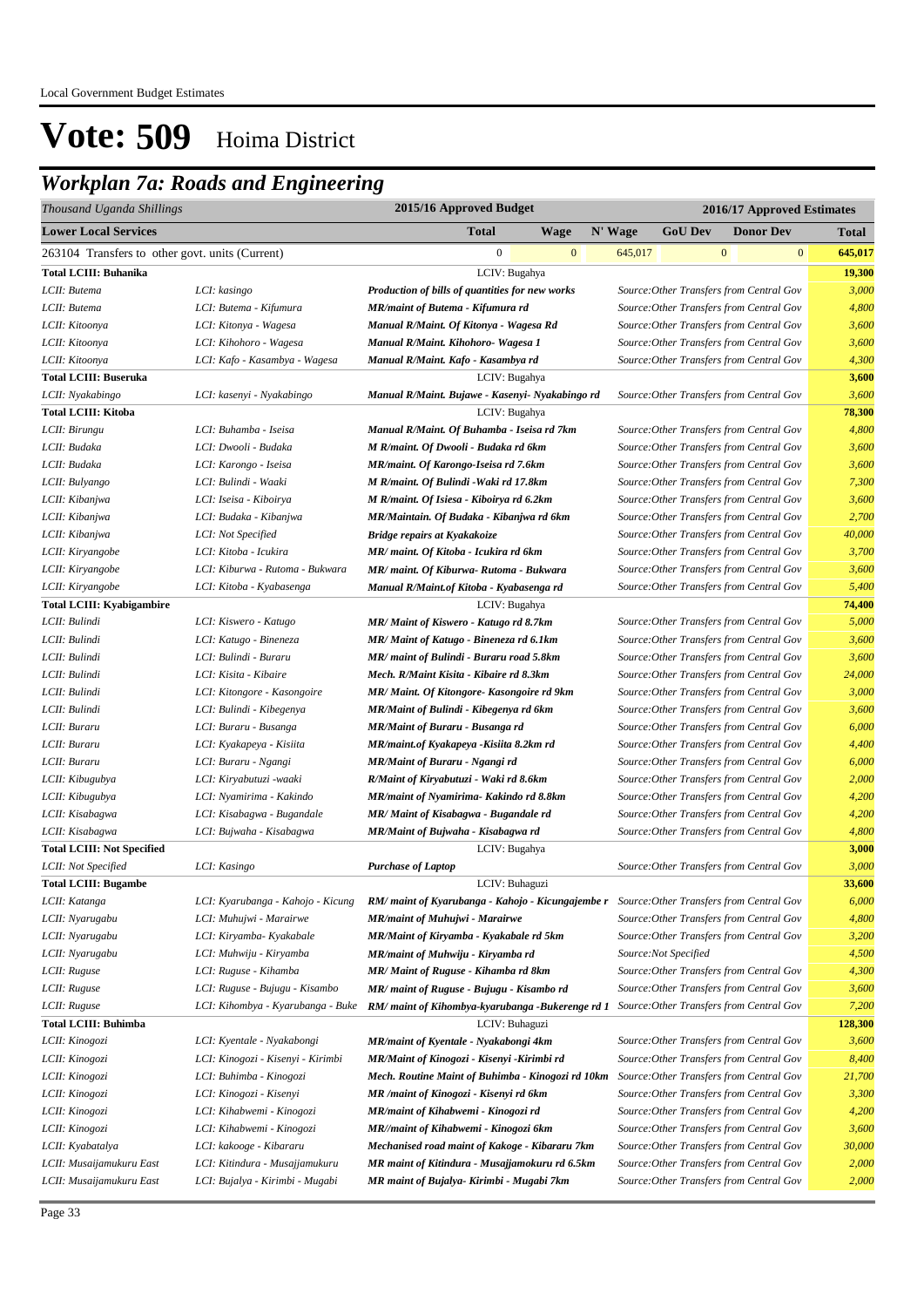Local Government Budget Estimates

# Vote: 509 Hoima District

## Workplan 7a: Roads and Engineering

| Thousand Uganda Shillings | | 2015/16 Approved Budget | | | 2016/17 Approved Estimates | | | |
|---|---|---|---|---|---|---|---|---|
| **Lower Local Services** | | **Total** | **Wage** | **N' Wage** | **GoU Dev** | **Donor Dev** | | **Total** |
| 263104 Transfers to other govt. units (Current) | | 0 | 0 | 645,017 | 0 | 0 | | 645,017 |
| **Total LCIII: Buhanika** | | LCIV: Bugahya | | | | | | 19,300 |
| LCII: Butema | LCI: kasingo | Production of bills of quantities for new works | | | Source:Other Transfers from Central Gov | | | 3,000 |
| LCII: Butema | LCI: Butema - Kifumura | MR/maint of Butema - Kifumura rd | | | Source:Other Transfers from Central Gov | | | 4,800 |
| LCII: Kitoonya | LCI: Kitonya - Wagesa | Manual R/Maint. Of Kitonya - Wagesa Rd | | | Source:Other Transfers from Central Gov | | | 3,600 |
| LCII: Kitoonya | LCI: Kihohoro - Wagesa | Manual R/Maint. Kihohoro- Wagesa 1 | | | Source:Other Transfers from Central Gov | | | 3,600 |
| LCII: Kitoonya | LCI: Kafo - Kasambya - Wagesa | Manual R/Maint. Kafo - Kasambya rd | | | Source:Other Transfers from Central Gov | | | 4,300 |
| **Total LCIII: Buseruka** | | LCIV: Bugahya | | | | | | 3,600 |
| LCII: Nyakabingo | LCI: kasenyi - Nyakabingo | Manual R/Maint. Bujawe - Kasenyi- Nyakabingo rd | | | Source:Other Transfers from Central Gov | | | 3,600 |
| **Total LCIII: Kitoba** | | LCIV: Bugahya | | | | | | 78,300 |
| LCII: Birungu | LCI: Buhamba - Iseisa | Manual R/Maint. Of Buhamba - Iseisa rd 7km | | | Source:Other Transfers from Central Gov | | | 4,800 |
| LCII: Budaka | LCI: Dwooli - Budaka | M R/maint. Of Dwooli - Budaka rd 6km | | | Source:Other Transfers from Central Gov | | | 3,600 |
| LCII: Budaka | LCI: Karongo - Iseisa | MR/maint. Of Karongo-Iseisa rd 7.6km | | | Source:Other Transfers from Central Gov | | | 3,600 |
| LCII: Bulyango | LCI: Bulindi - Waaki | M R/maint. Of Bulindi -Waki rd 17.8km | | | Source:Other Transfers from Central Gov | | | 7,300 |
| LCII: Kibanjwa | LCI: Iseisa - Kiboirya | M R/maint. Of Isiesa - Kiboirya rd 6.2km | | | Source:Other Transfers from Central Gov | | | 3,600 |
| LCII: Kibanjwa | LCI: Budaka - Kibanjwa | MR/Maintain. Of Budaka - Kibanjwa rd 6km | | | Source:Other Transfers from Central Gov | | | 2,700 |
| LCII: Kibanjwa | LCI: Not Specified | Bridge repairs at Kyakakoize | | | Source:Other Transfers from Central Gov | | | 40,000 |
| LCII: Kiryangobe | LCI: Kitoba - Icukira | MR/ maint. Of Kitoba - Icukira rd 6km | | | Source:Other Transfers from Central Gov | | | 3,700 |
| LCII: Kiryangobe | LCI: Kiburwa - Rutoma - Bukwara | MR/ maint. Of Kiburwa- Rutoma - Bukwara | | | Source:Other Transfers from Central Gov | | | 3,600 |
| LCII: Kiryangobe | LCI: Kitoba - Kyabasenga | Manual R/Maint.of Kitoba - Kyabasenga rd | | | Source:Other Transfers from Central Gov | | | 5,400 |
| **Total LCIII: Kyabigambire** | | LCIV: Bugahya | | | | | | 74,400 |
| LCII: Bulindi | LCI: Kiswero - Katugo | MR/ Maint of Kiswero - Katugo rd 8.7km | | | Source:Other Transfers from Central Gov | | | 5,000 |
| LCII: Bulindi | LCI: Katugo - Bineneza | MR/ Maint of Katugo - Bineneza rd 6.1km | | | Source:Other Transfers from Central Gov | | | 3,600 |
| LCII: Bulindi | LCI: Bulindi - Buraru | MR/ maint of Bulindi - Buraru road 5.8km | | | Source:Other Transfers from Central Gov | | | 3,600 |
| LCII: Bulindi | LCI: Kisita - Kibaire | Mech. R/Maint Kisita - Kibaire rd 8.3km | | | Source:Other Transfers from Central Gov | | | 24,000 |
| LCII: Bulindi | LCI: Kitongore - Kasongoire | MR/ Maint. Of Kitongore- Kasongoire rd 9km | | | Source:Other Transfers from Central Gov | | | 3,000 |
| LCII: Bulindi | LCI: Bulindi - Kibegenya | MR/Maint of Bulindi - Kibegenya rd 6km | | | Source:Other Transfers from Central Gov | | | 3,600 |
| LCII: Buraru | LCI: Buraru - Busanga | MR/Maint of Buraru - Busanga rd | | | Source:Other Transfers from Central Gov | | | 6,000 |
| LCII: Buraru | LCI: Kyakapeya - Kisiita | MR/maint.of Kyakapeya -Kisiita 8.2km rd | | | Source:Other Transfers from Central Gov | | | 4,400 |
| LCII: Buraru | LCI: Buraru - Ngangi | MR/Maint of Buraru - Ngangi rd | | | Source:Other Transfers from Central Gov | | | 6,000 |
| LCII: Kibugubya | LCI: Kiryabutuzi -waaki | R/Maint of Kiryabutuzi - Waki rd 8.6km | | | Source:Other Transfers from Central Gov | | | 2,000 |
| LCII: Kibugubya | LCI: Nyamirima - Kakindo | MR/maint of Nyamirima- Kakindo rd 8.8km | | | Source:Other Transfers from Central Gov | | | 4,200 |
| LCII: Kisabagwa | LCI: Kisabagwa - Bugandale | MR/ Maint of Kisabagwa - Bugandale rd | | | Source:Other Transfers from Central Gov | | | 4,200 |
| LCII: Kisabagwa | LCI: Bujwaha - Kisabagwa | MR/Maint of Bujwaha - Kisabagwa rd | | | Source:Other Transfers from Central Gov | | | 4,800 |
| **Total LCIII: Not Specified** | | LCIV: Bugahya | | | | | | 3,000 |
| LCII: Not Specified | LCI: Kasingo | Purchase of Laptop | | | Source:Other Transfers from Central Gov | | | 3,000 |
| **Total LCIII: Bugambe** | | LCIV: Buhaguzi | | | | | | 33,600 |
| LCII: Katanga | LCI: Kyarubanga - Kahojo - Kicung | RM/ maint of Kyarubanga - Kahojo - Kicungajembe r | | | Source:Other Transfers from Central Gov | | | 6,000 |
| LCII: Nyarugabu | LCI: Muhujwi - Marairwe | MR/maint of Muhujwi - Marairwe | | | Source:Other Transfers from Central Gov | | | 4,800 |
| LCII: Nyarugabu | LCI: Kiryamba- Kyakabale | MR/Maint of Kiryamba - Kyakabale rd 5km | | | Source:Other Transfers from Central Gov | | | 3,200 |
| LCII: Nyarugabu | LCI: Muhwiju - Kiryamba | MR/maint of Muhwiju - Kiryamba rd | | | Source:Not Specified | | | 4,500 |
| LCII: Ruguse | LCI: Ruguse - Kihamba | MR/ Maint of Ruguse - Kihamba rd 8km | | | Source:Other Transfers from Central Gov | | | 4,300 |
| LCII: Ruguse | LCI: Ruguse - Bujugu - Kisambo | MR/ maint of Ruguse - Bujugu - Kisambo rd | | | Source:Other Transfers from Central Gov | | | 3,600 |
| LCII: Ruguse | LCI: Kihombya - Kyarubanga - Buke | RM/ maint of Kihombya-kyarubanga -Bukerenge rd 1 | | | Source:Other Transfers from Central Gov | | | 7,200 |
| **Total LCIII: Buhimba** | | LCIV: Buhaguzi | | | | | | 128,300 |
| LCII: Kinogozi | LCI: Kyentale - Nyakabongi | MR/maint of Kyentale - Nyakabongi 4km | | | Source:Other Transfers from Central Gov | | | 3,600 |
| LCII: Kinogozi | LCI: Kinogozi - Kisenyi - Kirimbi | MR/Maint of Kinogozi - Kisenyi -Kirimbi rd | | | Source:Other Transfers from Central Gov | | | 8,400 |
| LCII: Kinogozi | LCI: Buhimba - Kinogozi | Mech. Routine Maint of Buhimba - Kinogozi rd 10km | | | Source:Other Transfers from Central Gov | | | 21,700 |
| LCII: Kinogozi | LCI: Kinogozi - Kisenyi | MR /maint of Kinogozi - Kisenyi rd 6km | | | Source:Other Transfers from Central Gov | | | 3,300 |
| LCII: Kinogozi | LCI: Kihabwemi - Kinogozi | MR/maint of Kihabwemi - Kinogozi rd | | | Source:Other Transfers from Central Gov | | | 4,200 |
| LCII: Kinogozi | LCI: Kihabwemi - Kinogozi | MR//maint of Kihabwemi - Kinogozi 6km | | | Source:Other Transfers from Central Gov | | | 3,600 |
| LCII: Kyabatalya | LCI: kakooge - Kibararu | Mechanised road maint of Kakoge - Kibararu 7km | | | Source:Other Transfers from Central Gov | | | 30,000 |
| LCII: Musaijamukuru East | LCI: Kitindura - Musajjamukuru | MR maint of Kitindura - Musajjamokuru rd 6.5km | | | Source:Other Transfers from Central Gov | | | 2,000 |
| LCII: Musaijamukuru East | LCI: Bujalya - Kirimbi - Mugabi | MR maint of Bujalya- Kirimbi - Mugabi 7km | | | Source:Other Transfers from Central Gov | | | 2,000 |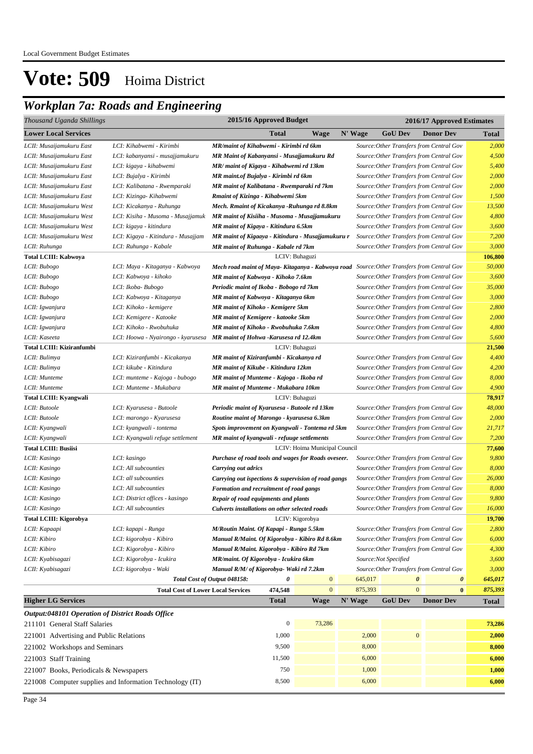# Vote: 509 Hoima District

## Workplan 7a: Roads and Engineering

| Thousand Uganda Shillings | | | 2015/16 Approved Budget | | 2016/17 Approved Estimates | | | |
|---|---|---|---|---|---|---|---|---|
| **Lower Local Services** | | | **Total** | **Wage** | **N' Wage** | **GoU Dev** | **Donor Dev** | **Total** |
| *LCII: Musaijamukuru East* | *LCI: Kihabwemi - Kirimbi* | ***MR/maint of Kihabwemi - Kirimbi rd 6km*** | | | *Source:Other Transfers from Central Gov* | | | *2,000* |
| *LCII: Musaijamukuru East* | *LCI: kabanyansi - musajjamukuru* | ***MR Maint of Kabanyansi - Musajjamukuru Rd*** | | | *Source:Other Transfers from Central Gov* | | | *4,500* |
| *LCII: Musaijamukuru East* | *LCI: kigaya - kihabwemi* | ***MR/ maint of Kigaya - Kihabwemi rd 13km*** | | | *Source:Other Transfers from Central Gov* | | | *5,400* |
| *LCII: Musaijamukuru East* | *LCI: Bujalya - Kirimbi* | ***MR maint.of Bujalya - Kirimbi rd 6km*** | | | *Source:Other Transfers from Central Gov* | | | *2,000* |
| *LCII: Musaijamukuru East* | *LCI: Kalibatana - Rwemparaki* | ***MR maint of Kalibatana - Rwemparaki rd 7km*** | | | *Source:Other Transfers from Central Gov* | | | *2,000* |
| *LCII: Musaijamukuru East* | *LCI: Kizinga- Kihabwemi* | ***Rmaint of Kizinga - Kihabwemi 5km*** | | | *Source:Other Transfers from Central Gov* | | | *1,500* |
| *LCII: Musaijamukuru West* | *LCI: Kicakanya - Ruhunga* | ***Mech. Rmaint of Kicakanya -Ruhunga rd 8.8km*** | | | *Source:Other Transfers from Central Gov* | | | *13,500* |
| *LCII: Musaijamukuru West* | *LCI: Kisiiha - Musoma - Musajjamuk* | ***MR maint of Kisiiha - Musoma - Musajjamukuru*** | | | *Source:Other Transfers from Central Gov* | | | *4,800* |
| *LCII: Musaijamukuru West* | *LCI: kigaya - kitindura* | ***MR maint of Kigaya - Kitindura 6.5km*** | | | *Source:Other Transfers from Central Gov* | | | *3,600* |
| *LCII: Musaijamukuru West* | *LCI: Kigaya - Kitindura - Musajjam* | ***MR maint of Kigaaya - Kitindura - Musajjamukuru r*** | | | *Source:Other Transfers from Central Gov* | | | *7,200* |
| *LCII: Ruhunga* | *LCI: Ruhunga - Kabale* | ***MR maint of Ruhunga - Kabale rd 7km*** | | | *Source:Other Transfers from Central Gov* | | | *3,000* |
| **Total LCIII: Kabwoya** | | LCIV: Buhaguzi | | | | | | **106,800** |
| *LCII: Bubogo* | *LCI: Maya - Kitaganya - Kabwoya* | ***Mech road maint of Maya- Kitaganya - Kabwoya road*** | | | *Source:Other Transfers from Central Gov* | | | *50,000* |
| *LCII: Bubogo* | *LCI: Kabwoya - kihoko* | ***MR maint of Kabwoya - Kihoko 7.6km*** | | | *Source:Other Transfers from Central Gov* | | | *3,600* |
| *LCII: Bubogo* | *LCI: Ikoba- Bubogo* | ***Periodic maint of Ikoba - Bobogo rd 7km*** | | | *Source:Other Transfers from Central Gov* | | | *35,000* |
| *LCII: Bubogo* | *LCI: Kabwoya - Kitaganya* | ***MR maint of Kabwoya - Kitaganya 6km*** | | | *Source:Other Transfers from Central Gov* | | | *3,000* |
| *LCII: Igwanjura* | *LCI: Kihoko - kemigere* | ***MR maint of Kihoko - Kemigere 5km*** | | | *Source:Other Transfers from Central Gov* | | | *2,800* |
| *LCII: Igwanjura* | *LCI: Kemigere - Katooke* | ***MR maint of Kemigere - katooke 5km*** | | | *Source:Other Transfers from Central Gov* | | | *2,000* |
| *LCII: Igwanjura* | *LCI: Kihoko - Rwobuhuka* | ***MR maint of Kihoko - Rwobuhuka 7.6km*** | | | *Source:Other Transfers from Central Gov* | | | *4,800* |
| *LCII: Kaseeta* | *LCI: Hoowa - Nyairongo - kyarusesa* | ***MR maint of Hohwa -Karusesa rd 12.4km*** | | | *Source:Other Transfers from Central Gov* | | | *5,600* |
| **Total LCIII: Kiziranfumbi** | | LCIV: Buhaguzi | | | | | | **21,500** |
| *LCII: Bulimya* | *LCI: Kiziranfumbi - Kicakanya* | ***MR maint of Kiziranfumbi - Kicakanya rd*** | | | *Source:Other Transfers from Central Gov* | | | *4,400* |
| *LCII: Bulimya* | *LCI: kikube - Kitindura* | ***MR maint of Kikube - Kitindura 12km*** | | | *Source:Other Transfers from Central Gov* | | | *4,200* |
| *LCII: Munteme* | *LCI: munteme - Kajoga - bubogo* | ***MR maint of Munteme - Kajoga - Ikoba rd*** | | | *Source:Other Transfers from Central Gov* | | | *8,000* |
| *LCII: Munteme* | *LCI: Munteme - Mukabara* | ***MR maint of Munteme - Mukabara 10km*** | | | *Source:Other Transfers from Central Gov* | | | *4,900* |
| **Total LCIII: Kyangwali** | | LCIV: Buhaguzi | | | | | | **78,917** |
| *LCII: Butoole* | *LCI: Kyarusesa - Butoole* | ***Periodic maint of Kyarusesa - Butoole rd 13km*** | | | *Source:Other Transfers from Central Gov* | | | *48,000* |
| *LCII: Butoole* | *LCI: marongo - Kyarusesa* | ***Routine maint of Marongo - kyarusesa 6.3km*** | | | *Source:Other Transfers from Central Gov* | | | *2,000* |
| *LCII: Kyangwali* | *LCI: kyangwali - tontema* | ***Spots improvement on Kyangwali - Tontema rd 5km*** | | | *Source:Other Transfers from Central Gov* | | | *21,717* |
| *LCII: Kyangwali* | *LCI: Kyangwali refuge settlement* | ***MR maint of kyangwali - refuuge settlements*** | | | *Source:Other Transfers from Central Gov* | | | *7,200* |
| **Total LCIII: Busiisi** | | LCIV: Hoima Municipal Council | | | | | | **77,600** |
| *LCII: Kasingo* | *LCI: kasingo* | ***Purchase of road tools and wages for Roads oveseer.*** | | | *Source:Other Transfers from Central Gov* | | | *9,800* |
| *LCII: Kasingo* | *LCI: All subcounties* | ***Carrying out adrics*** | | | *Source:Other Transfers from Central Gov* | | | *8,000* |
| *LCII: Kasingo* | *LCI: all subcounties* | ***Carrying out ispections & supervision of road gangs*** | | | *Source:Other Transfers from Central Gov* | | | *26,000* |
| *LCII: Kasingo* | *LCI: All subcounties* | ***Formation and recruitment of road gangs*** | | | *Source:Other Transfers from Central Gov* | | | *8,000* |
| *LCII: Kasingo* | *LCI: District offices - kasingo* | ***Repair of road equipments and plants*** | | | *Source:Other Transfers from Central Gov* | | | *9,800* |
| *LCII: Kasingo* | *LCI: All subcounties* | ***Culverts installations on other selected roads*** | | | *Source:Other Transfers from Central Gov* | | | *16,000* |
| **Total LCIII: Kigorobya** | | LCIV: Kigorobya | | | | | | **19,700** |
| *LCII: Kapaapi* | *LCI: kapapi - Runga* | ***M/Routin Maint. Of Kapapi - Runga 5.5km*** | | | *Source:Other Transfers from Central Gov* | | | *2,800* |
| *LCII: Kibiro* | *LCI: kigorobya - Kibiro* | ***Manual R/Maint. Of Kigorobya - Kibiro Rd 8.6km*** | | | *Source:Other Transfers from Central Gov* | | | *6,000* |
| *LCII: Kibiro* | *LCI: Kigorobya - Kibiro* | ***Manual R/Maint. Kigorobya - Kibiro Rd 7km*** | | | *Source:Other Transfers from Central Gov* | | | *4,300* |
| *LCII: Kyabisagazi* | *LCI: Kigorobya - Icukira* | ***MR/maint. Of Kigorobya - Icukira 6km*** | | | *Source:Not Specified* | | | *3,600* |
| *LCII: Kyabisagazi* | *LCI: kigorobya - Waki* | ***Manual R/M/ of Kigorobya- Waki rd 7.2km*** | | | *Source:Other Transfers from Central Gov* | | | *3,000* |
| | | ***Total Cost of Output 048158:*** | ***0*** | 0 | 645,017 | ***0*** | ***0*** | ***645,017*** |
| | | **Total Cost of Lower Local Services** | **474,548** | 0 | 875,393 | 0 | **0** | ***875,393*** |
| **Higher LG Services** | | | **Total** | **Wage** | **N' Wage** | **GoU Dev** | **Donor Dev** | **Total** |
| ***Output:048101 Operation of District Roads Office*** | | | | | | | | |
| 211101 General Staff Salaries | | | 0 | 73,286 | | | | **73,286** |
| 221001 Advertising and Public Relations | | | 1,000 | | 2,000 | 0 | | **2,000** |
| 221002 Workshops and Seminars | | | 9,500 | | 8,000 | | | **8,000** |
| 221003 Staff Training | | | 11,500 | | 6,000 | | | **6,000** |
| 221007 Books, Periodicals & Newspapers | | | 750 | | 1,000 | | | **1,000** |
| 221008 Computer supplies and Information Technology (IT) | | | 8,500 | | 6,000 | | | **6,000** |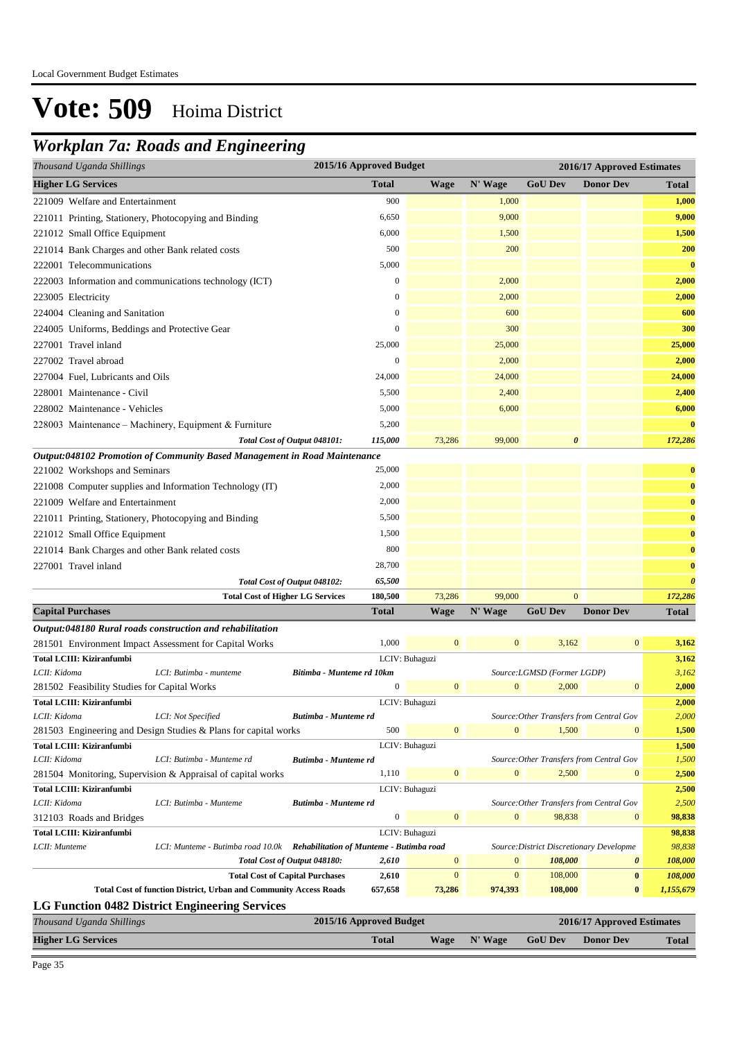# Vote: 509 Hoima District

## *Workplan 7a: Roads and Engineering*

| *Thousand Uganda Shillings* | 2015/16 Approved Budget | 2016/17 Approved Estimates | | | | |
|---|---|---|---|---|---|---|
| **Higher LG Services** | **Total** | **Wage** | **N' Wage** | **GoU Dev** | **Donor Dev** | **Total** |
| 221009 Welfare and Entertainment | 900 | | 1,000 | | | **1,000** |
| 221011 Printing, Stationery, Photocopying and Binding | 6,650 | | 9,000 | | | **9,000** |
| 221012 Small Office Equipment | 6,000 | | 1,500 | | | **1,500** |
| 221014 Bank Charges and other Bank related costs | 500 | | 200 | | | **200** |
| 222001 Telecommunications | 5,000 | | | | | **0** |
| 222003 Information and communications technology (ICT) | 0 | | 2,000 | | | **2,000** |
| 223005 Electricity | 0 | | 2,000 | | | **2,000** |
| 224004 Cleaning and Sanitation | 0 | | 600 | | | **600** |
| 224005 Uniforms, Beddings and Protective Gear | 0 | | 300 | | | **300** |
| 227001 Travel inland | 25,000 | | 25,000 | | | **25,000** |
| 227002 Travel abroad | 0 | | 2,000 | | | **2,000** |
| 227004 Fuel, Lubricants and Oils | 24,000 | | 24,000 | | | **24,000** |
| 228001 Maintenance - Civil | 5,500 | | 2,400 | | | **2,400** |
| 228002 Maintenance - Vehicles | 5,000 | | 6,000 | | | **6,000** |
| 228003 Maintenance – Machinery, Equipment & Furniture | 5,200 | | | | | **0** |
| *Total Cost of Output 048101:* | *115,000* | 73,286 | 99,000 | ***0*** | | ***172,286*** |
| ***Output:048102 Promotion of Community Based Management in Road Maintenance*** | | | | | | |
| 221002 Workshops and Seminars | 25,000 | | | | | **0** |
| 221008 Computer supplies and Information Technology (IT) | 2,000 | | | | | **0** |
| 221009 Welfare and Entertainment | 2,000 | | | | | **0** |
| 221011 Printing, Stationery, Photocopying and Binding | 5,500 | | | | | **0** |
| 221012 Small Office Equipment | 1,500 | | | | | **0** |
| 221014 Bank Charges and other Bank related costs | 800 | | | | | **0** |
| 227001 Travel inland | 28,700 | | | | | **0** |
| *Total Cost of Output 048102:* | *65,500* | | | | | ***0*** |
| **Total Cost of Higher LG Services** | **180,500** | 73,286 | 99,000 | 0 | | ***172,286*** |
| **Capital Purchases** | **Total** | **Wage** | **N' Wage** | **GoU Dev** | **Donor Dev** | **Total** |
| ***Output:048180 Rural roads construction and rehabilitation*** | | | | | | |
| 281501 Environment Impact Assessment for Capital Works | 1,000 | 0 | 0 | 3,162 | 0 | **3,162** |
| **Total LCIII: Kiziranfumbi** | LCIV: Buhaguzi | | | | | **3,162** |
| *LCII: Kidoma* / *LCI: Butimba - munteme* / ***Bitimba - Munteme rd 10km*** | | | *Source:LGMSD (Former LGDP)* | | | *3,162* |
| 281502 Feasibility Studies for Capital Works | 0 | 0 | 0 | 2,000 | 0 | **2,000** |
| **Total LCIII: Kiziranfumbi** | LCIV: Buhaguzi | | | | | **2,000** |
| *LCII: Kidoma* / *LCI: Not Specified* / ***Butimba - Munteme rd*** | | | *Source:Other Transfers from Central Gov* | | | *2,000* |
| 281503 Engineering and Design Studies & Plans for capital works | 500 | 0 | 0 | 1,500 | 0 | **1,500** |
| **Total LCIII: Kiziranfumbi** | LCIV: Buhaguzi | | | | | **1,500** |
| *LCII: Kidoma* / *LCI: Butimba - Munteme rd* / ***Butimba - Munteme rd*** | | | *Source:Other Transfers from Central Gov* | | | *1,500* |
| 281504 Monitoring, Supervision & Appraisal of capital works | 1,110 | 0 | 0 | 2,500 | 0 | **2,500** |
| **Total LCIII: Kiziranfumbi** | LCIV: Buhaguzi | | | | | **2,500** |
| *LCII: Kidoma* / *LCI: Butimba - Munteme* / ***Butimba - Munteme rd*** | | | *Source:Other Transfers from Central Gov* | | | *2,500* |
| 312103 Roads and Bridges | 0 | 0 | 0 | 98,838 | 0 | **98,838** |
| **Total LCIII: Kiziranfumbi** | LCIV: Buhaguzi | | | | | **98,838** |
| *LCII: Munteme* / *LCI: Munteme - Butimba road 10.0k* / ***Rehabilitation of Munteme - Butimba road*** | | | *Source:District Discretionary Developme* | | | *98,838* |
| *Total Cost of Output 048180:* | *2,610* | 0 | 0 | *108,000* | ***0*** | ***108,000*** |
| **Total Cost of Capital Purchases** | **2,610** | 0 | 0 | 108,000 | **0** | ***108,000*** |
| **Total Cost of function District, Urban and Community Access Roads** | **657,658** | **73,286** | **974,393** | **108,000** | **0** | ***1,155,679*** |

### LG Function 0482 District Engineering Services

| *Thousand Uganda Shillings* | 2015/16 Approved Budget | 2016/17 Approved Estimates | | | | |
|---|---|---|---|---|---|---|
| **Higher LG Services** | **Total** | **Wage** | **N' Wage** | **GoU Dev** | **Donor Dev** | **Total** |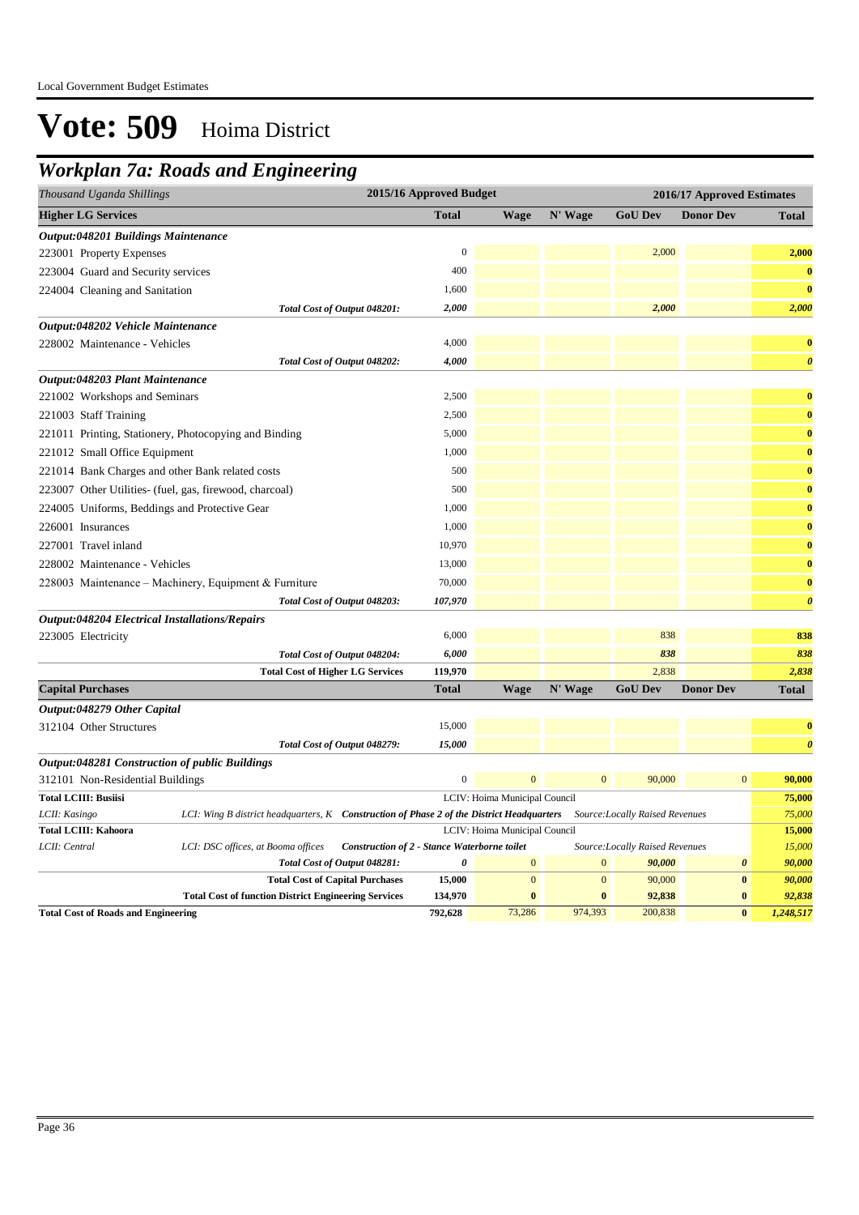Local Government Budget Estimates

# Vote: 509 Hoima District

## *Workplan 7a: Roads and Engineering*

| *Thousand Uganda Shillings* | | 2015/16 Approved Budget | 2016/17 Approved Estimates | | | | |
|---|---|---|---|---|---|---|---|
| **Higher LG Services** | | **Total** | **Wage** | **N' Wage** | **GoU Dev** | **Donor Dev** | **Total** |
| ***Output:048201 Buildings Maintenance*** | | | | | | | |
| 223001 Property Expenses | | 0 | | | 2,000 | | **2,000** |
| 223004 Guard and Security services | | 400 | | | | | **0** |
| 224004 Cleaning and Sanitation | | 1,600 | | | | | **0** |
| | ***Total Cost of Output 048201:*** | ***2,000*** | | | ***2,000*** | | ***2,000*** |
| ***Output:048202 Vehicle Maintenance*** | | | | | | | |
| 228002 Maintenance - Vehicles | | 4,000 | | | | | **0** |
| | ***Total Cost of Output 048202:*** | ***4,000*** | | | | | ***0*** |
| ***Output:048203 Plant Maintenance*** | | | | | | | |
| 221002 Workshops and Seminars | | 2,500 | | | | | **0** |
| 221003 Staff Training | | 2,500 | | | | | **0** |
| 221011 Printing, Stationery, Photocopying and Binding | | 5,000 | | | | | **0** |
| 221012 Small Office Equipment | | 1,000 | | | | | **0** |
| 221014 Bank Charges and other Bank related costs | | 500 | | | | | **0** |
| 223007 Other Utilities- (fuel, gas, firewood, charcoal) | | 500 | | | | | **0** |
| 224005 Uniforms, Beddings and Protective Gear | | 1,000 | | | | | **0** |
| 226001 Insurances | | 1,000 | | | | | **0** |
| 227001 Travel inland | | 10,970 | | | | | **0** |
| 228002 Maintenance - Vehicles | | 13,000 | | | | | **0** |
| 228003 Maintenance – Machinery, Equipment & Furniture | | 70,000 | | | | | **0** |
| | ***Total Cost of Output 048203:*** | ***107,970*** | | | | | ***0*** |
| ***Output:048204 Electrical Installations/Repairs*** | | | | | | | |
| 223005 Electricity | | 6,000 | | | 838 | | **838** |
| | ***Total Cost of Output 048204:*** | ***6,000*** | | | ***838*** | | ***838*** |
| | **Total Cost of Higher LG Services** | **119,970** | | | 2,838 | | ***2,838*** |
| **Capital Purchases** | | **Total** | **Wage** | **N' Wage** | **GoU Dev** | **Donor Dev** | **Total** |
| ***Output:048279 Other Capital*** | | | | | | | |
| 312104 Other Structures | | 15,000 | | | | | **0** |
| | ***Total Cost of Output 048279:*** | ***15,000*** | | | | | ***0*** |
| ***Output:048281 Construction of public Buildings*** | | | | | | | |
| 312101 Non-Residential Buildings | | 0 | 0 | 0 | 90,000 | 0 | **90,000** |
| **Total LCIII: Busiisi** | | LCIV: Hoima Municipal Council | | | | | **75,000** |
| *LCII: Kasingo* | *LCI: Wing B district headquarters, K* ***Construction of Phase 2 of the District Headquarters*** | | | | *Source:Locally Raised Revenues* | | *75,000* |
| **Total LCIII: Kahoora** | | LCIV: Hoima Municipal Council | | | | | **15,000** |
| *LCII: Central* | *LCI: DSC offices, at Booma offices* ***Construction of 2 - Stance Waterborne toilet*** | | | | *Source:Locally Raised Revenues* | | *15,000* |
| | ***Total Cost of Output 048281:*** | ***0*** | 0 | 0 | ***90,000*** | ***0*** | ***90,000*** |
| | **Total Cost of Capital Purchases** | **15,000** | 0 | 0 | 90,000 | **0** | ***90,000*** |
| | **Total Cost of function District Engineering Services** | **134,970** | **0** | **0** | **92,838** | **0** | ***92,838*** |
| **Total Cost of Roads and Engineering** | | **792,628** | 73,286 | 974,393 | 200,838 | **0** | ***1,248,517*** |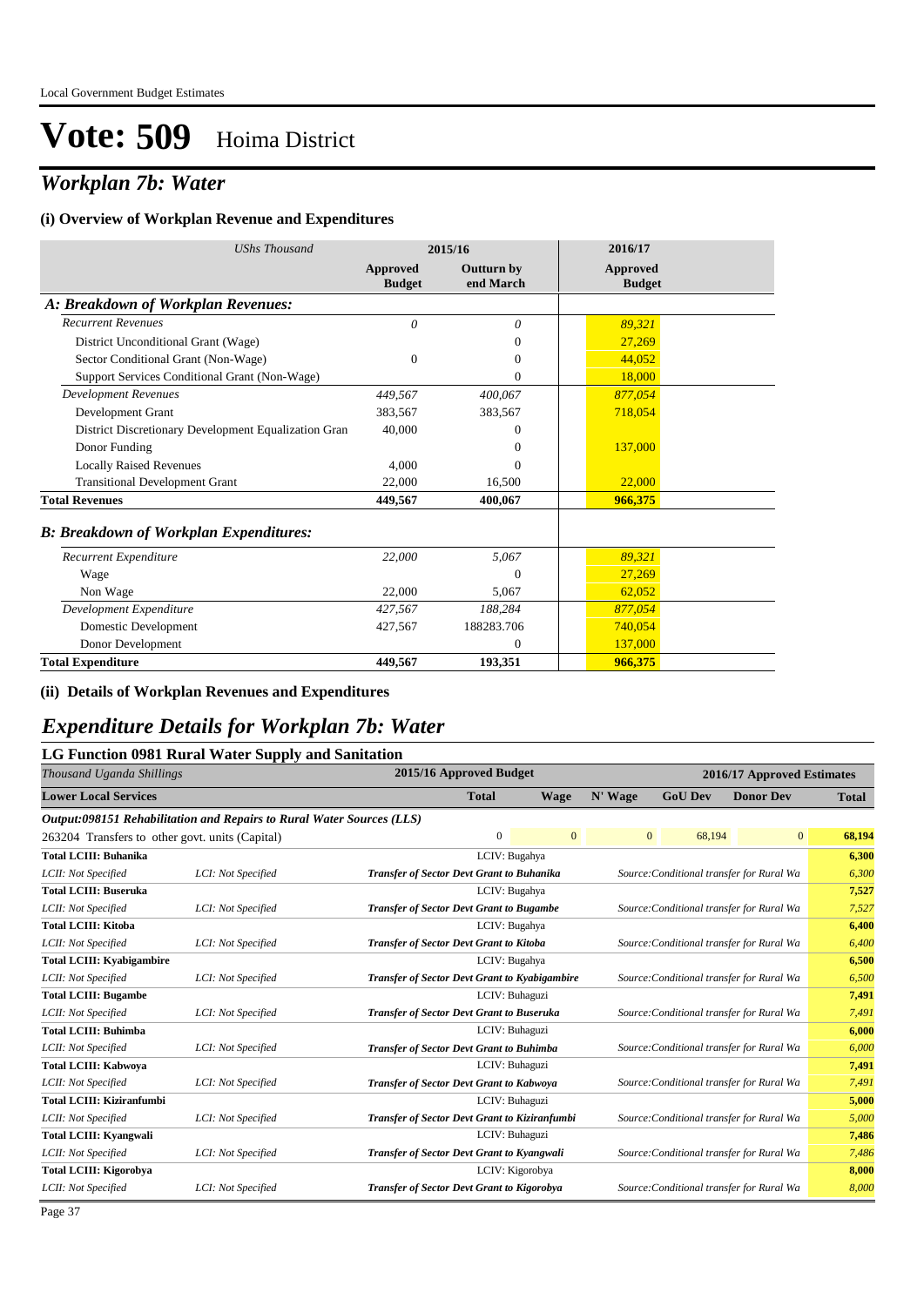# Vote: 509 Hoima District

## *Workplan 7b: Water*

### (i) Overview of Workplan Revenue and Expenditures

| *UShs Thousand* | 2015/16 Approved Budget | 2015/16 Outturn by end March | 2016/17 Approved Budget |
|---|---|---|---|
| ***A: Breakdown of Workplan Revenues:*** | | | |
| *Recurrent Revenues* | *0* | *0* | *89,321* |
| District Unconditional Grant (Wage) | | 0 | 27,269 |
| Sector Conditional Grant (Non-Wage) | 0 | 0 | 44,052 |
| Support Services Conditional Grant (Non-Wage) | | 0 | 18,000 |
| *Development Revenues* | *449,567* | *400,067* | *877,054* |
| Development Grant | 383,567 | 383,567 | 718,054 |
| District Discretionary Development Equalization Gran | 40,000 | 0 | |
| Donor Funding | | 0 | 137,000 |
| Locally Raised Revenues | 4,000 | 0 | |
| Transitional Development Grant | 22,000 | 16,500 | 22,000 |
| **Total Revenues** | **449,567** | **400,067** | **966,375** |
| ***B: Breakdown of Workplan Expenditures:*** | | | |
| *Recurrent Expenditure* | *22,000* | *5,067* | *89,321* |
| Wage | | 0 | 27,269 |
| Non Wage | 22,000 | 5,067 | 62,052 |
| *Development Expenditure* | *427,567* | *188,284* | *877,054* |
| Domestic Development | 427,567 | 188283.706 | 740,054 |
| Donor Development | | 0 | 137,000 |
| **Total Expenditure** | **449,567** | **193,351** | **966,375** |

### (ii) Details of Workplan Revenues and Expenditures

## *Expenditure Details for Workplan 7b: Water*

### LG Function 0981 Rural Water Supply and Sanitation

| *Thousand Uganda Shillings* | | 2015/16 Approved Budget | | 2016/17 Approved Estimates | | | |
|---|---|---|---|---|---|---|---|
| **Lower Local Services** | | **Total** | **Wage** | **N' Wage** | **GoU Dev** | **Donor Dev** | **Total** |
| ***Output:098151 Rehabilitation and Repairs to Rural Water Sources (LLS)*** | | | | | | | |
| 263204 Transfers to other govt. units (Capital) | | 0 | 0 | 0 | 68,194 | 0 | **68,194** |
| **Total LCIII: Buhanika** | | LCIV: Bugahya | | | | | **6,300** |
| *LCII: Not Specified* | *LCI: Not Specified* | ***Transfer of Sector Devt Grant to Buhanika*** | | *Source:Conditional transfer for Rural Wa* | | | *6,300* |
| **Total LCIII: Buseruka** | | LCIV: Bugahya | | | | | **7,527** |
| *LCII: Not Specified* | *LCI: Not Specified* | ***Transfer of Sector Devt Grant to Bugambe*** | | *Source:Conditional transfer for Rural Wa* | | | *7,527* |
| **Total LCIII: Kitoba** | | LCIV: Bugahya | | | | | **6,400** |
| *LCII: Not Specified* | *LCI: Not Specified* | ***Transfer of Sector Devt Grant to Kitoba*** | | *Source:Conditional transfer for Rural Wa* | | | *6,400* |
| **Total LCIII: Kyabigambire** | | LCIV: Bugahya | | | | | **6,500** |
| *LCII: Not Specified* | *LCI: Not Specified* | ***Transfer of Sector Devt Grant to Kyabigambire*** | | *Source:Conditional transfer for Rural Wa* | | | *6,500* |
| **Total LCIII: Bugambe** | | LCIV: Buhaguzi | | | | | **7,491** |
| *LCII: Not Specified* | *LCI: Not Specified* | ***Transfer of Sector Devt Grant to Buseruka*** | | *Source:Conditional transfer for Rural Wa* | | | *7,491* |
| **Total LCIII: Buhimba** | | LCIV: Buhaguzi | | | | | **6,000** |
| *LCII: Not Specified* | *LCI: Not Specified* | ***Transfer of Sector Devt Grant to Buhimba*** | | *Source:Conditional transfer for Rural Wa* | | | *6,000* |
| **Total LCIII: Kabwoya** | | LCIV: Buhaguzi | | | | | **7,491** |
| *LCII: Not Specified* | *LCI: Not Specified* | ***Transfer of Sector Devt Grant to Kabwoya*** | | *Source:Conditional transfer for Rural Wa* | | | *7,491* |
| **Total LCIII: Kiziranfumbi** | | LCIV: Buhaguzi | | | | | **5,000** |
| *LCII: Not Specified* | *LCI: Not Specified* | ***Transfer of Sector Devt Grant to Kiziranfumbi*** | | *Source:Conditional transfer for Rural Wa* | | | *5,000* |
| **Total LCIII: Kyangwali** | | LCIV: Buhaguzi | | | | | **7,486** |
| *LCII: Not Specified* | *LCI: Not Specified* | ***Transfer of Sector Devt Grant to Kyangwali*** | | *Source:Conditional transfer for Rural Wa* | | | *7,486* |
| **Total LCIII: Kigorobya** | | LCIV: Kigorobya | | | | | **8,000** |
| *LCII: Not Specified* | *LCI: Not Specified* | ***Transfer of Sector Devt Grant to Kigorobya*** | | *Source:Conditional transfer for Rural Wa* | | | *8,000* |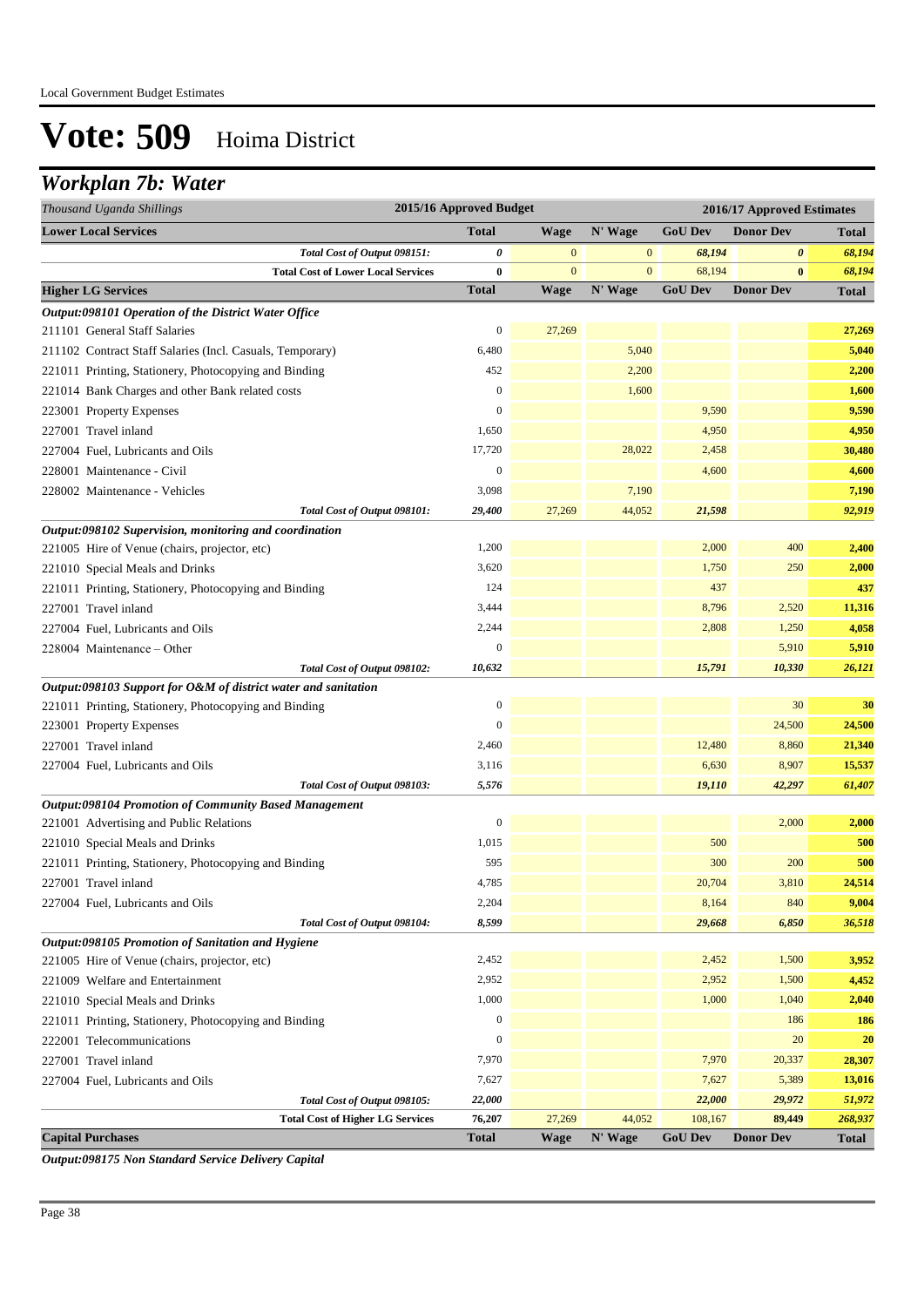Local Government Budget Estimates

# Vote: 509 Hoima District

## Workplan 7b: Water

| *Thousand Uganda Shillings* | 2015/16 Approved Budget | 2016/17 Approved Estimates | | | | |
|---|---|---|---|---|---|---|
| **Lower Local Services** | **Total** | **Wage** | **N' Wage** | **GoU Dev** | **Donor Dev** | **Total** |
| *Total Cost of Output 098151:* | *0* | 0 | 0 | *68,194* | *0* | *68,194* |
| **Total Cost of Lower Local Services** | **0** | 0 | 0 | 68,194 | **0** | *68,194* |
| **Higher LG Services** | **Total** | **Wage** | **N' Wage** | **GoU Dev** | **Donor Dev** | **Total** |
| ***Output:098101 Operation of the District Water Office*** | | | | | | |
| 211101 General Staff Salaries | 0 | 27,269 | | | | **27,269** |
| 211102 Contract Staff Salaries (Incl. Casuals, Temporary) | 6,480 | | 5,040 | | | **5,040** |
| 221011 Printing, Stationery, Photocopying and Binding | 452 | | 2,200 | | | **2,200** |
| 221014 Bank Charges and other Bank related costs | 0 | | 1,600 | | | **1,600** |
| 223001 Property Expenses | 0 | | | 9,590 | | **9,590** |
| 227001 Travel inland | 1,650 | | | 4,950 | | **4,950** |
| 227004 Fuel, Lubricants and Oils | 17,720 | | 28,022 | 2,458 | | **30,480** |
| 228001 Maintenance - Civil | 0 | | | 4,600 | | **4,600** |
| 228002 Maintenance - Vehicles | 3,098 | | 7,190 | | | **7,190** |
| *Total Cost of Output 098101:* | *29,400* | 27,269 | 44,052 | *21,598* | | *92,919* |
| ***Output:098102 Supervision, monitoring and coordination*** | | | | | | |
| 221005 Hire of Venue (chairs, projector, etc) | 1,200 | | | 2,000 | 400 | **2,400** |
| 221010 Special Meals and Drinks | 3,620 | | | 1,750 | 250 | **2,000** |
| 221011 Printing, Stationery, Photocopying and Binding | 124 | | | 437 | | **437** |
| 227001 Travel inland | 3,444 | | | 8,796 | 2,520 | **11,316** |
| 227004 Fuel, Lubricants and Oils | 2,244 | | | 2,808 | 1,250 | **4,058** |
| 228004 Maintenance – Other | 0 | | | | 5,910 | **5,910** |
| *Total Cost of Output 098102:* | *10,632* | | | *15,791* | *10,330* | *26,121* |
| ***Output:098103 Support for O&M of district water and sanitation*** | | | | | | |
| 221011 Printing, Stationery, Photocopying and Binding | 0 | | | | 30 | **30** |
| 223001 Property Expenses | 0 | | | | 24,500 | **24,500** |
| 227001 Travel inland | 2,460 | | | 12,480 | 8,860 | **21,340** |
| 227004 Fuel, Lubricants and Oils | 3,116 | | | 6,630 | 8,907 | **15,537** |
| *Total Cost of Output 098103:* | *5,576* | | | *19,110* | *42,297* | *61,407* |
| ***Output:098104 Promotion of Community Based Management*** | | | | | | |
| 221001 Advertising and Public Relations | 0 | | | | 2,000 | **2,000** |
| 221010 Special Meals and Drinks | 1,015 | | | 500 | | **500** |
| 221011 Printing, Stationery, Photocopying and Binding | 595 | | | 300 | 200 | **500** |
| 227001 Travel inland | 4,785 | | | 20,704 | 3,810 | **24,514** |
| 227004 Fuel, Lubricants and Oils | 2,204 | | | 8,164 | 840 | **9,004** |
| *Total Cost of Output 098104:* | *8,599* | | | *29,668* | *6,850* | *36,518* |
| ***Output:098105 Promotion of Sanitation and Hygiene*** | | | | | | |
| 221005 Hire of Venue (chairs, projector, etc) | 2,452 | | | 2,452 | 1,500 | **3,952** |
| 221009 Welfare and Entertainment | 2,952 | | | 2,952 | 1,500 | **4,452** |
| 221010 Special Meals and Drinks | 1,000 | | | 1,000 | 1,040 | **2,040** |
| 221011 Printing, Stationery, Photocopying and Binding | 0 | | | | 186 | **186** |
| 222001 Telecommunications | 0 | | | | 20 | **20** |
| 227001 Travel inland | 7,970 | | | 7,970 | 20,337 | **28,307** |
| 227004 Fuel, Lubricants and Oils | 7,627 | | | 7,627 | 5,389 | **13,016** |
| *Total Cost of Output 098105:* | *22,000* | | | *22,000* | *29,972* | *51,972* |
| **Total Cost of Higher LG Services** | **76,207** | 27,269 | 44,052 | 108,167 | **89,449** | *268,937* |
| **Capital Purchases** | **Total** | **Wage** | **N' Wage** | **GoU Dev** | **Donor Dev** | **Total** |
| ***Output:098175 Non Standard Service Delivery Capital*** | | | | | | |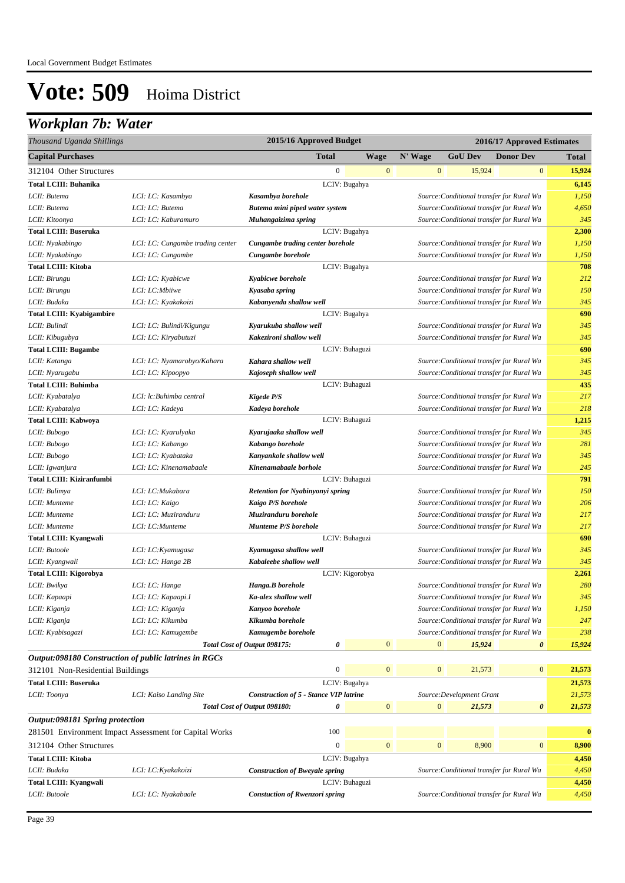# Vote: 509 Hoima District

## *Workplan 7b: Water*

| *Thousand Uganda Shillings* | | 2015/16 Approved Budget | | 2016/17 Approved Estimates | | | | |
|---|---|---|---|---|---|---|---|---|
| **Capital Purchases** | | **Total** | **Wage** | **N' Wage** | **GoU Dev** | **Donor Dev** | | **Total** |
| 312104 Other Structures | | 0 | 0 | 0 | 15,924 | 0 | | **15,924** |
| **Total LCIII: Buhanika** | | LCIV: Bugahya | | | | | | **6,145** |
| *LCII: Butema* | *LCI: LC: Kasambya* | ***Kasambya borehole*** | | *Source:Conditional transfer for Rural Wa* | | | | *1,150* |
| *LCII: Butema* | *LCI: LC: Butema* | ***Butema mini piped water system*** | | *Source:Conditional transfer for Rural Wa* | | | | *4,650* |
| *LCII: Kitoonya* | *LCI: LC: Kaburamuro* | ***Muhangaizima spring*** | | *Source:Conditional transfer for Rural Wa* | | | | *345* |
| **Total LCIII: Buseruka** | | LCIV: Bugahya | | | | | | **2,300** |
| *LCII: Nyakabingo* | *LCI: LC: Cungambe trading center* | ***Cungambe trading center borehole*** | | *Source:Conditional transfer for Rural Wa* | | | | *1,150* |
| *LCII: Nyakabingo* | *LCI: LC: Cungambe* | ***Cungambe borehole*** | | *Source:Conditional transfer for Rural Wa* | | | | *1,150* |
| **Total LCIII: Kitoba** | | LCIV: Bugahya | | | | | | **708** |
| *LCII: Birungu* | *LCI: LC: Kyabicwe* | ***Kyabicwe borehole*** | | *Source:Conditional transfer for Rural Wa* | | | | *212* |
| *LCII: Birungu* | *LCI: LC:Mbiiwe* | ***Kyasaba spring*** | | *Source:Conditional transfer for Rural Wa* | | | | *150* |
| *LCII: Budaka* | *LCI: LC: Kyakakoizi* | ***Kabanyenda shallow well*** | | *Source:Conditional transfer for Rural Wa* | | | | *345* |
| **Total LCIII: Kyabigambire** | | LCIV: Bugahya | | | | | | **690** |
| *LCII: Bulindi* | *LCI: LC: Bulindi/Kigungu* | ***Kyarukuba shallow well*** | | *Source:Conditional transfer for Rural Wa* | | | | *345* |
| *LCII: Kibugubya* | *LCI: LC: Kiryabutuzi* | ***Kakezironi shallow well*** | | *Source:Conditional transfer for Rural Wa* | | | | *345* |
| **Total LCIII: Bugambe** | | LCIV: Buhaguzi | | | | | | **690** |
| *LCII: Katanga* | *LCI: LC: Nyamarobyo/Kahara* | ***Kahara shallow well*** | | *Source:Conditional transfer for Rural Wa* | | | | *345* |
| *LCII: Nyarugabu* | *LCI: LC: Kipoopyo* | ***Kajoseph shallow well*** | | *Source:Conditional transfer for Rural Wa* | | | | *345* |
| **Total LCIII: Buhimba** | | LCIV: Buhaguzi | | | | | | **435** |
| *LCII: Kyabatalya* | *LCI: lc:Buhimba central* | ***Kigede P/S*** | | *Source:Conditional transfer for Rural Wa* | | | | *217* |
| *LCII: Kyabatalya* | *LCI: LC: Kadeya* | ***Kadeya borehole*** | | *Source:Conditional transfer for Rural Wa* | | | | *218* |
| **Total LCIII: Kabwoya** | | LCIV: Buhaguzi | | | | | | **1,215** |
| *LCII: Bubogo* | *LCI: LC: Kyarulyaka* | ***Kyarujaaka shallow well*** | | *Source:Conditional transfer for Rural Wa* | | | | *345* |
| *LCII: Bubogo* | *LCI: LC: Kabango* | ***Kabango borehole*** | | *Source:Conditional transfer for Rural Wa* | | | | *281* |
| *LCII: Bubogo* | *LCI: LC: Kyabataka* | ***Kanyankole shallow well*** | | *Source:Conditional transfer for Rural Wa* | | | | *345* |
| *LCII: Igwanjura* | *LCI: LC: Kinenamabaale* | ***Kinenamabaale borhole*** | | *Source:Conditional transfer for Rural Wa* | | | | *245* |
| **Total LCIII: Kiziranfumbi** | | LCIV: Buhaguzi | | | | | | **791** |
| *LCII: Bulimya* | *LCI: LC:Mukabara* | ***Retention for Nyabinyonyi spring*** | | *Source:Conditional transfer for Rural Wa* | | | | *150* |
| *LCII: Munteme* | *LCI: LC: Kaigo* | ***Kaigo P/S borehole*** | | *Source:Conditional transfer for Rural Wa* | | | | *206* |
| *LCII: Munteme* | *LCI: LC: Muziranduru* | ***Muziranduru borehole*** | | *Source:Conditional transfer for Rural Wa* | | | | *217* |
| *LCII: Munteme* | *LCI: LC:Munteme* | ***Munteme P/S borehole*** | | *Source:Conditional transfer for Rural Wa* | | | | *217* |
| **Total LCIII: Kyangwali** | | LCIV: Buhaguzi | | | | | | **690** |
| *LCII: Butoole* | *LCI: LC:Kyamugasa* | ***Kyamugasa shallow well*** | | *Source:Conditional transfer for Rural Wa* | | | | *345* |
| *LCII: Kyangwali* | *LCI: LC: Hanga 2B* | ***Kabaleebe shallow well*** | | *Source:Conditional transfer for Rural Wa* | | | | *345* |
| **Total LCIII: Kigorobya** | | LCIV: Kigorobya | | | | | | **2,261** |
| *LCII: Bwikya* | *LCI: LC: Hanga* | ***Hanga.B borehole*** | | *Source:Conditional transfer for Rural Wa* | | | | *280* |
| *LCII: Kapaapi* | *LCI: LC: Kapaapi.I* | ***Ka-alex shallow well*** | | *Source:Conditional transfer for Rural Wa* | | | | *345* |
| *LCII: Kiganja* | *LCI: LC: Kiganja* | ***Kanyoo borehole*** | | *Source:Conditional transfer for Rural Wa* | | | | *1,150* |
| *LCII: Kiganja* | *LCI: LC: Kikumba* | ***Kikumba borehole*** | | *Source:Conditional transfer for Rural Wa* | | | | *247* |
| *LCII: Kyabisagazi* | *LCI: LC: Kamugembe* | ***Kamugembe borehole*** | | *Source:Conditional transfer for Rural Wa* | | | | *238* |
| | ***Total Cost of Output 098175:*** | ***0*** | 0 | 0 | ***15,924*** | ***0*** | | ***15,924*** |
| ***Output:098180 Construction of public latrines in RGCs*** | | | | | | | | |
| 312101 Non-Residential Buildings | | 0 | 0 | 0 | 21,573 | 0 | | **21,573** |
| **Total LCIII: Buseruka** | | LCIV: Bugahya | | | | | | **21,573** |
| *LCII: Toonya* | *LCI: Kaiso Landing Site* | ***Construction of 5 - Stance VIP latrine*** | | *Source:Development Grant* | | | | *21,573* |
| | ***Total Cost of Output 098180:*** | ***0*** | 0 | 0 | ***21,573*** | ***0*** | | ***21,573*** |
| ***Output:098181 Spring protection*** | | | | | | | | |
| 281501 Environment Impact Assessment for Capital Works | | 100 | | | | | | **0** |
| 312104 Other Structures | | 0 | 0 | 0 | 8,900 | 0 | | **8,900** |
| **Total LCIII: Kitoba** | | LCIV: Bugahya | | | | | | **4,450** |
| *LCII: Budaka* | *LCI: LC:Kyakakoizi* | ***Construction of Bweyale spring*** | | *Source:Conditional transfer for Rural Wa* | | | | *4,450* |
| **Total LCIII: Kyangwali** | | LCIV: Buhaguzi | | | | | | **4,450** |
| *LCII: Butoole* | *LCI: LC: Nyakabaale* | ***Constuction of Rwenzori spring*** | | *Source:Conditional transfer for Rural Wa* | | | | *4,450* |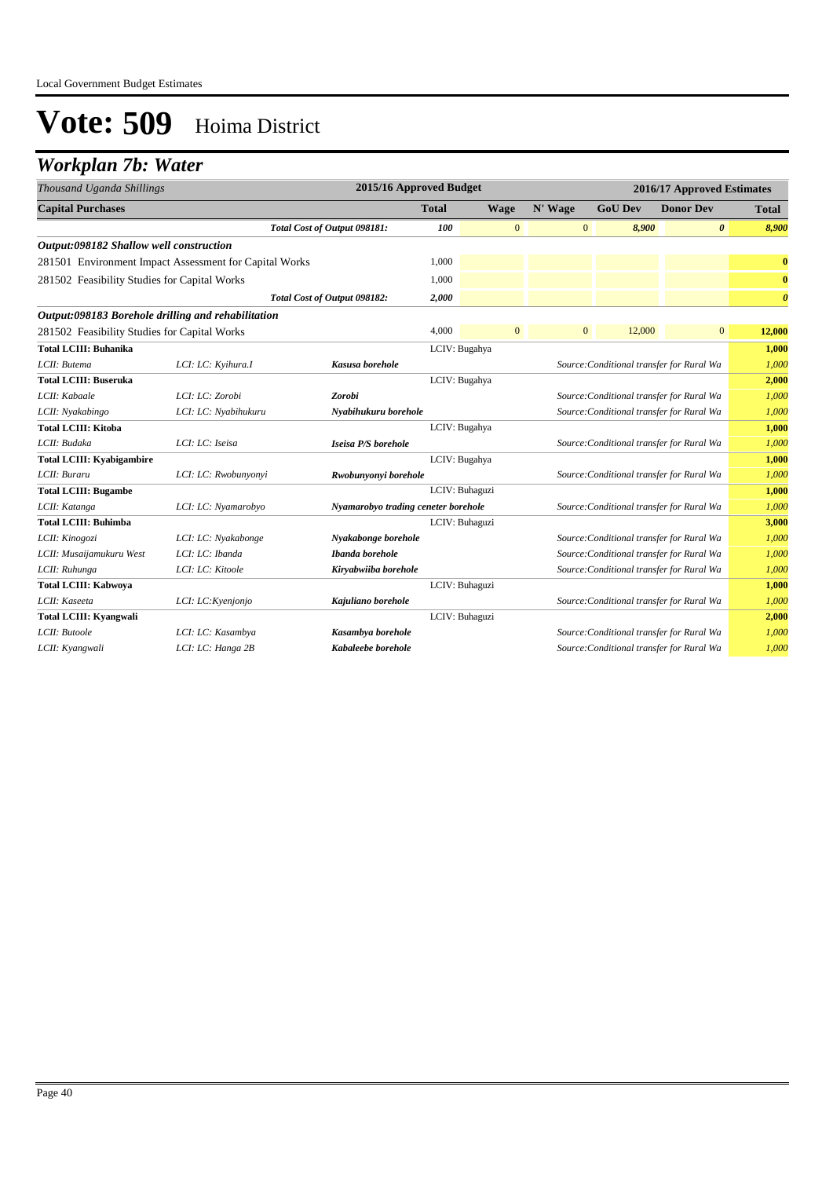# Vote: 509 Hoima District

## Workplan 7b: Water

| Thousand Uganda Shillings | | | 2015/16 Approved Budget | 2016/17 Approved Estimates | | | | |
|---|---|---|---|---|---|---|---|---|
| **Capital Purchases** | | | **Total** | **Wage** | **N' Wage** | **GoU Dev** | **Donor Dev** | **Total** |
| | | *Total Cost of Output 098181:* | *100* | 0 | 0 | *8,900* | *0* | *8,900* |
| ***Output:098182 Shallow well construction*** | | | | | | | | |
| 281501 Environment Impact Assessment for Capital Works | | | 1,000 | | | | | 0 |
| 281502 Feasibility Studies for Capital Works | | | 1,000 | | | | | 0 |
| | | *Total Cost of Output 098182:* | *2,000* | | | | | *0* |
| ***Output:098183 Borehole drilling and rehabilitation*** | | | | | | | | |
| 281502 Feasibility Studies for Capital Works | | | 4,000 | 0 | 0 | 12,000 | 0 | 12,000 |
| **Total LCIII: Buhanika** | | | LCIV: Bugahya | | | | | **1,000** |
| *LCII: Butema* | *LCI: LC: Kyihura.I* | ***Kasusa borehole*** | | | | *Source:Conditional transfer for Rural Wa* | | *1,000* |
| **Total LCIII: Buseruka** | | | LCIV: Bugahya | | | | | **2,000** |
| *LCII: Kabaale* | *LCI: LC: Zorobi* | ***Zorobi*** | | | | *Source:Conditional transfer for Rural Wa* | | *1,000* |
| *LCII: Nyakabingo* | *LCI: LC: Nyabihukuru* | ***Nyabihukuru borehole*** | | | | *Source:Conditional transfer for Rural Wa* | | *1,000* |
| **Total LCIII: Kitoba** | | | LCIV: Bugahya | | | | | **1,000** |
| *LCII: Budaka* | *LCI: LC: Iseisa* | ***Iseisa P/S borehole*** | | | | *Source:Conditional transfer for Rural Wa* | | *1,000* |
| **Total LCIII: Kyabigambire** | | | LCIV: Bugahya | | | | | **1,000** |
| *LCII: Buraru* | *LCI: LC: Rwobunyonyi* | ***Rwobunyonyi borehole*** | | | | *Source:Conditional transfer for Rural Wa* | | *1,000* |
| **Total LCIII: Bugambe** | | | LCIV: Buhaguzi | | | | | **1,000** |
| *LCII: Katanga* | *LCI: LC: Nyamarobyo* | ***Nyamarobyo trading ceneter borehole*** | | | | *Source:Conditional transfer for Rural Wa* | | *1,000* |
| **Total LCIII: Buhimba** | | | LCIV: Buhaguzi | | | | | **3,000** |
| *LCII: Kinogozi* | *LCI: LC: Nyakabonge* | ***Nyakabonge borehole*** | | | | *Source:Conditional transfer for Rural Wa* | | *1,000* |
| *LCII: Musaijamukuru West* | *LCI: LC: Ibanda* | ***Ibanda borehole*** | | | | *Source:Conditional transfer for Rural Wa* | | *1,000* |
| *LCII: Ruhunga* | *LCI: LC: Kitoole* | ***Kiryabwiiba borehole*** | | | | *Source:Conditional transfer for Rural Wa* | | *1,000* |
| **Total LCIII: Kabwoya** | | | LCIV: Buhaguzi | | | | | **1,000** |
| *LCII: Kaseeta* | *LCI: LC:Kyenjonjo* | ***Kajuliano borehole*** | | | | *Source:Conditional transfer for Rural Wa* | | *1,000* |
| **Total LCIII: Kyangwali** | | | LCIV: Buhaguzi | | | | | **2,000** |
| *LCII: Butoole* | *LCI: LC: Kasambya* | ***Kasambya borehole*** | | | | *Source:Conditional transfer for Rural Wa* | | *1,000* |
| *LCII: Kyangwali* | *LCI: LC: Hanga 2B* | ***Kabaleebe borehole*** | | | | *Source:Conditional transfer for Rural Wa* | | *1,000* |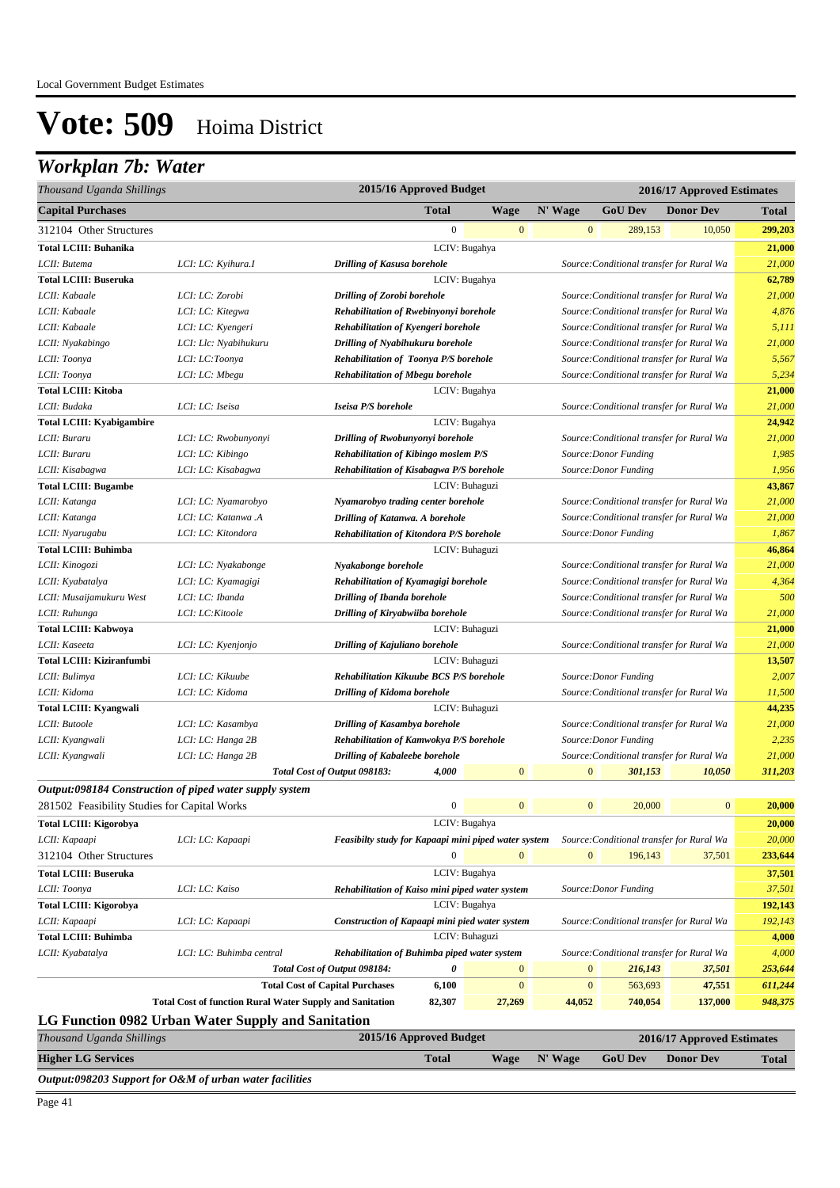Local Government Budget Estimates

# Vote: 509 Hoima District

## Workplan 7b: Water

| *Thousand Uganda Shillings* | | | 2015/16 Approved Budget | | 2016/17 Approved Estimates | | | |
|---|---|---|---|---|---|---|---|---|
| **Capital Purchases** | | | **Total** | **Wage** | **N' Wage** | **GoU Dev** | **Donor Dev** | **Total** |
| 312104 Other Structures | | | 0 | 0 | 0 | 289,153 | 10,050 | **299,203** |
| **Total LCIII: Buhanika** | | LCIV: Bugahya | | | | | | **21,000** |
| *LCII: Butema* | *LCI: LC: Kyihura.I* | ***Drilling of Kasusa borehole*** | | | *Source:Conditional transfer for Rural Wa* | | | *21,000* |
| **Total LCIII: Buseruka** | | LCIV: Bugahya | | | | | | **62,789** |
| *LCII: Kabaale* | *LCI: LC: Zorobi* | ***Drilling of Zorobi borehole*** | | | *Source:Conditional transfer for Rural Wa* | | | *21,000* |
| *LCII: Kabaale* | *LCI: LC: Kitegwa* | ***Rehabilitation of Rwebinyonyi borehole*** | | | *Source:Conditional transfer for Rural Wa* | | | *4,876* |
| *LCII: Kabaale* | *LCI: LC: Kyengeri* | ***Rehabilitation of Kyengeri borehole*** | | | *Source:Conditional transfer for Rural Wa* | | | *5,111* |
| *LCII: Nyakabingo* | *LCI: Llc: Nyabihukuru* | ***Drilling of Nyabihukuru borehole*** | | | *Source:Conditional transfer for Rural Wa* | | | *21,000* |
| *LCII: Toonya* | *LCI: LC:Toonya* | ***Rehabilitation of Toonya P/S borehole*** | | | *Source:Conditional transfer for Rural Wa* | | | *5,567* |
| *LCII: Toonya* | *LCI: LC: Mbegu* | ***Rehabilitation of Mbegu borehole*** | | | *Source:Conditional transfer for Rural Wa* | | | *5,234* |
| **Total LCIII: Kitoba** | | LCIV: Bugahya | | | | | | **21,000** |
| *LCII: Budaka* | *LCI: LC: Iseisa* | ***Iseisa P/S borehole*** | | | *Source:Conditional transfer for Rural Wa* | | | *21,000* |
| **Total LCIII: Kyabigambire** | | LCIV: Bugahya | | | | | | **24,942** |
| *LCII: Buraru* | *LCI: LC: Rwobunyonyi* | ***Drilling of Rwobunyonyi borehole*** | | | *Source:Conditional transfer for Rural Wa* | | | *21,000* |
| *LCII: Buraru* | *LCI: LC: Kibingo* | ***Rehabilitation of Kibingo moslem P/S*** | | | *Source:Donor Funding* | | | *1,985* |
| *LCII: Kisabagwa* | *LCI: LC: Kisabagwa* | ***Rehabilitation of Kisabagwa P/S borehole*** | | | *Source:Donor Funding* | | | *1,956* |
| **Total LCIII: Bugambe** | | LCIV: Buhaguzi | | | | | | **43,867** |
| *LCII: Katanga* | *LCI: LC: Nyamarobyo* | ***Nyamarobyo trading center borehole*** | | | *Source:Conditional transfer for Rural Wa* | | | *21,000* |
| *LCII: Katanga* | *LCI: LC: Katanwa .A* | ***Drilling of Katanwa. A borehole*** | | | *Source:Conditional transfer for Rural Wa* | | | *21,000* |
| *LCII: Nyarugabu* | *LCI: LC: Kitondora* | ***Rehabilitation of Kitondora P/S borehole*** | | | *Source:Donor Funding* | | | *1,867* |
| **Total LCIII: Buhimba** | | LCIV: Buhaguzi | | | | | | **46,864** |
| *LCII: Kinogozi* | *LCI: LC: Nyakabonge* | ***Nyakabonge borehole*** | | | *Source:Conditional transfer for Rural Wa* | | | *21,000* |
| *LCII: Kyabatalya* | *LCI: LC: Kyamagigi* | ***Rehabilitation of Kyamagigi borehole*** | | | *Source:Conditional transfer for Rural Wa* | | | *4,364* |
| *LCII: Musaijamukuru West* | *LCI: LC: Ibanda* | ***Drilling of Ibanda borehole*** | | | *Source:Conditional transfer for Rural Wa* | | | *500* |
| *LCII: Ruhunga* | *LCI: LC:Kitoole* | ***Drilling of Kiryabwiiba borehole*** | | | *Source:Conditional transfer for Rural Wa* | | | *21,000* |
| **Total LCIII: Kabwoya** | | LCIV: Buhaguzi | | | | | | **21,000** |
| *LCII: Kaseeta* | *LCI: LC: Kyenjonjo* | ***Drilling of Kajuliano borehole*** | | | *Source:Conditional transfer for Rural Wa* | | | *21,000* |
| **Total LCIII: Kiziranfumbi** | | LCIV: Buhaguzi | | | | | | **13,507** |
| *LCII: Bulimya* | *LCI: LC: Kikuube* | ***Rehabilitation Kikuube BCS P/S borehole*** | | | *Source:Donor Funding* | | | *2,007* |
| *LCII: Kidoma* | *LCI: LC: Kidoma* | ***Drilling of Kidoma borehole*** | | | *Source:Conditional transfer for Rural Wa* | | | *11,500* |
| **Total LCIII: Kyangwali** | | LCIV: Buhaguzi | | | | | | **44,235** |
| *LCII: Butoole* | *LCI: LC: Kasambya* | ***Drilling of Kasambya borehole*** | | | *Source:Conditional transfer for Rural Wa* | | | *21,000* |
| *LCII: Kyangwali* | *LCI: LC: Hanga 2B* | ***Rehabilitation of Kamwokya P/S borehole*** | | | *Source:Donor Funding* | | | *2,235* |
| *LCII: Kyangwali* | *LCI: LC: Hanga 2B* | ***Drilling of Kabaleebe borehole*** | | | *Source:Conditional transfer for Rural Wa* | | | *21,000* |
| | | ***Total Cost of Output 098183:*** | ***4,000*** | 0 | 0 | ***301,153*** | ***10,050*** | ***311,203*** |
| ***Output:098184 Construction of piped water supply system*** | | | | | | | | |
| 281502 Feasibility Studies for Capital Works | | | 0 | 0 | 0 | 20,000 | 0 | **20,000** |
| **Total LCIII: Kigorobya** | | LCIV: Bugahya | | | | | | **20,000** |
| *LCII: Kapaapi* | *LCI: LC: Kapaapi* | ***Feasibilty study for Kapaapi mini piped water system*** | | | *Source:Conditional transfer for Rural Wa* | | | *20,000* |
| 312104 Other Structures | | | 0 | 0 | 0 | 196,143 | 37,501 | **233,644** |
| **Total LCIII: Buseruka** | | LCIV: Bugahya | | | | | | **37,501** |
| *LCII: Toonya* | *LCI: LC: Kaiso* | ***Rehabilitation of Kaiso mini piped water system*** | | | *Source:Donor Funding* | | | *37,501* |
| **Total LCIII: Kigorobya** | | LCIV: Bugahya | | | | | | **192,143** |
| *LCII: Kapaapi* | *LCI: LC: Kapaapi* | ***Construction of Kapaapi mini pied water system*** | | | *Source:Conditional transfer for Rural Wa* | | | *192,143* |
| **Total LCIII: Buhimba** | | LCIV: Buhaguzi | | | | | | **4,000** |
| *LCII: Kyabatalya* | *LCI: LC: Buhimba central* | ***Rehabilitation of Buhimba piped water system*** | | | *Source:Conditional transfer for Rural Wa* | | | *4,000* |
| | | ***Total Cost of Output 098184:*** | ***0*** | 0 | 0 | ***216,143*** | ***37,501*** | ***253,644*** |
| | | **Total Cost of Capital Purchases** | **6,100** | 0 | 0 | 563,693 | 47,551 | **611,244** |
| | **Total Cost of function Rural Water Supply and Sanitation** | | **82,307** | **27,269** | **44,052** | **740,054** | **137,000** | **948,375** |

## LG Function 0982 Urban Water Supply and Sanitation

| *Thousand Uganda Shillings* | 2015/16 Approved Budget | | 2016/17 Approved Estimates | | | |
|---|---|---|---|---|---|---|
| **Higher LG Services** | **Total** | **Wage** | **N' Wage** | **GoU Dev** | **Donor Dev** | **Total** |
| ***Output:098203 Support for O&M of urban water facilities*** | | | | | | |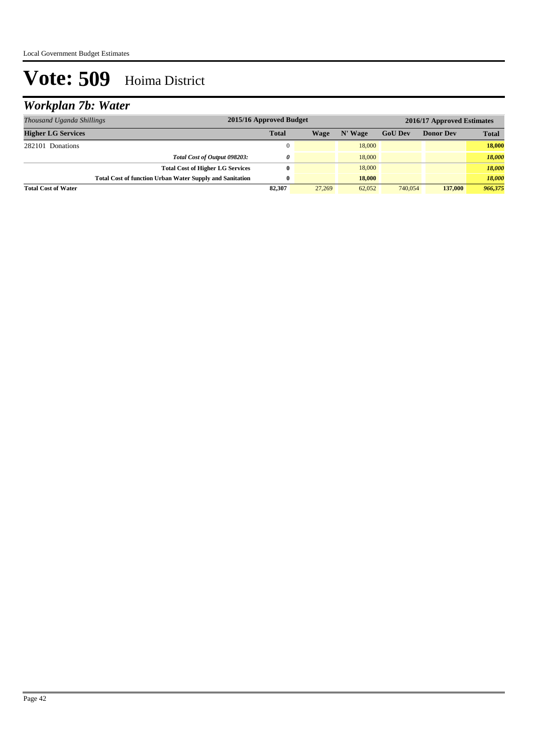# Vote: 509 Hoima District

## *Workplan 7b: Water*

| *Thousand Uganda Shillings* | 2015/16 Approved Budget | 2016/17 Approved Estimates | | | | |
|---|---|---|---|---|---|---|
| **Higher LG Services** | **Total** | **Wage** | **N' Wage** | **GoU Dev** | **Donor Dev** | **Total** |
| 282101 Donations | 0 | | 18,000 | | | **18,000** |
| *Total Cost of Output 098203:* | ***0*** | | 18,000 | | | ***18,000*** |
| **Total Cost of Higher LG Services** | **0** | | 18,000 | | | ***18,000*** |
| **Total Cost of function Urban Water Supply and Sanitation** | **0** | | **18,000** | | | ***18,000*** |
| **Total Cost of Water** | **82,307** | 27,269 | 62,052 | 740,054 | **137,000** | ***966,375*** |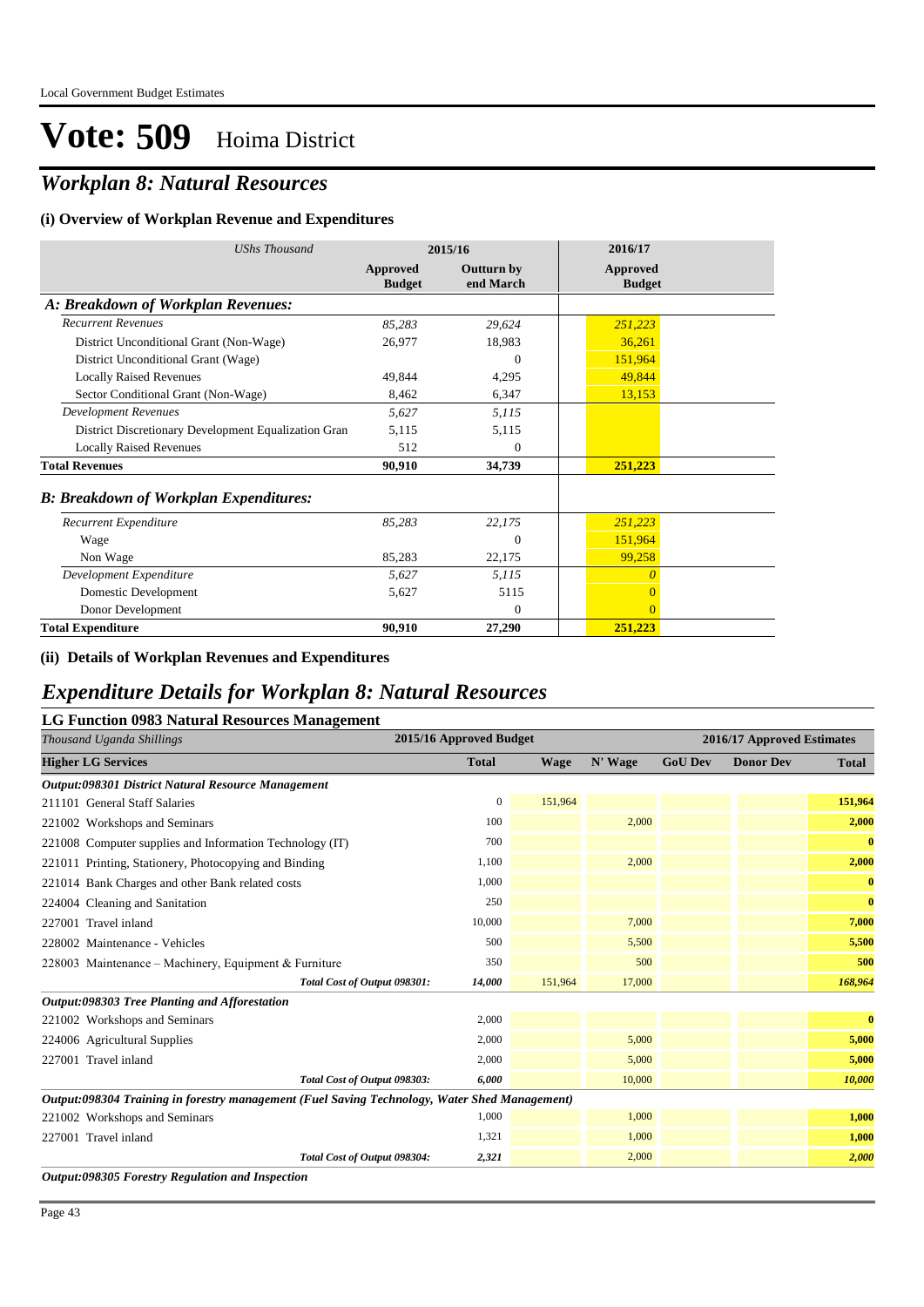# Vote: 509 Hoima District

## *Workplan 8: Natural Resources*

### (i) Overview of Workplan Revenue and Expenditures

| *UShs Thousand* | 2015/16 | | 2016/17 |
|---|---|---|---|
| | **Approved Budget** | **Outturn by end March** | **Approved Budget** |
| ***A: Breakdown of Workplan Revenues:*** | | | |
| *Recurrent Revenues* | *85,283* | *29,624* | *251,223* |
| District Unconditional Grant (Non-Wage) | 26,977 | 18,983 | 36,261 |
| District Unconditional Grant (Wage) | | 0 | 151,964 |
| Locally Raised Revenues | 49,844 | 4,295 | 49,844 |
| Sector Conditional Grant (Non-Wage) | 8,462 | 6,347 | 13,153 |
| *Development Revenues* | *5,627* | *5,115* | |
| District Discretionary Development Equalization Gran | 5,115 | 5,115 | |
| Locally Raised Revenues | 512 | 0 | |
| **Total Revenues** | **90,910** | **34,739** | **251,223** |
| ***B: Breakdown of Workplan Expenditures:*** | | | |
| *Recurrent Expenditure* | *85,283* | *22,175* | *251,223* |
| Wage | | 0 | 151,964 |
| Non Wage | 85,283 | 22,175 | 99,258 |
| *Development Expenditure* | *5,627* | *5,115* | *0* |
| Domestic Development | 5,627 | 5115 | 0 |
| Donor Development | | 0 | 0 |
| **Total Expenditure** | **90,910** | **27,290** | **251,223** |

### (ii) Details of Workplan Revenues and Expenditures

## *Expenditure Details for Workplan 8: Natural Resources*

### LG Function 0983 Natural Resources Management

| *Thousand Uganda Shillings* | 2015/16 Approved Budget | 2016/17 Approved Estimates | | | | |
|---|---|---|---|---|---|---|
| **Higher LG Services** | **Total** | **Wage** | **N' Wage** | **GoU Dev** | **Donor Dev** | **Total** |
| ***Output:098301 District Natural Resource Management*** | | | | | | |
| 211101 General Staff Salaries | 0 | 151,964 | | | | **151,964** |
| 221002 Workshops and Seminars | 100 | | 2,000 | | | **2,000** |
| 221008 Computer supplies and Information Technology (IT) | 700 | | | | | **0** |
| 221011 Printing, Stationery, Photocopying and Binding | 1,100 | | 2,000 | | | **2,000** |
| 221014 Bank Charges and other Bank related costs | 1,000 | | | | | **0** |
| 224004 Cleaning and Sanitation | 250 | | | | | **0** |
| 227001 Travel inland | 10,000 | | 7,000 | | | **7,000** |
| 228002 Maintenance - Vehicles | 500 | | 5,500 | | | **5,500** |
| 228003 Maintenance – Machinery, Equipment & Furniture | 350 | | 500 | | | **500** |
| *Total Cost of Output 098301:* | *14,000* | 151,964 | 17,000 | | | ***168,964*** |
| ***Output:098303 Tree Planting and Afforestation*** | | | | | | |
| 221002 Workshops and Seminars | 2,000 | | | | | **0** |
| 224006 Agricultural Supplies | 2,000 | | 5,000 | | | **5,000** |
| 227001 Travel inland | 2,000 | | 5,000 | | | **5,000** |
| *Total Cost of Output 098303:* | *6,000* | | 10,000 | | | ***10,000*** |
| ***Output:098304 Training in forestry management (Fuel Saving Technology, Water Shed Management)*** | | | | | | |
| 221002 Workshops and Seminars | 1,000 | | 1,000 | | | **1,000** |
| 227001 Travel inland | 1,321 | | 1,000 | | | **1,000** |
| *Total Cost of Output 098304:* | *2,321* | | 2,000 | | | ***2,000*** |
| ***Output:098305 Forestry Regulation and Inspection*** | | | | | | |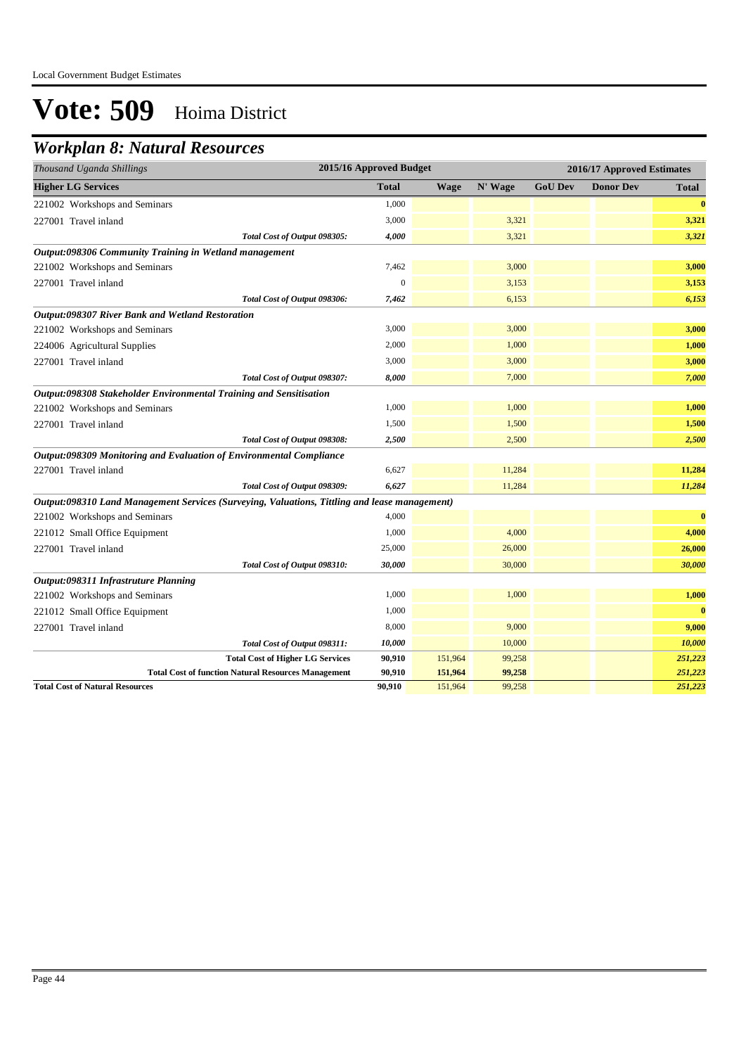Local Government Budget Estimates

# Vote: 509 Hoima District

## Workplan 8: Natural Resources

| Thousand Uganda Shillings | 2015/16 Approved Budget | 2016/17 Approved Estimates | | | | |
|---|---|---|---|---|---|---|
| **Higher LG Services** | **Total** | **Wage** | **N' Wage** | **GoU Dev** | **Donor Dev** | **Total** |
| 221002 Workshops and Seminars | 1,000 | | | | | **0** |
| 227001 Travel inland | 3,000 | | 3,321 | | | **3,321** |
| *Total Cost of Output 098305:* | *4,000* | | 3,321 | | | *3,321* |
| ***Output:098306 Community Training in Wetland management*** | | | | | | |
| 221002 Workshops and Seminars | 7,462 | | 3,000 | | | **3,000** |
| 227001 Travel inland | 0 | | 3,153 | | | **3,153** |
| *Total Cost of Output 098306:* | *7,462* | | 6,153 | | | *6,153* |
| ***Output:098307 River Bank and Wetland Restoration*** | | | | | | |
| 221002 Workshops and Seminars | 3,000 | | 3,000 | | | **3,000** |
| 224006 Agricultural Supplies | 2,000 | | 1,000 | | | **1,000** |
| 227001 Travel inland | 3,000 | | 3,000 | | | **3,000** |
| *Total Cost of Output 098307:* | *8,000* | | 7,000 | | | *7,000* |
| ***Output:098308 Stakeholder Environmental Training and Sensitisation*** | | | | | | |
| 221002 Workshops and Seminars | 1,000 | | 1,000 | | | **1,000** |
| 227001 Travel inland | 1,500 | | 1,500 | | | **1,500** |
| *Total Cost of Output 098308:* | *2,500* | | 2,500 | | | *2,500* |
| ***Output:098309 Monitoring and Evaluation of Environmental Compliance*** | | | | | | |
| 227001 Travel inland | 6,627 | | 11,284 | | | **11,284** |
| *Total Cost of Output 098309:* | *6,627* | | 11,284 | | | *11,284* |
| ***Output:098310 Land Management Services (Surveying, Valuations, Tittling and lease management)*** | | | | | | |
| 221002 Workshops and Seminars | 4,000 | | | | | **0** |
| 221012 Small Office Equipment | 1,000 | | 4,000 | | | **4,000** |
| 227001 Travel inland | 25,000 | | 26,000 | | | **26,000** |
| *Total Cost of Output 098310:* | *30,000* | | 30,000 | | | *30,000* |
| ***Output:098311 Infrastruture Planning*** | | | | | | |
| 221002 Workshops and Seminars | 1,000 | | 1,000 | | | **1,000** |
| 221012 Small Office Equipment | 1,000 | | | | | **0** |
| 227001 Travel inland | 8,000 | | 9,000 | | | **9,000** |
| *Total Cost of Output 098311:* | *10,000* | | 10,000 | | | *10,000* |
| **Total Cost of Higher LG Services** | **90,910** | 151,964 | 99,258 | | | *251,223* |
| **Total Cost of function Natural Resources Management** | **90,910** | **151,964** | **99,258** | | | *251,223* |
| **Total Cost of Natural Resources** | **90,910** | 151,964 | 99,258 | | | *251,223* |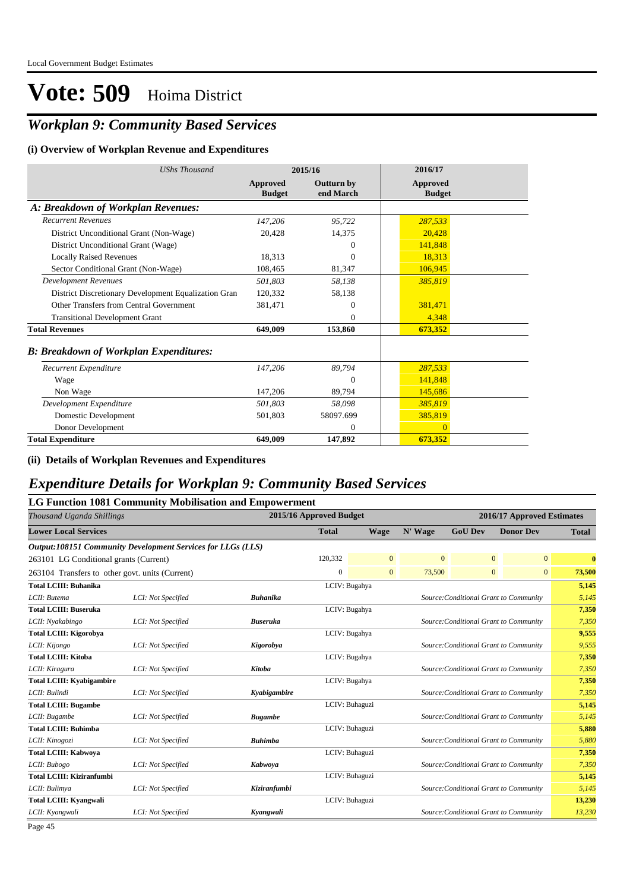# Vote: 509 Hoima District

## *Workplan 9: Community Based Services*

### (i) Overview of Workplan Revenue and Expenditures

| *UShs Thousand* | 2015/16 | | 2016/17 |
|---|---|---|---|
| | **Approved Budget** | **Outturn by end March** | **Approved Budget** |
| ***A: Breakdown of Workplan Revenues:*** | | | |
| *Recurrent Revenues* | *147,206* | *95,722* | *287,533* |
| District Unconditional Grant (Non-Wage) | 20,428 | 14,375 | 20,428 |
| District Unconditional Grant (Wage) | | 0 | 141,848 |
| Locally Raised Revenues | 18,313 | 0 | 18,313 |
| Sector Conditional Grant (Non-Wage) | 108,465 | 81,347 | 106,945 |
| *Development Revenues* | *501,803* | *58,138* | *385,819* |
| District Discretionary Development Equalization Gran | 120,332 | 58,138 | |
| Other Transfers from Central Government | 381,471 | 0 | 381,471 |
| Transitional Development Grant | | 0 | 4,348 |
| **Total Revenues** | **649,009** | **153,860** | **673,352** |
| ***B: Breakdown of Workplan Expenditures:*** | | | |
| *Recurrent Expenditure* | *147,206* | *89,794* | *287,533* |
| Wage | | 0 | 141,848 |
| Non Wage | 147,206 | 89,794 | 145,686 |
| *Development Expenditure* | *501,803* | *58,098* | *385,819* |
| Domestic Development | 501,803 | 58097.699 | 385,819 |
| Donor Development | | 0 | 0 |
| **Total Expenditure** | **649,009** | **147,892** | **673,352** |

### (ii) Details of Workplan Revenues and Expenditures

## *Expenditure Details for Workplan 9: Community Based Services*

### LG Function 1081 Community Mobilisation and Empowerment

| *Thousand Uganda Shillings* | | | 2015/16 Approved Budget | 2016/17 Approved Estimates | | | | |
|---|---|---|---|---|---|---|---|---|
| **Lower Local Services** | | | **Total** | **Wage** | **N' Wage** | **GoU Dev** | **Donor Dev** | **Total** |
| ***Output:108151 Community Development Services for LLGs (LLS)*** | | | | | | | | |
| 263101 LG Conditional grants (Current) | | | 120,332 | 0 | 0 | 0 | 0 | **0** |
| 263104 Transfers to other govt. units (Current) | | | 0 | 0 | 73,500 | 0 | 0 | **73,500** |
| **Total LCIII: Buhanika** | | | LCIV: Bugahya | | | | | **5,145** |
| *LCII: Butema* | *LCI: Not Specified* | ***Buhanika*** | | | *Source:Conditional Grant to Community* | | | *5,145* |
| **Total LCIII: Buseruka** | | | LCIV: Bugahya | | | | | **7,350** |
| *LCII: Nyakabingo* | *LCI: Not Specified* | ***Buseruka*** | | | *Source:Conditional Grant to Community* | | | *7,350* |
| **Total LCIII: Kigorobya** | | | LCIV: Bugahya | | | | | **9,555** |
| *LCII: Kijongo* | *LCI: Not Specified* | ***Kigorobya*** | | | *Source:Conditional Grant to Community* | | | *9,555* |
| **Total LCIII: Kitoba** | | | LCIV: Bugahya | | | | | **7,350** |
| *LCII: Kiragura* | *LCI: Not Specified* | ***Kitoba*** | | | *Source:Conditional Grant to Community* | | | *7,350* |
| **Total LCIII: Kyabigambire** | | | LCIV: Bugahya | | | | | **7,350** |
| *LCII: Bulindi* | *LCI: Not Specified* | ***Kyabigambire*** | | | *Source:Conditional Grant to Community* | | | *7,350* |
| **Total LCIII: Bugambe** | | | LCIV: Buhaguzi | | | | | **5,145** |
| *LCII: Bugambe* | *LCI: Not Specified* | ***Bugambe*** | | | *Source:Conditional Grant to Community* | | | *5,145* |
| **Total LCIII: Buhimba** | | | LCIV: Buhaguzi | | | | | **5,880** |
| *LCII: Kinogozi* | *LCI: Not Specified* | ***Buhimba*** | | | *Source:Conditional Grant to Community* | | | *5,880* |
| **Total LCIII: Kabwoya** | | | LCIV: Buhaguzi | | | | | **7,350** |
| *LCII: Bubogo* | *LCI: Not Specified* | ***Kabwoya*** | | | *Source:Conditional Grant to Community* | | | *7,350* |
| **Total LCIII: Kiziranfumbi** | | | LCIV: Buhaguzi | | | | | **5,145** |
| *LCII: Bulimya* | *LCI: Not Specified* | ***Kiziranfumbi*** | | | *Source:Conditional Grant to Community* | | | *5,145* |
| **Total LCIII: Kyangwali** | | | LCIV: Buhaguzi | | | | | **13,230** |
| *LCII: Kyangwali* | *LCI: Not Specified* | ***Kyangwali*** | | | *Source:Conditional Grant to Community* | | | *13,230* |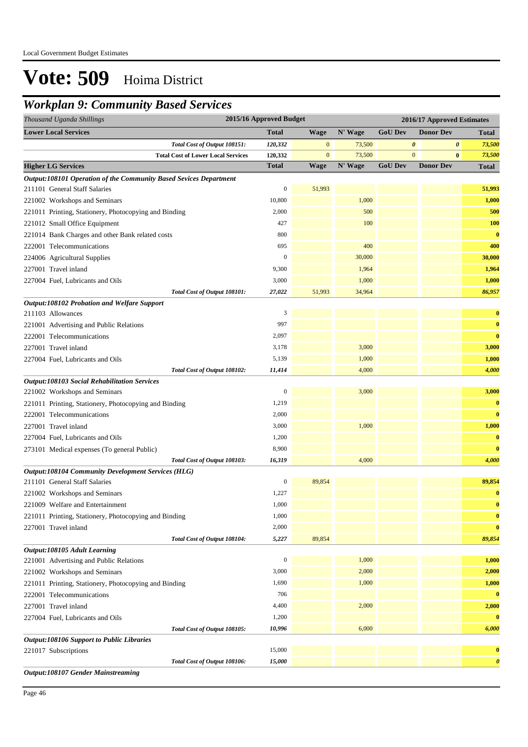# Vote: 509 Hoima District

## *Workplan 9: Community Based Services*

| *Thousand Uganda Shillings* | 2015/16 Approved Budget | 2016/17 Approved Estimates | | | | |
|---|---|---|---|---|---|---|
| **Lower Local Services** | **Total** | **Wage** | **N' Wage** | **GoU Dev** | **Donor Dev** | **Total** |
| *Total Cost of Output 108151:* | *120,332* | 0 | 73,500 | *0* | *0* | *73,500* |
| **Total Cost of Lower Local Services** | **120,332** | 0 | 73,500 | 0 | **0** | *73,500* |
| **Higher LG Services** | **Total** | **Wage** | **N' Wage** | **GoU Dev** | **Donor Dev** | **Total** |
| ***Output:108101 Operation of the Community Based Sevices Department*** | | | | | | |
| 211101 General Staff Salaries | 0 | 51,993 | | | | **51,993** |
| 221002 Workshops and Seminars | 10,800 | | 1,000 | | | **1,000** |
| 221011 Printing, Stationery, Photocopying and Binding | 2,000 | | 500 | | | **500** |
| 221012 Small Office Equipment | 427 | | 100 | | | **100** |
| 221014 Bank Charges and other Bank related costs | 800 | | | | | **0** |
| 222001 Telecommunications | 695 | | 400 | | | **400** |
| 224006 Agricultural Supplies | 0 | | 30,000 | | | **30,000** |
| 227001 Travel inland | 9,300 | | 1,964 | | | **1,964** |
| 227004 Fuel, Lubricants and Oils | 3,000 | | 1,000 | | | **1,000** |
| *Total Cost of Output 108101:* | *27,022* | 51,993 | 34,964 | | | *86,957* |
| ***Output:108102 Probation and Welfare Support*** | | | | | | |
| 211103 Allowances | 3 | | | | | **0** |
| 221001 Advertising and Public Relations | 997 | | | | | **0** |
| 222001 Telecommunications | 2,097 | | | | | **0** |
| 227001 Travel inland | 3,178 | | 3,000 | | | **3,000** |
| 227004 Fuel, Lubricants and Oils | 5,139 | | 1,000 | | | **1,000** |
| *Total Cost of Output 108102:* | *11,414* | | 4,000 | | | *4,000* |
| ***Output:108103 Social Rehabilitation Services*** | | | | | | |
| 221002 Workshops and Seminars | 0 | | 3,000 | | | **3,000** |
| 221011 Printing, Stationery, Photocopying and Binding | 1,219 | | | | | **0** |
| 222001 Telecommunications | 2,000 | | | | | **0** |
| 227001 Travel inland | 3,000 | | 1,000 | | | **1,000** |
| 227004 Fuel, Lubricants and Oils | 1,200 | | | | | **0** |
| 273101 Medical expenses (To general Public) | 8,900 | | | | | **0** |
| *Total Cost of Output 108103:* | *16,319* | | 4,000 | | | *4,000* |
| ***Output:108104 Community Development Services (HLG)*** | | | | | | |
| 211101 General Staff Salaries | 0 | 89,854 | | | | **89,854** |
| 221002 Workshops and Seminars | 1,227 | | | | | **0** |
| 221009 Welfare and Entertainment | 1,000 | | | | | **0** |
| 221011 Printing, Stationery, Photocopying and Binding | 1,000 | | | | | **0** |
| 227001 Travel inland | 2,000 | | | | | **0** |
| *Total Cost of Output 108104:* | *5,227* | 89,854 | | | | *89,854* |
| ***Output:108105 Adult Learning*** | | | | | | |
| 221001 Advertising and Public Relations | 0 | | 1,000 | | | **1,000** |
| 221002 Workshops and Seminars | 3,000 | | 2,000 | | | **2,000** |
| 221011 Printing, Stationery, Photocopying and Binding | 1,690 | | 1,000 | | | **1,000** |
| 222001 Telecommunications | 706 | | | | | **0** |
| 227001 Travel inland | 4,400 | | 2,000 | | | **2,000** |
| 227004 Fuel, Lubricants and Oils | 1,200 | | | | | **0** |
| *Total Cost of Output 108105:* | *10,996* | | 6,000 | | | *6,000* |
| ***Output:108106 Support to Public Libraries*** | | | | | | |
| 221017 Subscriptions | 15,000 | | | | | **0** |
| *Total Cost of Output 108106:* | *15,000* | | | | | *0* |
| ***Output:108107 Gender Mainstreaming*** | | | | | | |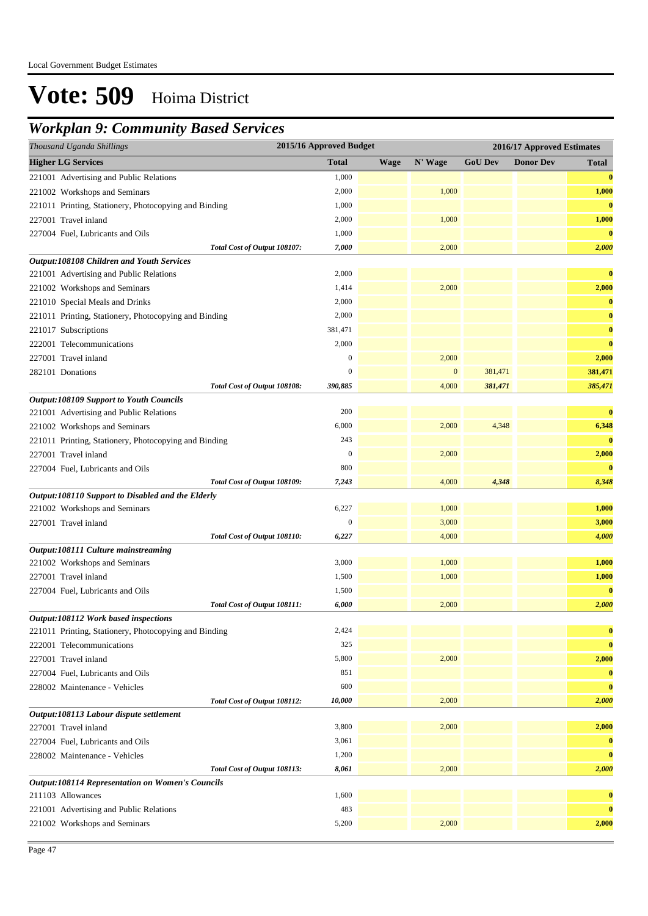# Vote: 509 Hoima District

## *Workplan 9: Community Based Services*

| *Thousand Uganda Shillings* | 2015/16 Approved Budget | 2016/17 Approved Estimates | | | | |
|---|---|---|---|---|---|---|
| **Higher LG Services** | **Total** | **Wage** | **N' Wage** | **GoU Dev** | **Donor Dev** | **Total** |
| 221001 Advertising and Public Relations | 1,000 | | | | | **0** |
| 221002 Workshops and Seminars | 2,000 | | 1,000 | | | **1,000** |
| 221011 Printing, Stationery, Photocopying and Binding | 1,000 | | | | | **0** |
| 227001 Travel inland | 2,000 | | 1,000 | | | **1,000** |
| 227004 Fuel, Lubricants and Oils | 1,000 | | | | | **0** |
| *Total Cost of Output 108107:* | *7,000* | | 2,000 | | | ***2,000*** |
| ***Output:108108 Children and Youth Services*** | | | | | | |
| 221001 Advertising and Public Relations | 2,000 | | | | | **0** |
| 221002 Workshops and Seminars | 1,414 | | 2,000 | | | **2,000** |
| 221010 Special Meals and Drinks | 2,000 | | | | | **0** |
| 221011 Printing, Stationery, Photocopying and Binding | 2,000 | | | | | **0** |
| 221017 Subscriptions | 381,471 | | | | | **0** |
| 222001 Telecommunications | 2,000 | | | | | **0** |
| 227001 Travel inland | 0 | | 2,000 | | | **2,000** |
| 282101 Donations | 0 | | 0 | 381,471 | | **381,471** |
| *Total Cost of Output 108108:* | *390,885* | | 4,000 | *381,471* | | ***385,471*** |
| ***Output:108109 Support to Youth Councils*** | | | | | | |
| 221001 Advertising and Public Relations | 200 | | | | | **0** |
| 221002 Workshops and Seminars | 6,000 | | 2,000 | 4,348 | | **6,348** |
| 221011 Printing, Stationery, Photocopying and Binding | 243 | | | | | **0** |
| 227001 Travel inland | 0 | | 2,000 | | | **2,000** |
| 227004 Fuel, Lubricants and Oils | 800 | | | | | **0** |
| *Total Cost of Output 108109:* | *7,243* | | 4,000 | *4,348* | | ***8,348*** |
| ***Output:108110 Support to Disabled and the Elderly*** | | | | | | |
| 221002 Workshops and Seminars | 6,227 | | 1,000 | | | **1,000** |
| 227001 Travel inland | 0 | | 3,000 | | | **3,000** |
| *Total Cost of Output 108110:* | *6,227* | | 4,000 | | | ***4,000*** |
| ***Output:108111 Culture mainstreaming*** | | | | | | |
| 221002 Workshops and Seminars | 3,000 | | 1,000 | | | **1,000** |
| 227001 Travel inland | 1,500 | | 1,000 | | | **1,000** |
| 227004 Fuel, Lubricants and Oils | 1,500 | | | | | **0** |
| *Total Cost of Output 108111:* | *6,000* | | 2,000 | | | ***2,000*** |
| ***Output:108112 Work based inspections*** | | | | | | |
| 221011 Printing, Stationery, Photocopying and Binding | 2,424 | | | | | **0** |
| 222001 Telecommunications | 325 | | | | | **0** |
| 227001 Travel inland | 5,800 | | 2,000 | | | **2,000** |
| 227004 Fuel, Lubricants and Oils | 851 | | | | | **0** |
| 228002 Maintenance - Vehicles | 600 | | | | | **0** |
| *Total Cost of Output 108112:* | *10,000* | | 2,000 | | | ***2,000*** |
| ***Output:108113 Labour dispute settlement*** | | | | | | |
| 227001 Travel inland | 3,800 | | 2,000 | | | **2,000** |
| 227004 Fuel, Lubricants and Oils | 3,061 | | | | | **0** |
| 228002 Maintenance - Vehicles | 1,200 | | | | | **0** |
| *Total Cost of Output 108113:* | *8,061* | | 2,000 | | | ***2,000*** |
| ***Output:108114 Representation on Women's Councils*** | | | | | | |
| 211103 Allowances | 1,600 | | | | | **0** |
| 221001 Advertising and Public Relations | 483 | | | | | **0** |
| 221002 Workshops and Seminars | 5,200 | | 2,000 | | | **2,000** |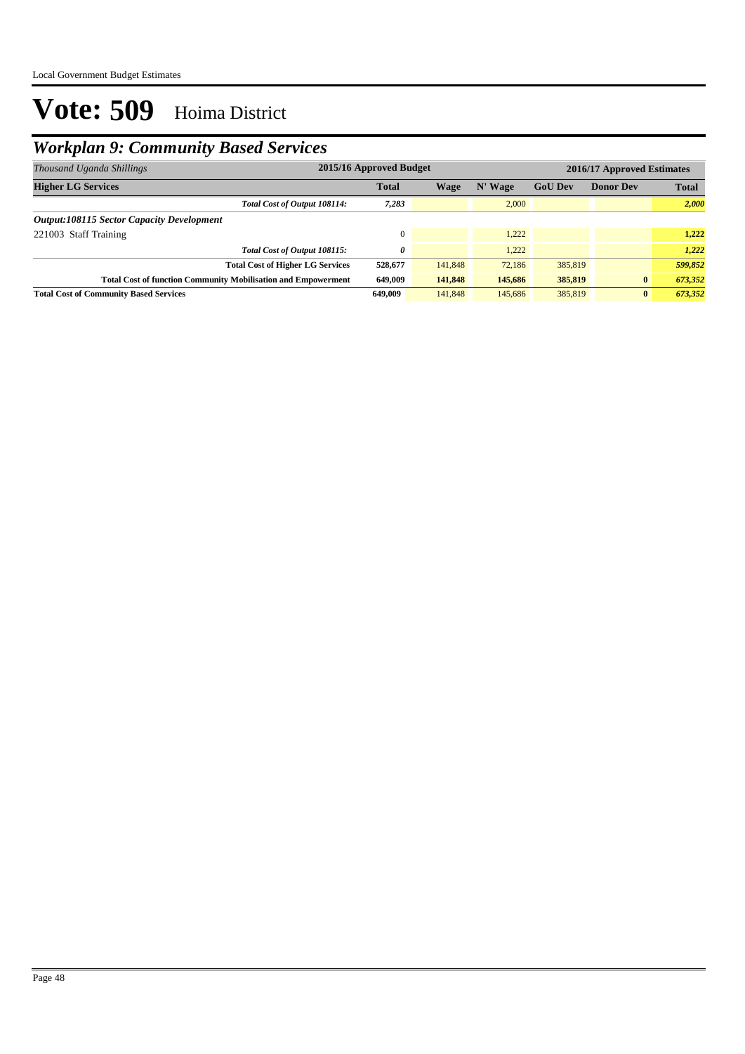# Vote: 509 Hoima District

## *Workplan 9: Community Based Services*

| *Thousand Uganda Shillings* | 2015/16 Approved Budget | | | 2016/17 Approved Estimates | | |
|---|---|---|---|---|---|---|
| **Higher LG Services** | **Total** | **Wage** | **N' Wage** | **GoU Dev** | **Donor Dev** | **Total** |
| ***Total Cost of Output 108114:*** | ***7,283*** | | 2,000 | | | ***2,000*** |
| ***Output:108115 Sector Capacity Development*** | | | | | | |
| 221003 Staff Training | 0 | | 1,222 | | | **1,222** |
| ***Total Cost of Output 108115:*** | ***0*** | | 1,222 | | | ***1,222*** |
| **Total Cost of Higher LG Services** | **528,677** | 141,848 | 72,186 | 385,819 | | ***599,852*** |
| **Total Cost of function Community Mobilisation and Empowerment** | **649,009** | **141,848** | **145,686** | **385,819** | **0** | ***673,352*** |
| **Total Cost of Community Based Services** | **649,009** | 141,848 | 145,686 | 385,819 | **0** | ***673,352*** |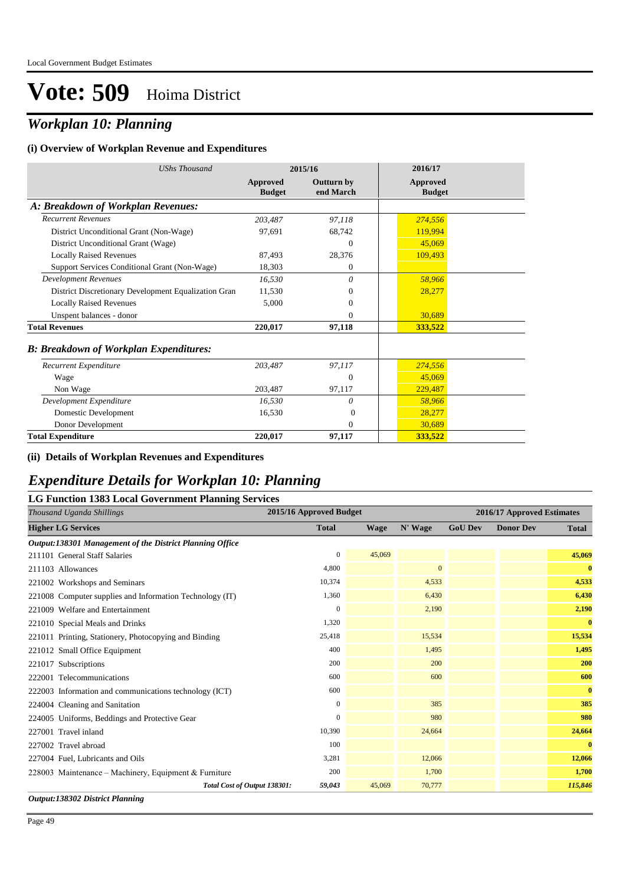Local Government Budget Estimates

# Vote: 509 Hoima District

## *Workplan 10: Planning*

### (i) Overview of Workplan Revenue and Expenditures

| *UShs Thousand* | 2015/16 | | 2016/17 |
|---|---|---|---|
| | **Approved Budget** | **Outturn by end March** | **Approved Budget** |
| ***A: Breakdown of Workplan Revenues:*** | | | |
| *Recurrent Revenues* | *203,487* | *97,118* | *274,556* |
| District Unconditional Grant (Non-Wage) | 97,691 | 68,742 | 119,994 |
| District Unconditional Grant (Wage) | | 0 | 45,069 |
| Locally Raised Revenues | 87,493 | 28,376 | 109,493 |
| Support Services Conditional Grant (Non-Wage) | 18,303 | 0 | |
| *Development Revenues* | *16,530* | *0* | *58,966* |
| District Discretionary Development Equalization Gran | 11,530 | 0 | 28,277 |
| Locally Raised Revenues | 5,000 | 0 | |
| Unspent balances - donor | | 0 | 30,689 |
| **Total Revenues** | **220,017** | **97,118** | **333,522** |
| ***B: Breakdown of Workplan Expenditures:*** | | | |
| *Recurrent Expenditure* | *203,487* | *97,117* | *274,556* |
| Wage | | 0 | 45,069 |
| Non Wage | 203,487 | 97,117 | 229,487 |
| *Development Expenditure* | *16,530* | *0* | *58,966* |
| Domestic Development | 16,530 | 0 | 28,277 |
| Donor Development | | 0 | 30,689 |
| **Total Expenditure** | **220,017** | **97,117** | **333,522** |

### (ii) Details of Workplan Revenues and Expenditures

## *Expenditure Details for Workplan 10: Planning*

### LG Function 1383 Local Government Planning Services

| *Thousand Uganda Shillings* | 2015/16 Approved Budget | 2016/17 Approved Estimates | | | | |
|---|---|---|---|---|---|---|
| **Higher LG Services** | **Total** | **Wage** | **N' Wage** | **GoU Dev** | **Donor Dev** | **Total** |
| ***Output:138301 Management of the District Planning Office*** | | | | | | |
| 211101 General Staff Salaries | 0 | 45,069 | | | | 45,069 |
| 211103 Allowances | 4,800 | | 0 | | | 0 |
| 221002 Workshops and Seminars | 10,374 | | 4,533 | | | 4,533 |
| 221008 Computer supplies and Information Technology (IT) | 1,360 | | 6,430 | | | 6,430 |
| 221009 Welfare and Entertainment | 0 | | 2,190 | | | 2,190 |
| 221010 Special Meals and Drinks | 1,320 | | | | | 0 |
| 221011 Printing, Stationery, Photocopying and Binding | 25,418 | | 15,534 | | | 15,534 |
| 221012 Small Office Equipment | 400 | | 1,495 | | | 1,495 |
| 221017 Subscriptions | 200 | | 200 | | | 200 |
| 222001 Telecommunications | 600 | | 600 | | | 600 |
| 222003 Information and communications technology (ICT) | 600 | | | | | 0 |
| 224004 Cleaning and Sanitation | 0 | | 385 | | | 385 |
| 224005 Uniforms, Beddings and Protective Gear | 0 | | 980 | | | 980 |
| 227001 Travel inland | 10,390 | | 24,664 | | | 24,664 |
| 227002 Travel abroad | 100 | | | | | 0 |
| 227004 Fuel, Lubricants and Oils | 3,281 | | 12,066 | | | 12,066 |
| 228003 Maintenance – Machinery, Equipment & Furniture | 200 | | 1,700 | | | 1,700 |
| *Total Cost of Output 138301:* | *59,043* | 45,069 | 70,777 | | | *115,846* |

***Output:138302 District Planning***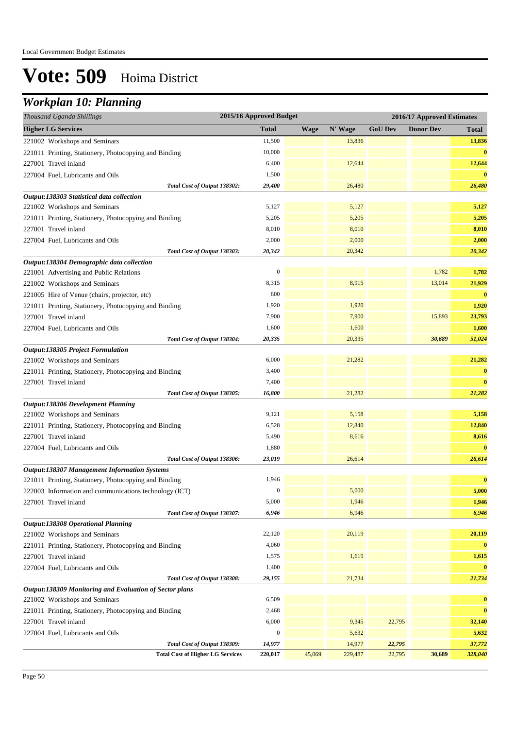Local Government Budget Estimates

# Vote: 509 Hoima District

## *Workplan 10: Planning*

| *Thousand Uganda Shillings* | 2015/16 Approved Budget | 2016/17 Approved Estimates | | | | |
|---|---|---|---|---|---|---|
| **Higher LG Services** | **Total** | **Wage** | **N' Wage** | **GoU Dev** | **Donor Dev** | **Total** |
| 221002 Workshops and Seminars | 11,500 | | 13,836 | | | **13,836** |
| 221011 Printing, Stationery, Photocopying and Binding | 10,000 | | | | | **0** |
| 227001 Travel inland | 6,400 | | 12,644 | | | **12,644** |
| 227004 Fuel, Lubricants and Oils | 1,500 | | | | | **0** |
| *Total Cost of Output 138302:* | *29,400* | | 26,480 | | | ***26,480*** |
| ***Output:138303 Statistical data collection*** | | | | | | |
| 221002 Workshops and Seminars | 5,127 | | 5,127 | | | **5,127** |
| 221011 Printing, Stationery, Photocopying and Binding | 5,205 | | 5,205 | | | **5,205** |
| 227001 Travel inland | 8,010 | | 8,010 | | | **8,010** |
| 227004 Fuel, Lubricants and Oils | 2,000 | | 2,000 | | | **2,000** |
| *Total Cost of Output 138303:* | *20,342* | | 20,342 | | | ***20,342*** |
| ***Output:138304 Demographic data collection*** | | | | | | |
| 221001 Advertising and Public Relations | 0 | | | | 1,782 | **1,782** |
| 221002 Workshops and Seminars | 8,315 | | 8,915 | | 13,014 | **21,929** |
| 221005 Hire of Venue (chairs, projector, etc) | 600 | | | | | **0** |
| 221011 Printing, Stationery, Photocopying and Binding | 1,920 | | 1,920 | | | **1,920** |
| 227001 Travel inland | 7,900 | | 7,900 | | 15,893 | **23,793** |
| 227004 Fuel, Lubricants and Oils | 1,600 | | 1,600 | | | **1,600** |
| *Total Cost of Output 138304:* | *20,335* | | 20,335 | | *30,689* | ***51,024*** |
| ***Output:138305 Project Formulation*** | | | | | | |
| 221002 Workshops and Seminars | 6,000 | | 21,282 | | | **21,282** |
| 221011 Printing, Stationery, Photocopying and Binding | 3,400 | | | | | **0** |
| 227001 Travel inland | 7,400 | | | | | **0** |
| *Total Cost of Output 138305:* | *16,800* | | 21,282 | | | ***21,282*** |
| ***Output:138306 Development Planning*** | | | | | | |
| 221002 Workshops and Seminars | 9,121 | | 5,158 | | | **5,158** |
| 221011 Printing, Stationery, Photocopying and Binding | 6,528 | | 12,840 | | | **12,840** |
| 227001 Travel inland | 5,490 | | 8,616 | | | **8,616** |
| 227004 Fuel, Lubricants and Oils | 1,880 | | | | | **0** |
| *Total Cost of Output 138306:* | *23,019* | | 26,614 | | | ***26,614*** |
| ***Output:138307 Management Information Systems*** | | | | | | |
| 221011 Printing, Stationery, Photocopying and Binding | 1,946 | | | | | **0** |
| 222003 Information and communications technology (ICT) | 0 | | 5,000 | | | **5,000** |
| 227001 Travel inland | 5,000 | | 1,946 | | | **1,946** |
| *Total Cost of Output 138307:* | *6,946* | | 6,946 | | | ***6,946*** |
| ***Output:138308 Operational Planning*** | | | | | | |
| 221002 Workshops and Seminars | 22,120 | | 20,119 | | | **20,119** |
| 221011 Printing, Stationery, Photocopying and Binding | 4,060 | | | | | **0** |
| 227001 Travel inland | 1,575 | | 1,615 | | | **1,615** |
| 227004 Fuel, Lubricants and Oils | 1,400 | | | | | **0** |
| *Total Cost of Output 138308:* | *29,155* | | 21,734 | | | ***21,734*** |
| ***Output:138309 Monitoring and Evaluation of Sector plans*** | | | | | | |
| 221002 Workshops and Seminars | 6,509 | | | | | **0** |
| 221011 Printing, Stationery, Photocopying and Binding | 2,468 | | | | | **0** |
| 227001 Travel inland | 6,000 | | 9,345 | 22,795 | | **32,140** |
| 227004 Fuel, Lubricants and Oils | 0 | | 5,632 | | | **5,632** |
| *Total Cost of Output 138309:* | *14,977* | | 14,977 | *22,795* | | ***37,772*** |
| **Total Cost of Higher LG Services** | **220,017** | 45,069 | 229,487 | 22,795 | **30,689** | ***328,040*** |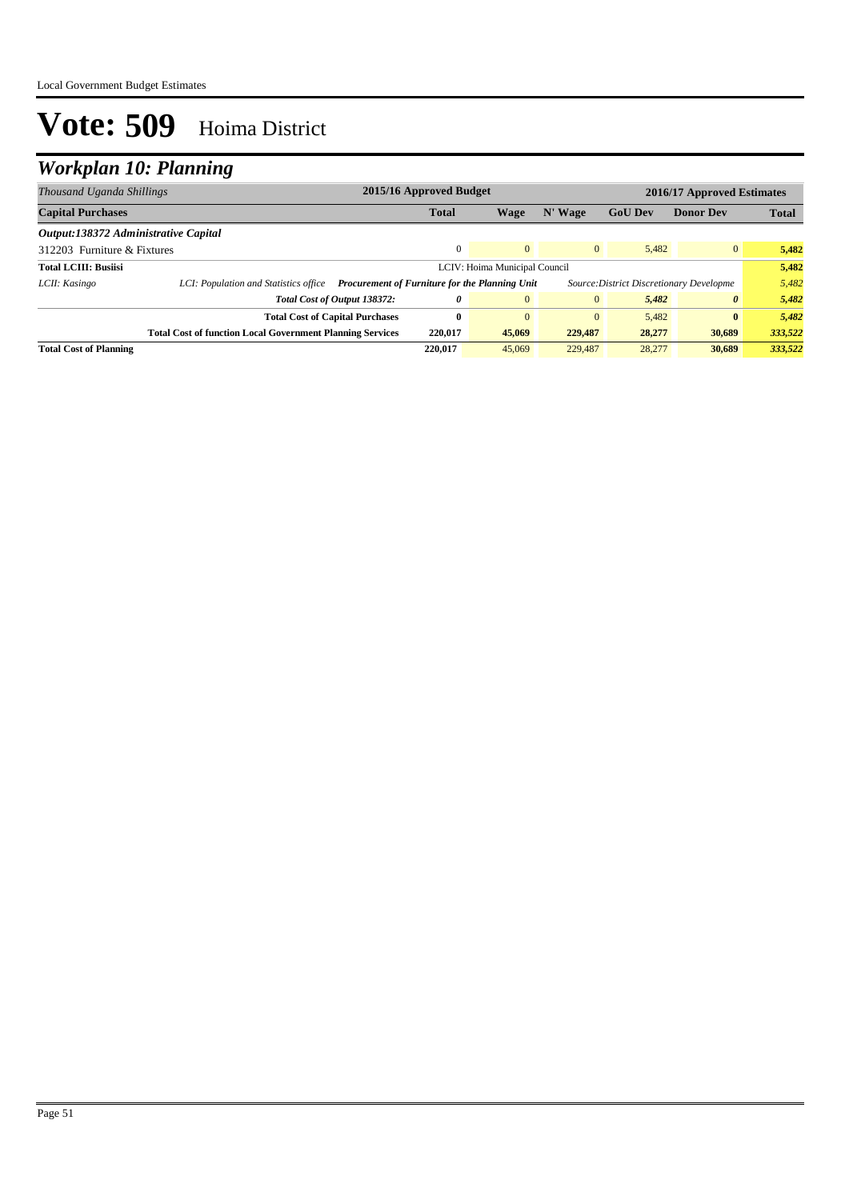# Vote: 509 Hoima District

## *Workplan 10: Planning*

| *Thousand Uganda Shillings* | | | 2015/16 Approved Budget | | | 2016/17 Approved Estimates | | |
|---|---|---|---|---|---|---|---|---|
| **Capital Purchases** | | | **Total** | **Wage** | **N' Wage** | **GoU Dev** | **Donor Dev** | **Total** |
| ***Output:138372 Administrative Capital*** | | | | | | | | |
| 312203 Furniture & Fixtures | | | 0 | 0 | 0 | 5,482 | 0 | **5,482** |
| **Total LCIII: Busiisi** | | | LCIV: Hoima Municipal Council | | | | | **5,482** |
| *LCII: Kasingo* | *LCI: Population and Statistics office* | ***Procurement of Furniture for the Planning Unit*** | | | | *Source:District Discretionary Developme* | | *5,482* |
| | | *Total Cost of Output 138372:* | ***0*** | 0 | 0 | ***5,482*** | ***0*** | ***5,482*** |
| | | **Total Cost of Capital Purchases** | **0** | 0 | 0 | 5,482 | **0** | ***5,482*** |
| | | **Total Cost of function Local Government Planning Services** | **220,017** | **45,069** | **229,487** | **28,277** | **30,689** | ***333,522*** |
| **Total Cost of Planning** | | | **220,017** | 45,069 | 229,487 | 28,277 | **30,689** | ***333,522*** |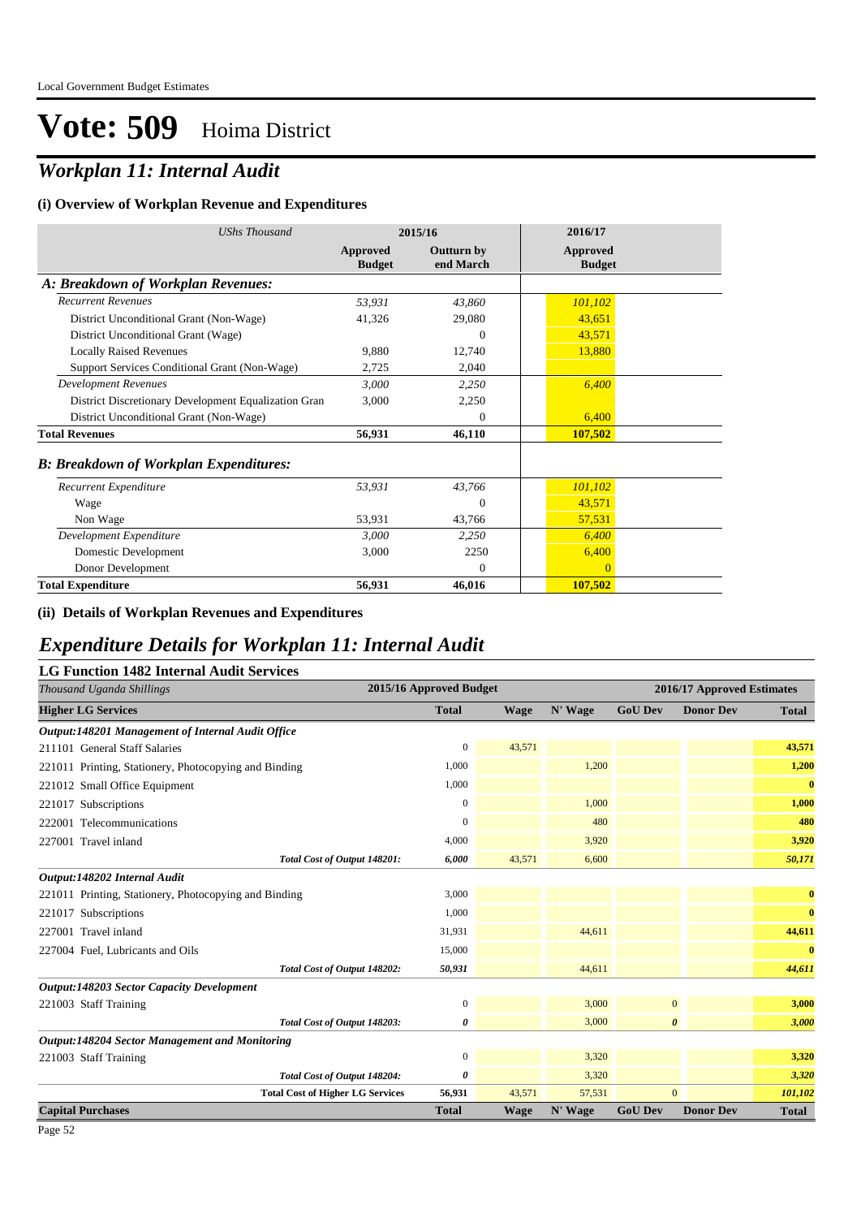# Vote: 509 Hoima District

## *Workplan 11: Internal Audit*

### (i) Overview of Workplan Revenue and Expenditures

| *UShs Thousand* | 2015/16 | | 2016/17 |
|---|---|---|---|
| | Approved Budget | Outturn by end March | Approved Budget |
| ***A: Breakdown of Workplan Revenues:*** | | | |
| *Recurrent Revenues* | *53,931* | *43,860* | *101,102* |
| District Unconditional Grant (Non-Wage) | 41,326 | 29,080 | 43,651 |
| District Unconditional Grant (Wage) | | 0 | 43,571 |
| Locally Raised Revenues | 9,880 | 12,740 | 13,880 |
| Support Services Conditional Grant (Non-Wage) | 2,725 | 2,040 | |
| *Development Revenues* | *3,000* | *2,250* | *6,400* |
| District Discretionary Development Equalization Gran | 3,000 | 2,250 | |
| District Unconditional Grant (Non-Wage) | | 0 | 6,400 |
| **Total Revenues** | **56,931** | **46,110** | **107,502** |
| ***B: Breakdown of Workplan Expenditures:*** | | | |
| *Recurrent Expenditure* | *53,931* | *43,766* | *101,102* |
| Wage | | 0 | 43,571 |
| Non Wage | 53,931 | 43,766 | 57,531 |
| *Development Expenditure* | *3,000* | *2,250* | *6,400* |
| Domestic Development | 3,000 | 2250 | 6,400 |
| Donor Development | | 0 | 0 |
| **Total Expenditure** | **56,931** | **46,016** | **107,502** |

### (ii) Details of Workplan Revenues and Expenditures

## *Expenditure Details for Workplan 11: Internal Audit*

### LG Function 1482 Internal Audit Services

| *Thousand Uganda Shillings* | 2015/16 Approved Budget | 2016/17 Approved Estimates | | | | |
|---|---|---|---|---|---|---|
| **Higher LG Services** | **Total** | **Wage** | **N' Wage** | **GoU Dev** | **Donor Dev** | **Total** |
| ***Output:148201 Management of Internal Audit Office*** | | | | | | |
| 211101 General Staff Salaries | 0 | 43,571 | | | | **43,571** |
| 221011 Printing, Stationery, Photocopying and Binding | 1,000 | | 1,200 | | | **1,200** |
| 221012 Small Office Equipment | 1,000 | | | | | **0** |
| 221017 Subscriptions | 0 | | 1,000 | | | **1,000** |
| 222001 Telecommunications | 0 | | 480 | | | **480** |
| 227001 Travel inland | 4,000 | | 3,920 | | | **3,920** |
| *Total Cost of Output 148201:* | ***6,000*** | 43,571 | 6,600 | | | ***50,171*** |
| ***Output:148202 Internal Audit*** | | | | | | |
| 221011 Printing, Stationery, Photocopying and Binding | 3,000 | | | | | **0** |
| 221017 Subscriptions | 1,000 | | | | | **0** |
| 227001 Travel inland | 31,931 | | 44,611 | | | **44,611** |
| 227004 Fuel, Lubricants and Oils | 15,000 | | | | | **0** |
| *Total Cost of Output 148202:* | ***50,931*** | | 44,611 | | | ***44,611*** |
| ***Output:148203 Sector Capacity Development*** | | | | | | |
| 221003 Staff Training | 0 | | 3,000 | 0 | | **3,000** |
| *Total Cost of Output 148203:* | ***0*** | | 3,000 | ***0*** | | ***3,000*** |
| ***Output:148204 Sector Management and Monitoring*** | | | | | | |
| 221003 Staff Training | 0 | | 3,320 | | | **3,320** |
| *Total Cost of Output 148204:* | ***0*** | | 3,320 | | | ***3,320*** |
| **Total Cost of Higher LG Services** | **56,931** | 43,571 | 57,531 | 0 | | ***101,102*** |
| **Capital Purchases** | **Total** | **Wage** | **N' Wage** | **GoU Dev** | **Donor Dev** | **Total** |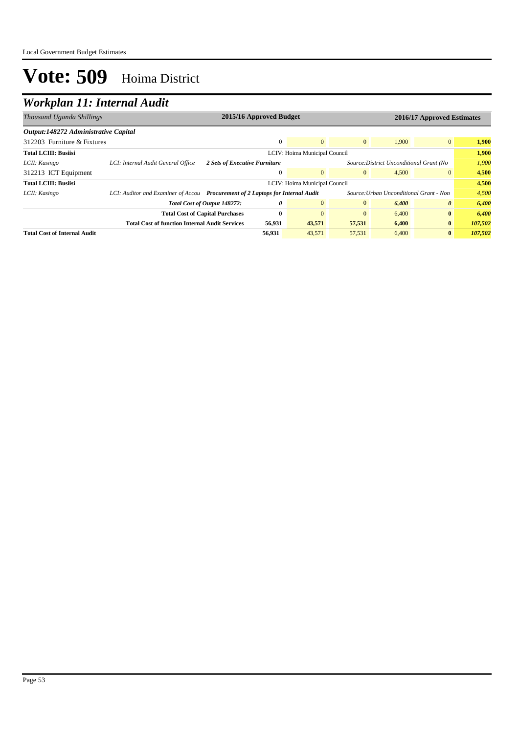# Vote: 509 Hoima District

## Workplan 11: Internal Audit

| *Thousand Uganda Shillings* | | | 2015/16 Approved Budget | | | 2016/17 Approved Estimates | | |
|---|---|---|---|---|---|---|---|---|
| ***Output:148272 Administrative Capital*** | | | | | | | | |
| 312203 Furniture & Fixtures | | | 0 | 0 | 0 | 1,900 | 0 | **1,900** |
| **Total LCIII: Busiisi** | | | | LCIV: Hoima Municipal Council | | | | **1,900** |
| *LCII: Kasingo* | *LCI: Internal Audit General Office* | ***2 Sets of Executive Furniture*** | | | | *Source:District Unconditional Grant (No* | | *1,900* |
| 312213 ICT Equipment | | | 0 | 0 | 0 | 4,500 | 0 | **4,500** |
| **Total LCIII: Busiisi** | | | | LCIV: Hoima Municipal Council | | | | **4,500** |
| *LCII: Kasingo* | *LCI: Auditor and Examiner of Accou* | ***Procurement of 2 Laptops for Internal Audit*** | | | | *Source:Urban Unconditional Grant - Non* | | *4,500* |
| | | ***Total Cost of Output 148272:*** | ***0*** | *0* | *0* | ***6,400*** | ***0*** | ***6,400*** |
| | | **Total Cost of Capital Purchases** | **0** | 0 | 0 | 6,400 | **0** | ***6,400*** |
| | **Total Cost of function Internal Audit Services** | | **56,931** | **43,571** | **57,531** | **6,400** | **0** | ***107,502*** |
| **Total Cost of Internal Audit** | | | **56,931** | 43,571 | 57,531 | 6,400 | **0** | ***107,502*** |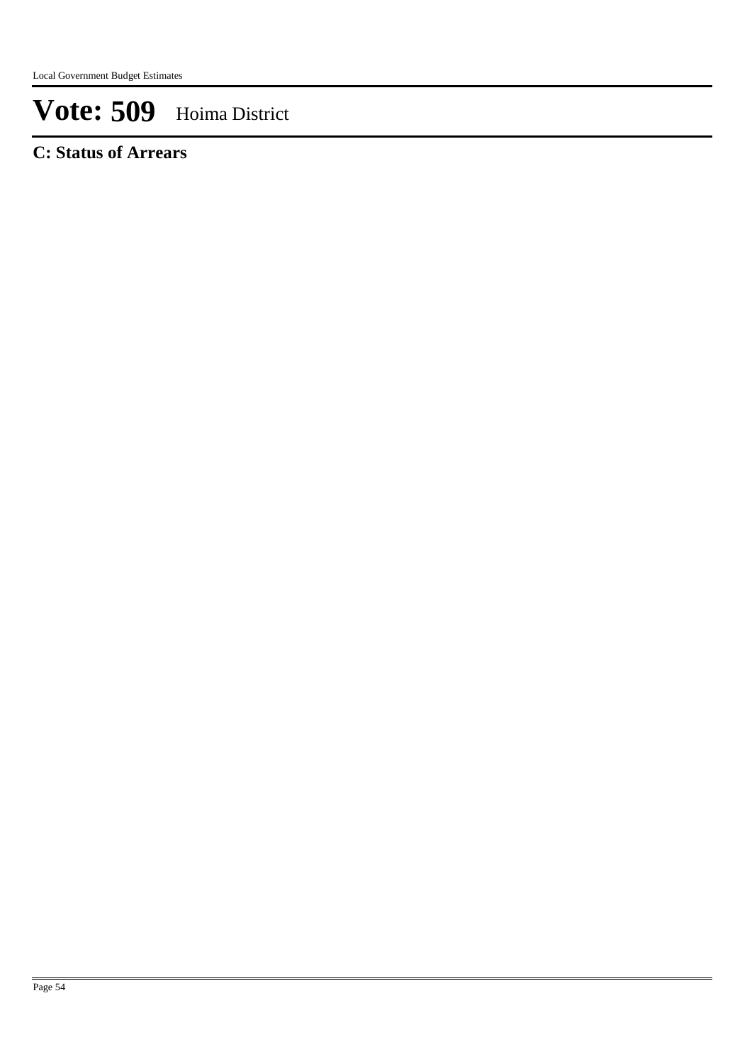# Vote: 509 Hoima District

## C: Status of Arrears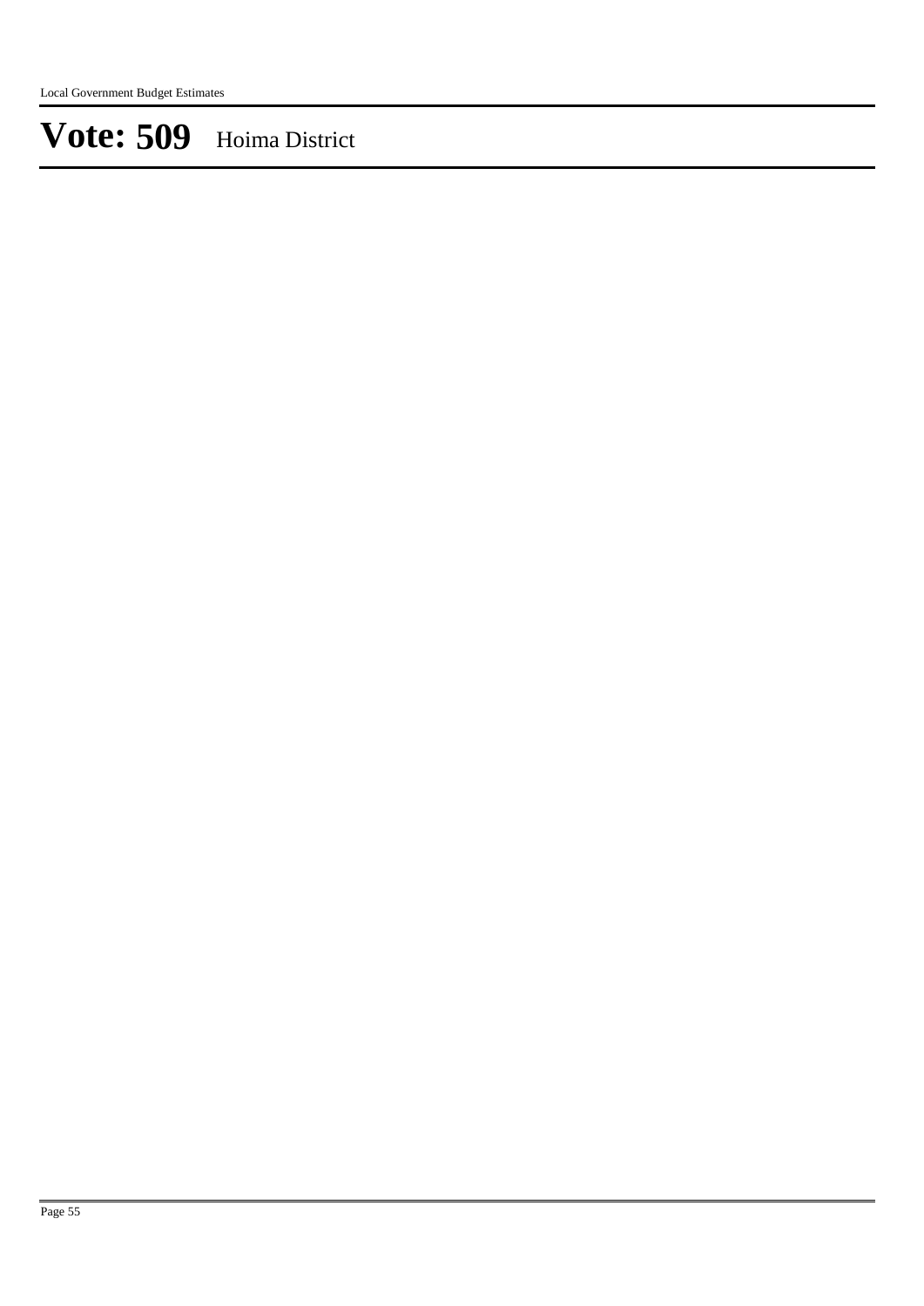# Vote: 509 Hoima District